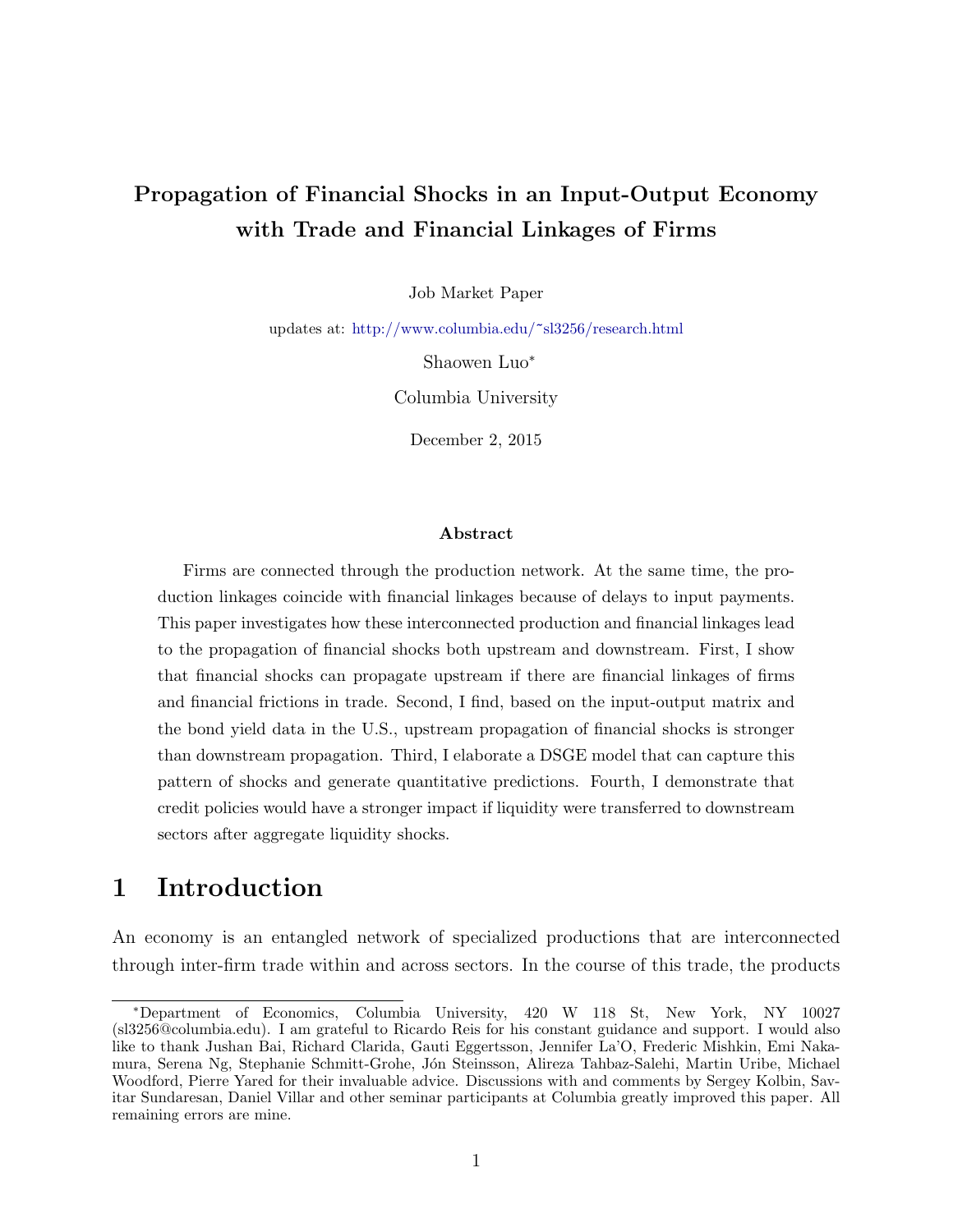# Propagation of Financial Shocks in an Input-Output Economy with Trade and Financial Linkages of Firms

Job Market Paper

updates at: http://www.columbia.edu/~sl3256/research.html

Shaowen Luo*

Columbia University

December 2, 2015

### Abstract

Firms are connected through the production network. At the same time, the production linkages coincide with financial linkages because of delays to input payments. This paper investigates how these interconnected production and financial linkages lead to the propagation of financial shocks both upstream and downstream. First, I show that financial shocks can propagate upstream if there are financial linkages of firms and financial frictions in trade. Second, I find, based on the input-output matrix and the bond yield data in the U.S., upstream propagation of financial shocks is stronger than downstream propagation. Third, I elaborate a DSGE model that can capture this pattern of shocks and generate quantitative predictions. Fourth, I demonstrate that credit policies would have a stronger impact if liquidity were transferred to downstream sectors after aggregate liquidity shocks.

# 1 Introduction

An economy is an entangled network of specialized productions that are interconnected through inter-firm trade within and across sectors. In the course of this trade, the products

---

*Department of Economics, Columbia University, 420 W 118 St, New York, NY 10027 (sl3256@columbia.edu). I am grateful to Ricardo Reis for his constant guidance and support. I would also like to thank Jushan Bai, Richard Clarida, Gauti Eggertsson, Jennifer La'O, Frederic Mishkin, Emi Nakamura, Serena Ng, Stephanie Schmitt-Grohe, Jón Steinsson, Alireza Tahbaz-Salehi, Martin Uribe, Michael Woodford, Pierre Yared for their invaluable advice. Discussions with and comments by Sergey Kolbin, Savitar Sundaresan, Daniel Villar and other seminar participants at Columbia greatly improved this paper. All remaining errors are mine.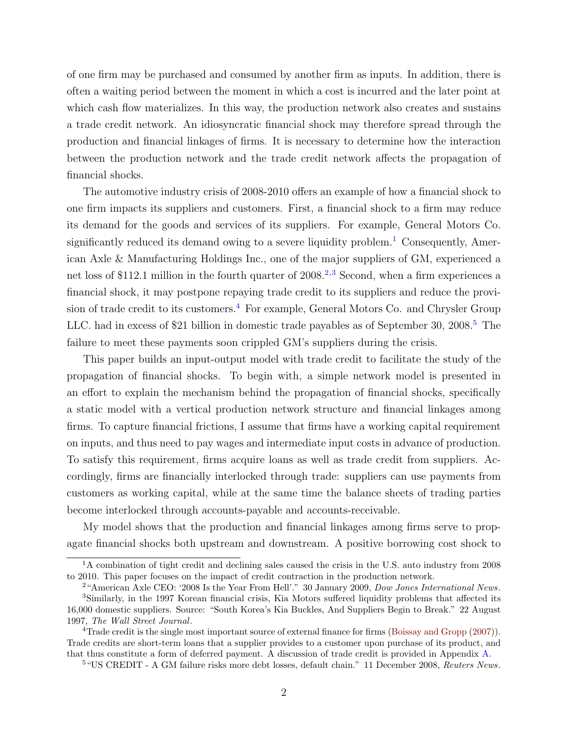of one firm may be purchased and consumed by another firm as inputs. In addition, there is often a waiting period between the moment in which a cost is incurred and the later point at which cash flow materializes. In this way, the production network also creates and sustains a trade credit network. An idiosyncratic financial shock may therefore spread through the production and financial linkages of firms. It is necessary to determine how the interaction between the production network and the trade credit network affects the propagation of financial shocks.

The automotive industry crisis of 2008-2010 offers an example of how a financial shock to one firm impacts its suppliers and customers. First, a financial shock to a firm may reduce its demand for the goods and services of its suppliers. For example, General Motors Co. significantly reduced its demand owing to a severe liquidity problem.[1] Consequently, American Axle & Manufacturing Holdings Inc., one of the major suppliers of GM, experienced a net loss of $112.1 million in the fourth quarter of 2008.[2,3] Second, when a firm experiences a financial shock, it may postpone repaying trade credit to its suppliers and reduce the provision of trade credit to its customers.[4] For example, General Motors Co. and Chrysler Group LLC. had in excess of $21 billion in domestic trade payables as of September 30, 2008.[5] The failure to meet these payments soon crippled GM's suppliers during the crisis.

This paper builds an input-output model with trade credit to facilitate the study of the propagation of financial shocks. To begin with, a simple network model is presented in an effort to explain the mechanism behind the propagation of financial shocks, specifically a static model with a vertical production network structure and financial linkages among firms. To capture financial frictions, I assume that firms have a working capital requirement on inputs, and thus need to pay wages and intermediate input costs in advance of production. To satisfy this requirement, firms acquire loans as well as trade credit from suppliers. Accordingly, firms are financially interlocked through trade: suppliers can use payments from customers as working capital, while at the same time the balance sheets of trading parties become interlocked through accounts-payable and accounts-receivable.

My model shows that the production and financial linkages among firms serve to propagate financial shocks both upstream and downstream. A positive borrowing cost shock to

[1] A combination of tight credit and declining sales caused the crisis in the U.S. auto industry from 2008 to 2010. This paper focuses on the impact of credit contraction in the production network.

[2] "American Axle CEO: '2008 Is the Year From Hell'." 30 January 2009, *Dow Jones International News*.

[3] Similarly, in the 1997 Korean financial crisis, Kia Motors suffered liquidity problems that affected its 16,000 domestic suppliers. Source: "South Korea's Kia Buckles, And Suppliers Begin to Break." 22 August 1997, *The Wall Street Journal*.

[4] Trade credit is the single most important source of external finance for firms (Boissay and Gropp (2007)). Trade credits are short-term loans that a supplier provides to a customer upon purchase of its product, and that thus constitute a form of deferred payment. A discussion of trade credit is provided in Appendix A.

[5] "US CREDIT - A GM failure risks more debt losses, default chain." 11 December 2008, *Reuters News*.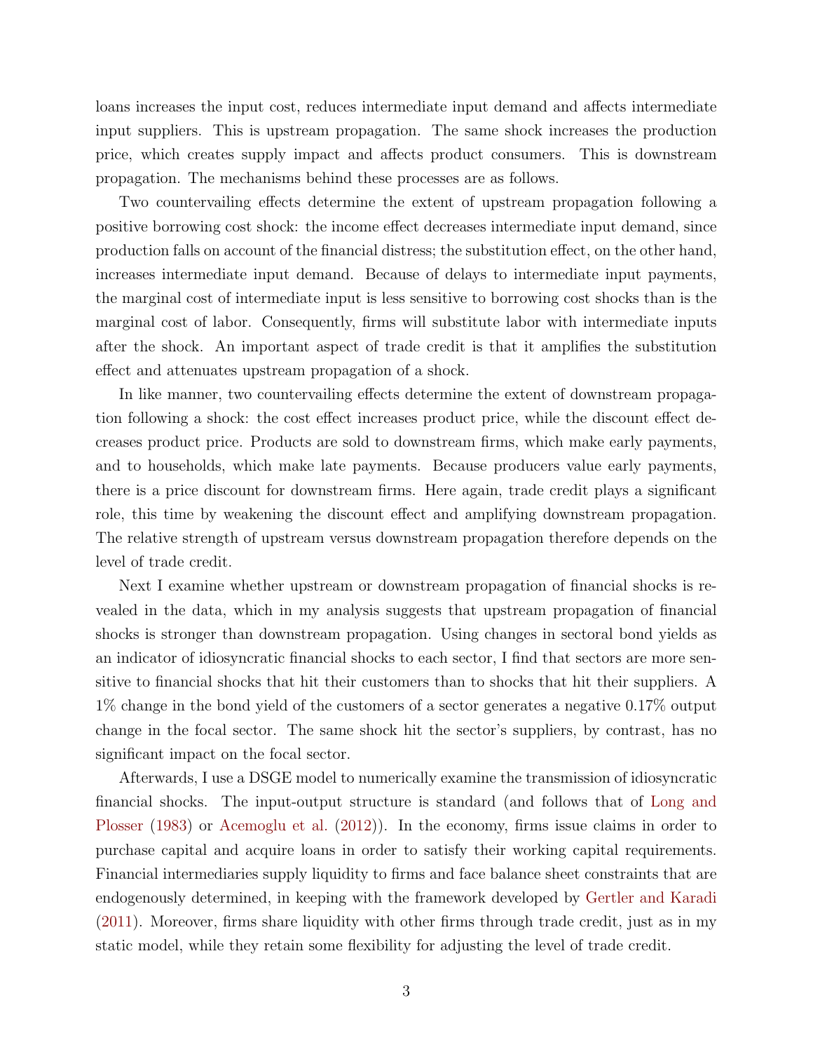loans increases the input cost, reduces intermediate input demand and affects intermediate input suppliers. This is upstream propagation. The same shock increases the production price, which creates supply impact and affects product consumers. This is downstream propagation. The mechanisms behind these processes are as follows.

Two countervailing effects determine the extent of upstream propagation following a positive borrowing cost shock: the income effect decreases intermediate input demand, since production falls on account of the financial distress; the substitution effect, on the other hand, increases intermediate input demand. Because of delays to intermediate input payments, the marginal cost of intermediate input is less sensitive to borrowing cost shocks than is the marginal cost of labor. Consequently, firms will substitute labor with intermediate inputs after the shock. An important aspect of trade credit is that it amplifies the substitution effect and attenuates upstream propagation of a shock.

In like manner, two countervailing effects determine the extent of downstream propagation following a shock: the cost effect increases product price, while the discount effect decreases product price. Products are sold to downstream firms, which make early payments, and to households, which make late payments. Because producers value early payments, there is a price discount for downstream firms. Here again, trade credit plays a significant role, this time by weakening the discount effect and amplifying downstream propagation. The relative strength of upstream versus downstream propagation therefore depends on the level of trade credit.

Next I examine whether upstream or downstream propagation of financial shocks is revealed in the data, which in my analysis suggests that upstream propagation of financial shocks is stronger than downstream propagation. Using changes in sectoral bond yields as an indicator of idiosyncratic financial shocks to each sector, I find that sectors are more sensitive to financial shocks that hit their customers than to shocks that hit their suppliers. A 1% change in the bond yield of the customers of a sector generates a negative 0.17% output change in the focal sector. The same shock hit the sector's suppliers, by contrast, has no significant impact on the focal sector.

Afterwards, I use a DSGE model to numerically examine the transmission of idiosyncratic financial shocks. The input-output structure is standard (and follows that of Long and Plosser (1983) or Acemoglu et al. (2012)). In the economy, firms issue claims in order to purchase capital and acquire loans in order to satisfy their working capital requirements. Financial intermediaries supply liquidity to firms and face balance sheet constraints that are endogenously determined, in keeping with the framework developed by Gertler and Karadi (2011). Moreover, firms share liquidity with other firms through trade credit, just as in my static model, while they retain some flexibility for adjusting the level of trade credit.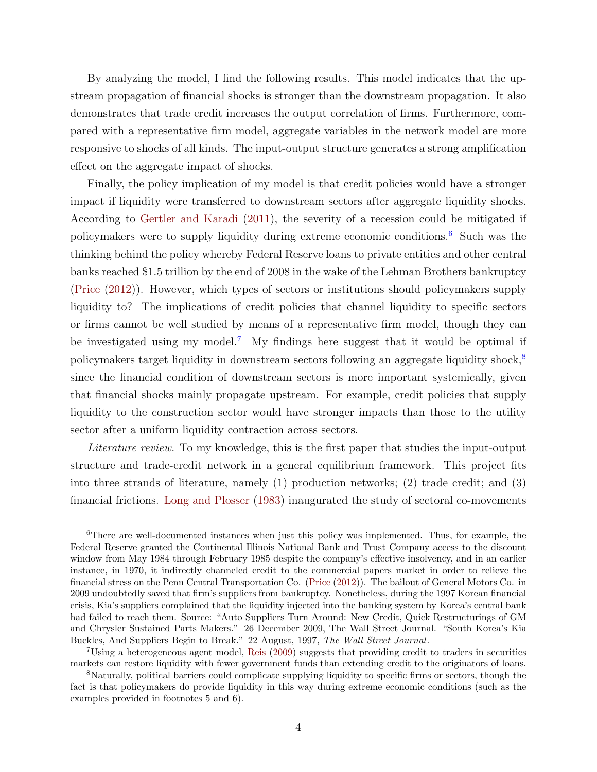By analyzing the model, I find the following results. This model indicates that the upstream propagation of financial shocks is stronger than the downstream propagation. It also demonstrates that trade credit increases the output correlation of firms. Furthermore, compared with a representative firm model, aggregate variables in the network model are more responsive to shocks of all kinds. The input-output structure generates a strong amplification effect on the aggregate impact of shocks.

Finally, the policy implication of my model is that credit policies would have a stronger impact if liquidity were transferred to downstream sectors after aggregate liquidity shocks. According to Gertler and Karadi (2011), the severity of a recession could be mitigated if policymakers were to supply liquidity during extreme economic conditions.[6] Such was the thinking behind the policy whereby Federal Reserve loans to private entities and other central banks reached $1.5 trillion by the end of 2008 in the wake of the Lehman Brothers bankruptcy (Price (2012)). However, which types of sectors or institutions should policymakers supply liquidity to? The implications of credit policies that channel liquidity to specific sectors or firms cannot be well studied by means of a representative firm model, though they can be investigated using my model.[7] My findings here suggest that it would be optimal if policymakers target liquidity in downstream sectors following an aggregate liquidity shock,[8] since the financial condition of downstream sectors is more important systemically, given that financial shocks mainly propagate upstream. For example, credit policies that supply liquidity to the construction sector would have stronger impacts than those to the utility sector after a uniform liquidity contraction across sectors.

*Literature review.* To my knowledge, this is the first paper that studies the input-output structure and trade-credit network in a general equilibrium framework. This project fits into three strands of literature, namely (1) production networks; (2) trade credit; and (3) financial frictions. Long and Plosser (1983) inaugurated the study of sectoral co-movements

[6] There are well-documented instances when just this policy was implemented. Thus, for example, the Federal Reserve granted the Continental Illinois National Bank and Trust Company access to the discount window from May 1984 through February 1985 despite the company's effective insolvency, and in an earlier instance, in 1970, it indirectly channeled credit to the commercial papers market in order to relieve the financial stress on the Penn Central Transportation Co. (Price (2012)). The bailout of General Motors Co. in 2009 undoubtedly saved that firm's suppliers from bankruptcy. Nonetheless, during the 1997 Korean financial crisis, Kia's suppliers complained that the liquidity injected into the banking system by Korea's central bank had failed to reach them. Source: "Auto Suppliers Turn Around: New Credit, Quick Restructurings of GM and Chrysler Sustained Parts Makers." 26 December 2009, The Wall Street Journal. "South Korea's Kia Buckles, And Suppliers Begin to Break." 22 August, 1997, *The Wall Street Journal*.

[7] Using a heterogeneous agent model, Reis (2009) suggests that providing credit to traders in securities markets can restore liquidity with fewer government funds than extending credit to the originators of loans.

[8] Naturally, political barriers could complicate supplying liquidity to specific firms or sectors, though the fact is that policymakers do provide liquidity in this way during extreme economic conditions (such as the examples provided in footnotes 5 and 6).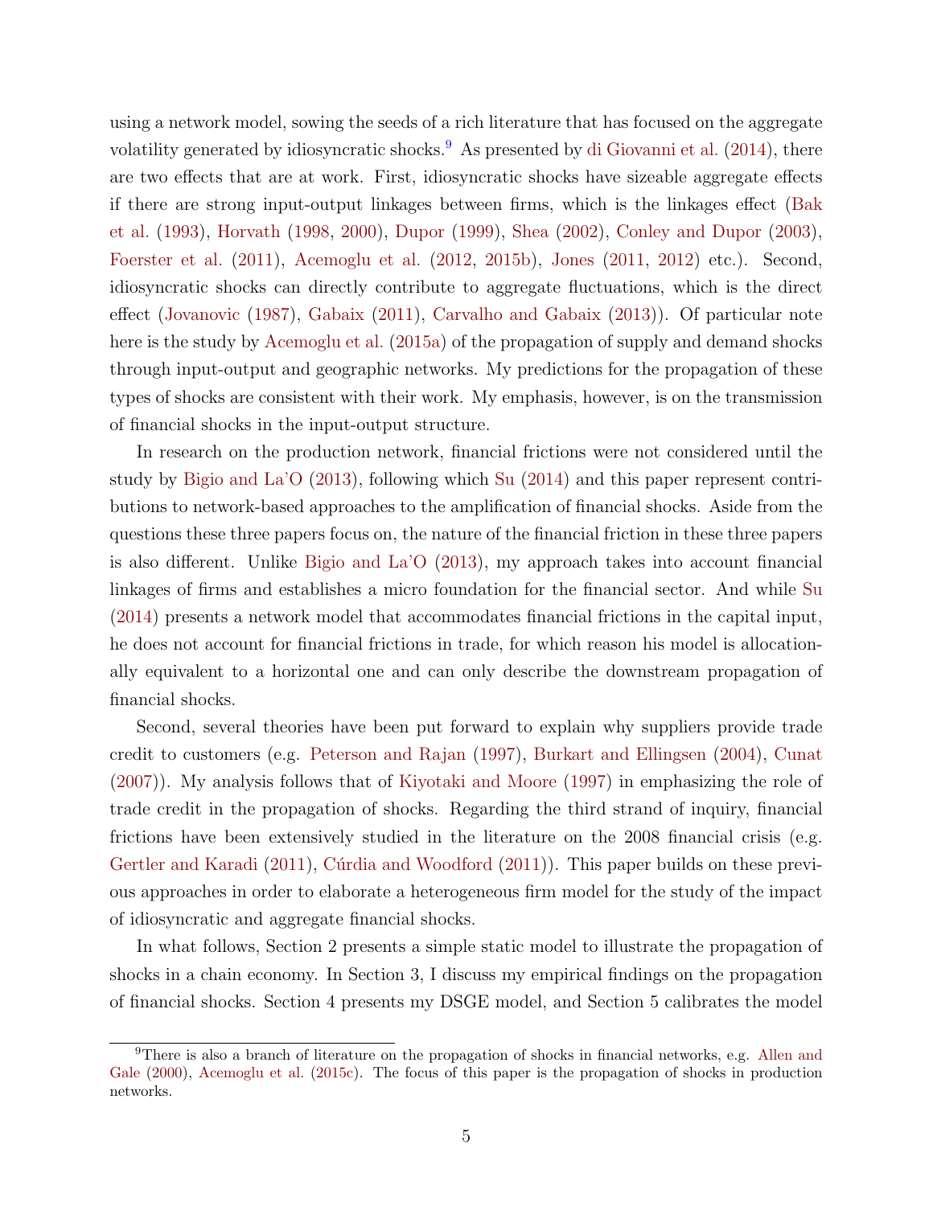using a network model, sowing the seeds of a rich literature that has focused on the aggregate volatility generated by idiosyncratic shocks.[9] As presented by di Giovanni et al. (2014), there are two effects that are at work. First, idiosyncratic shocks have sizeable aggregate effects if there are strong input-output linkages between firms, which is the linkages effect (Bak et al. (1993), Horvath (1998, 2000), Dupor (1999), Shea (2002), Conley and Dupor (2003), Foerster et al. (2011), Acemoglu et al. (2012, 2015b), Jones (2011, 2012) etc.). Second, idiosyncratic shocks can directly contribute to aggregate fluctuations, which is the direct effect (Jovanovic (1987), Gabaix (2011), Carvalho and Gabaix (2013)). Of particular note here is the study by Acemoglu et al. (2015a) of the propagation of supply and demand shocks through input-output and geographic networks. My predictions for the propagation of these types of shocks are consistent with their work. My emphasis, however, is on the transmission of financial shocks in the input-output structure.

In research on the production network, financial frictions were not considered until the study by Bigio and La'O (2013), following which Su (2014) and this paper represent contributions to network-based approaches to the amplification of financial shocks. Aside from the questions these three papers focus on, the nature of the financial friction in these three papers is also different. Unlike Bigio and La'O (2013), my approach takes into account financial linkages of firms and establishes a micro foundation for the financial sector. And while Su (2014) presents a network model that accommodates financial frictions in the capital input, he does not account for financial frictions in trade, for which reason his model is allocationally equivalent to a horizontal one and can only describe the downstream propagation of financial shocks.

Second, several theories have been put forward to explain why suppliers provide trade credit to customers (e.g. Peterson and Rajan (1997), Burkart and Ellingsen (2004), Cunat (2007)). My analysis follows that of Kiyotaki and Moore (1997) in emphasizing the role of trade credit in the propagation of shocks. Regarding the third strand of inquiry, financial frictions have been extensively studied in the literature on the 2008 financial crisis (e.g. Gertler and Karadi (2011), Cúrdia and Woodford (2011)). This paper builds on these previous approaches in order to elaborate a heterogeneous firm model for the study of the impact of idiosyncratic and aggregate financial shocks.

In what follows, Section 2 presents a simple static model to illustrate the propagation of shocks in a chain economy. In Section 3, I discuss my empirical findings on the propagation of financial shocks. Section 4 presents my DSGE model, and Section 5 calibrates the model

[9] There is also a branch of literature on the propagation of shocks in financial networks, e.g. Allen and Gale (2000), Acemoglu et al. (2015c). The focus of this paper is the propagation of shocks in production networks.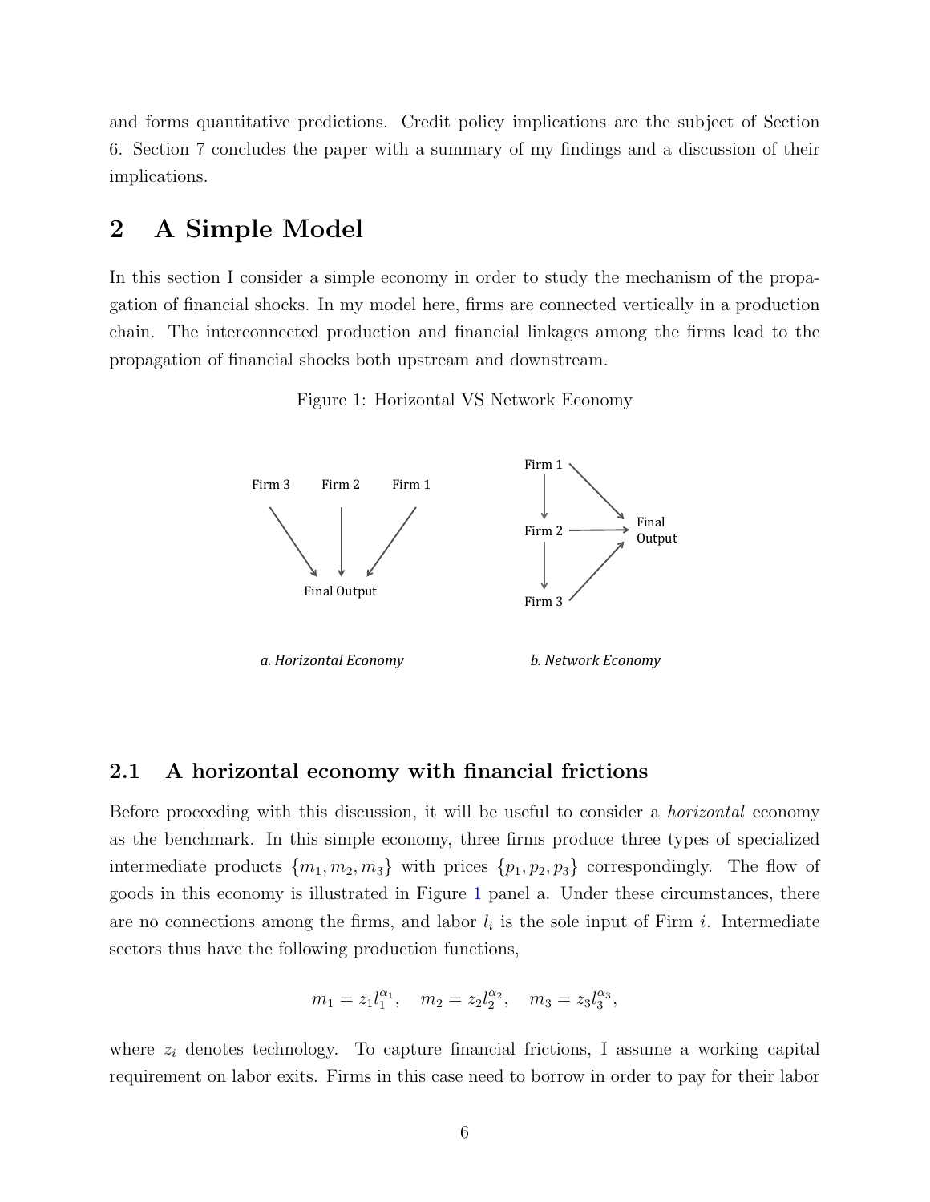and forms quantitative predictions. Credit policy implications are the subject of Section 6. Section 7 concludes the paper with a summary of my findings and a discussion of their implications.

# 2 A Simple Model

In this section I consider a simple economy in order to study the mechanism of the propagation of financial shocks. In my model here, firms are connected vertically in a production chain. The interconnected production and financial linkages among the firms lead to the propagation of financial shocks both upstream and downstream.

Figure 1: Horizontal VS Network Economy

Firm 3 Firm 2 Firm 1

Final Output

*a. Horizontal Economy*

Firm 1

Firm 2

Firm 3

Final Output

*b. Network Economy*

## 2.1 A horizontal economy with financial frictions

Before proceeding with this discussion, it will be useful to consider a *horizontal* economy as the benchmark. In this simple economy, three firms produce three types of specialized intermediate products $\{m_1, m_2, m_3\}$ with prices $\{p_1, p_2, p_3\}$ correspondingly. The flow of goods in this economy is illustrated in Figure 1 panel a. Under these circumstances, there are no connections among the firms, and labor $l_i$ is the sole input of Firm $i$. Intermediate sectors thus have the following production functions,

$$m_1 = z_1 l_1^{\alpha_1}, \quad m_2 = z_2 l_2^{\alpha_2}, \quad m_3 = z_3 l_3^{\alpha_3},$$

where $z_i$ denotes technology. To capture financial frictions, I assume a working capital requirement on labor exits. Firms in this case need to borrow in order to pay for their labor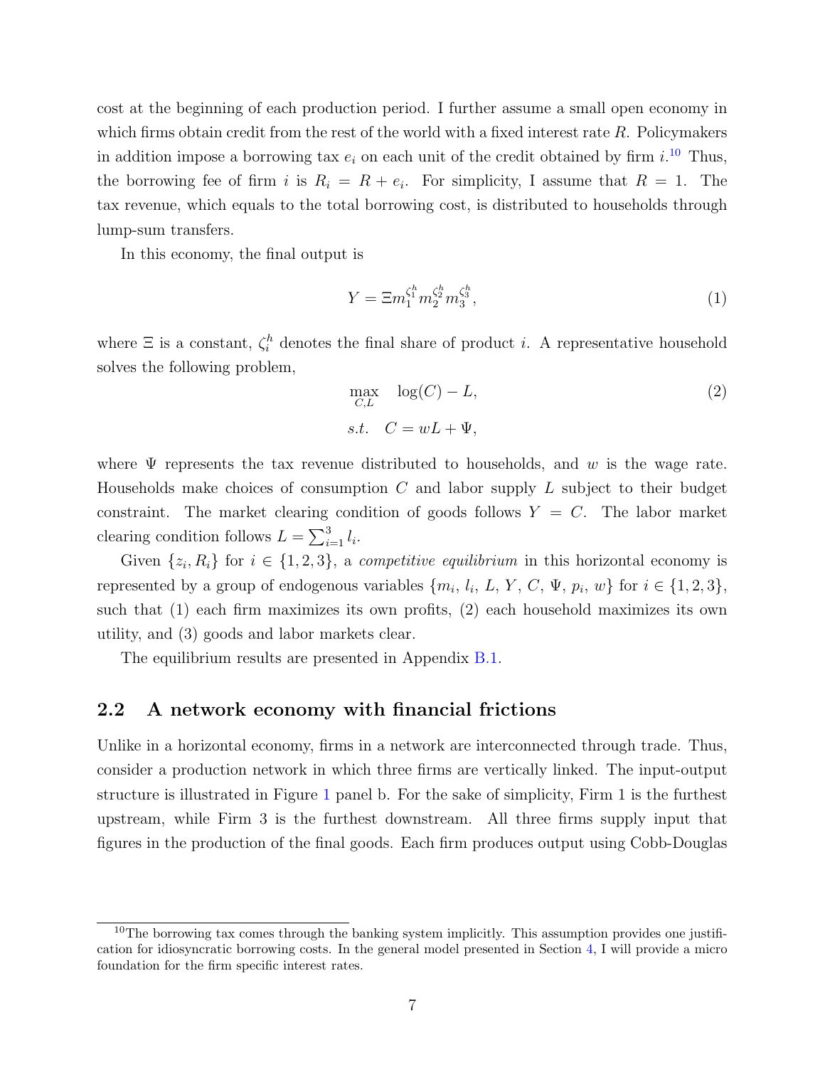cost at the beginning of each production period. I further assume a small open economy in which firms obtain credit from the rest of the world with a fixed interest rate $R$. Policymakers in addition impose a borrowing tax $e_i$ on each unit of the credit obtained by firm $i$.[10] Thus, the borrowing fee of firm $i$ is $R_i = R + e_i$. For simplicity, I assume that $R = 1$. The tax revenue, which equals to the total borrowing cost, is distributed to households through lump-sum transfers.

In this economy, the final output is

$$Y = \Xi m_1^{\zeta_1^h} m_2^{\zeta_2^h} m_3^{\zeta_3^h}, \tag{1}$$

where $\Xi$ is a constant, $\zeta_i^h$ denotes the final share of product $i$. A representative household solves the following problem,

$$\begin{aligned} \max_{C,L} \quad & \log(C) - L, \\ s.t. \quad & C = wL + \Psi, \end{aligned} \tag{2}$$

where $\Psi$ represents the tax revenue distributed to households, and $w$ is the wage rate. Households make choices of consumption $C$ and labor supply $L$ subject to their budget constraint. The market clearing condition of goods follows $Y = C$. The labor market clearing condition follows $L = \sum_{i=1}^{3} l_i$.

Given $\{z_i, R_i\}$ for $i \in \{1, 2, 3\}$, a *competitive equilibrium* in this horizontal economy is represented by a group of endogenous variables $\{m_i, l_i, L, Y, C, \Psi, p_i, w\}$ for $i \in \{1, 2, 3\}$, such that (1) each firm maximizes its own profits, (2) each household maximizes its own utility, and (3) goods and labor markets clear.

The equilibrium results are presented in Appendix B.1.

## 2.2 A network economy with financial frictions

Unlike in a horizontal economy, firms in a network are interconnected through trade. Thus, consider a production network in which three firms are vertically linked. The input-output structure is illustrated in Figure 1 panel b. For the sake of simplicity, Firm 1 is the furthest upstream, while Firm 3 is the furthest downstream. All three firms supply input that figures in the production of the final goods. Each firm produces output using Cobb-Douglas

---

[10] The borrowing tax comes through the banking system implicitly. This assumption provides one justification for idiosyncratic borrowing costs. In the general model presented in Section 4, I will provide a micro foundation for the firm specific interest rates.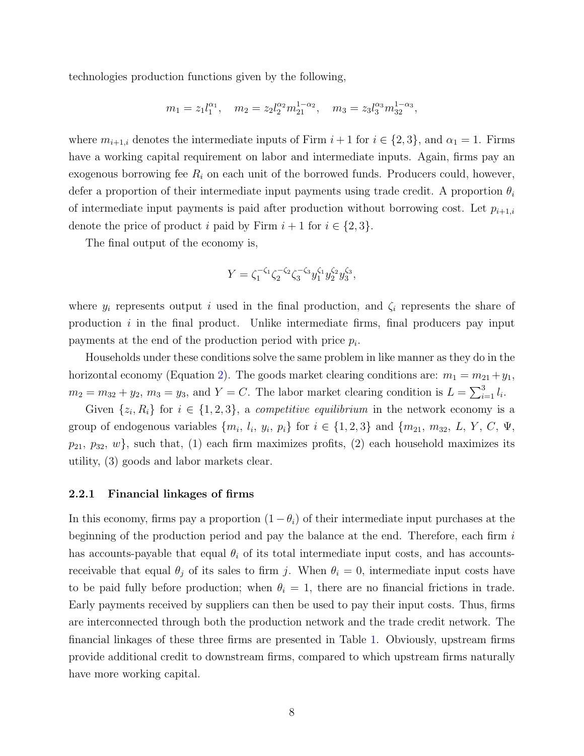technologies production functions given by the following,

$$m_1 = z_1 l_1^{\alpha_1}, \quad m_2 = z_2 l_2^{\alpha_2} m_{21}^{1-\alpha_2}, \quad m_3 = z_3 l_3^{\alpha_3} m_{32}^{1-\alpha_3},$$

where $m_{i+1,i}$ denotes the intermediate inputs of Firm $i+1$ for $i \in \{2, 3\}$, and $\alpha_1 = 1$. Firms have a working capital requirement on labor and intermediate inputs. Again, firms pay an exogenous borrowing fee $R_i$ on each unit of the borrowed funds. Producers could, however, defer a proportion of their intermediate input payments using trade credit. A proportion $\theta_i$ of intermediate input payments is paid after production without borrowing cost. Let $p_{i+1,i}$ denote the price of product $i$ paid by Firm $i+1$ for $i \in \{2, 3\}$.

The final output of the economy is,

$$Y = \zeta_1^{-\zeta_1} \zeta_2^{-\zeta_2} \zeta_3^{-\zeta_3} y_1^{\zeta_1} y_2^{\zeta_2} y_3^{\zeta_3},$$

where $y_i$ represents output $i$ used in the final production, and $\zeta_i$ represents the share of production $i$ in the final product. Unlike intermediate firms, final producers pay input payments at the end of the production period with price $p_i$.

Households under these conditions solve the same problem in like manner as they do in the horizontal economy (Equation 2). The goods market clearing conditions are: $m_1 = m_{21} + y_1$, $m_2 = m_{32} + y_2$, $m_3 = y_3$, and $Y = C$. The labor market clearing condition is $L = \sum_{i=1}^{3} l_i$.

Given $\{z_i, R_i\}$ for $i \in \{1, 2, 3\}$, a *competitive equilibrium* in the network economy is a group of endogenous variables $\{m_i,\ l_i,\ y_i,\ p_i\}$ for $i \in \{1, 2, 3\}$ and $\{m_{21},\ m_{32},\ L,\ Y,\ C,\ \Psi,\ p_{21},\ p_{32},\ w\}$, such that, (1) each firm maximizes profits, (2) each household maximizes its utility, (3) goods and labor markets clear.

### 2.2.1 Financial linkages of firms

In this economy, firms pay a proportion $(1 - \theta_i)$ of their intermediate input purchases at the beginning of the production period and pay the balance at the end. Therefore, each firm $i$ has accounts-payable that equal $\theta_i$ of its total intermediate input costs, and has accounts-receivable that equal $\theta_j$ of its sales to firm $j$. When $\theta_i = 0$, intermediate input costs have to be paid fully before production; when $\theta_i = 1$, there are no financial frictions in trade. Early payments received by suppliers can then be used to pay their input costs. Thus, firms are interconnected through both the production network and the trade credit network. The financial linkages of these three firms are presented in Table 1. Obviously, upstream firms provide additional credit to downstream firms, compared to which upstream firms naturally have more working capital.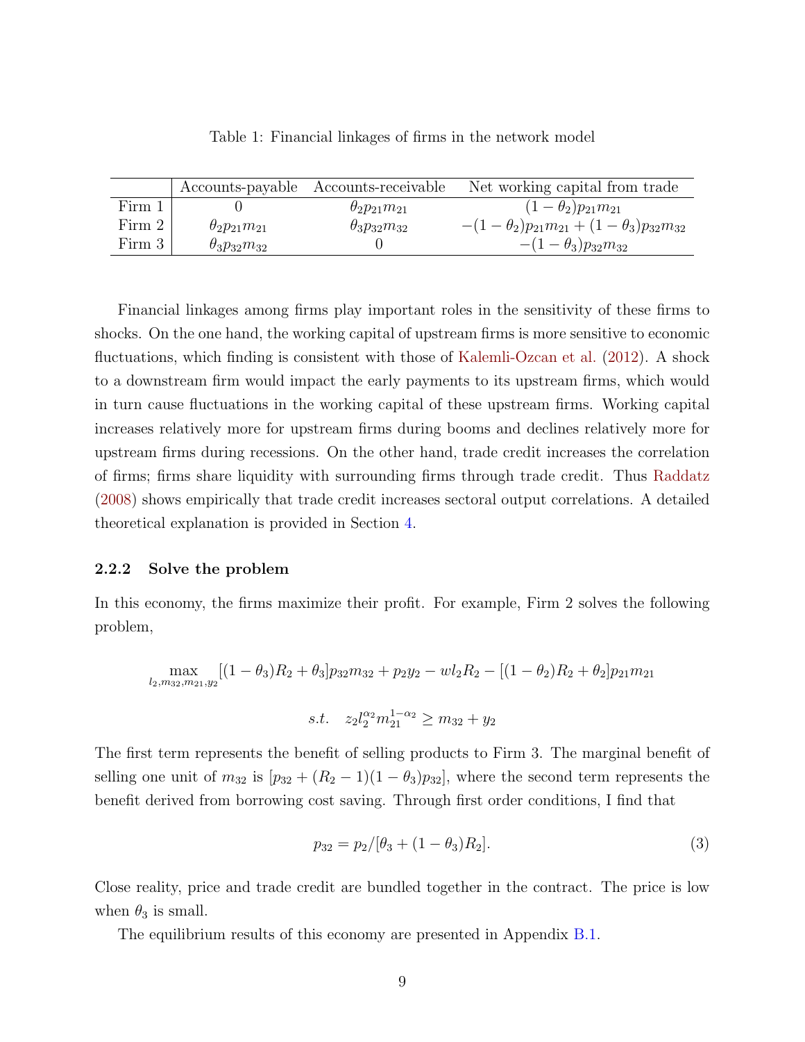Table 1: Financial linkages of firms in the network model

| | Accounts-payable | Accounts-receivable | Net working capital from trade |
|---|---|---|---|
| Firm 1 | $0$ | $\theta_2 p_{21} m_{21}$ | $(1-\theta_2)p_{21}m_{21}$ |
| Firm 2 | $\theta_2 p_{21} m_{21}$ | $\theta_3 p_{32} m_{32}$ | $-(1-\theta_2)p_{21}m_{21} + (1-\theta_3)p_{32}m_{32}$ |
| Firm 3 | $\theta_3 p_{32} m_{32}$ | $0$ | $-(1-\theta_3)p_{32}m_{32}$ |

Financial linkages among firms play important roles in the sensitivity of these firms to shocks. On the one hand, the working capital of upstream firms is more sensitive to economic fluctuations, which finding is consistent with those of Kalemli-Ozcan et al. (2012). A shock to a downstream firm would impact the early payments to its upstream firms, which would in turn cause fluctuations in the working capital of these upstream firms. Working capital increases relatively more for upstream firms during booms and declines relatively more for upstream firms during recessions. On the other hand, trade credit increases the correlation of firms; firms share liquidity with surrounding firms through trade credit. Thus Raddatz (2008) shows empirically that trade credit increases sectoral output correlations. A detailed theoretical explanation is provided in Section 4.

#### 2.2.2 Solve the problem

In this economy, the firms maximize their profit. For example, Firm 2 solves the following problem,

$$\max_{l_2, m_{32}, m_{21}, y_2} [(1-\theta_3)R_2 + \theta_3]p_{32}m_{32} + p_2 y_2 - w l_2 R_2 - [(1-\theta_2)R_2 + \theta_2]p_{21}m_{21}$$

$$s.t. \quad z_2 l_2^{\alpha_2} m_{21}^{1-\alpha_2} \geq m_{32} + y_2$$

The first term represents the benefit of selling products to Firm 3. The marginal benefit of selling one unit of $m_{32}$ is $[p_{32} + (R_2 - 1)(1-\theta_3)p_{32}]$, where the second term represents the benefit derived from borrowing cost saving. Through first order conditions, I find that

$$p_{32} = p_2/[\theta_3 + (1-\theta_3)R_2]. \tag{3}$$

Close reality, price and trade credit are bundled together in the contract. The price is low when $\theta_3$ is small.

The equilibrium results of this economy are presented in Appendix B.1.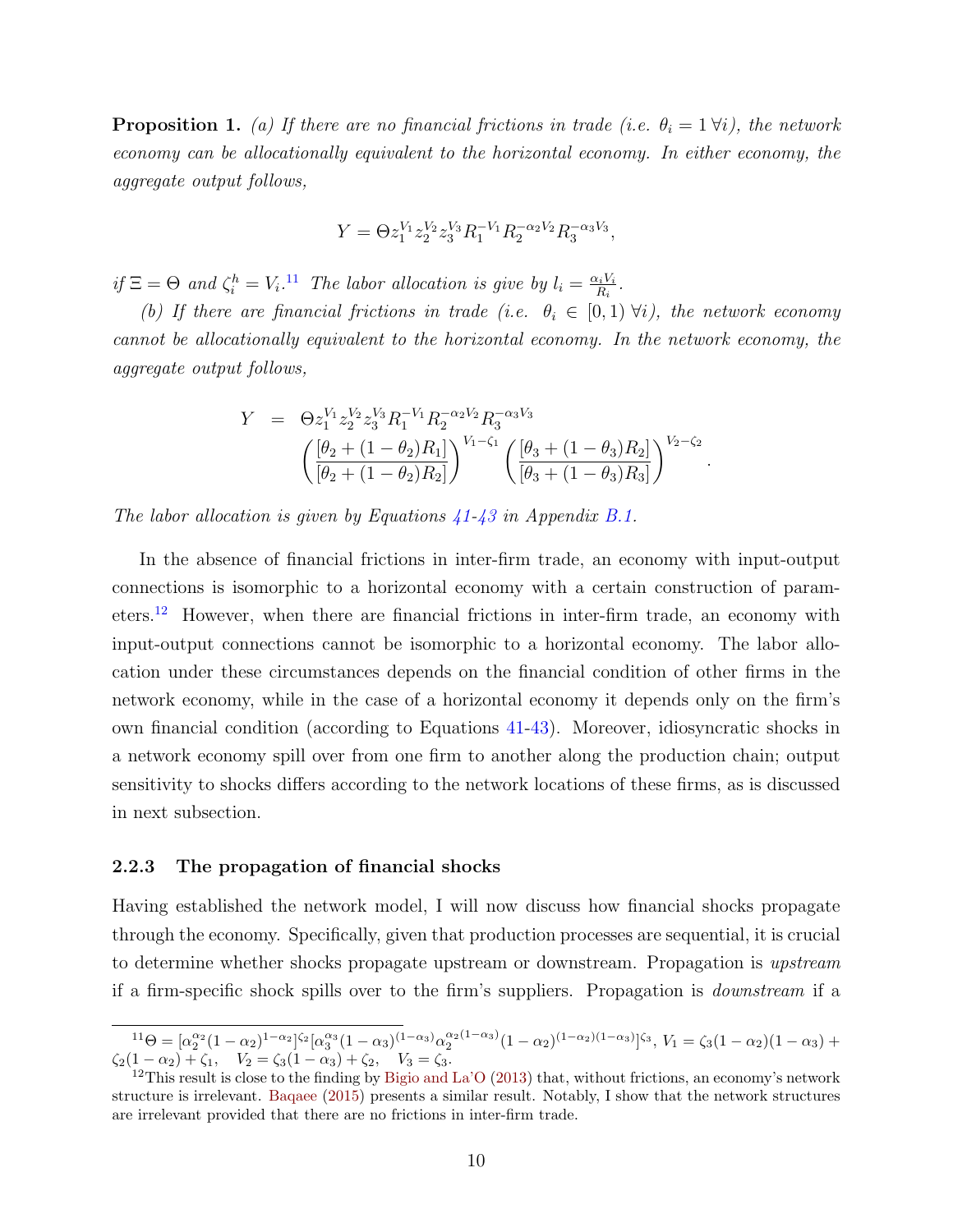**Proposition 1.** *(a) If there are no financial frictions in trade (i.e. $\theta_i = 1\ \forall i$), the network economy can be allocationally equivalent to the horizontal economy. In either economy, the aggregate output follows,*

$$Y = \Theta z_1^{V_1} z_2^{V_2} z_3^{V_3} R_1^{-V_1} R_2^{-\alpha_2 V_2} R_3^{-\alpha_3 V_3},$$

*if $\Xi = \Theta$ and $\zeta_i^h = V_i$.*[11] *The labor allocation is give by $l_i = \frac{\alpha_i V_i}{R_i}$.*

*(b) If there are financial frictions in trade (i.e. $\theta_i \in [0,1)\ \forall i$), the network economy cannot be allocationally equivalent to the horizontal economy. In the network economy, the aggregate output follows,*

$$\begin{aligned} Y &= \Theta z_1^{V_1} z_2^{V_2} z_3^{V_3} R_1^{-V_1} R_2^{-\alpha_2 V_2} R_3^{-\alpha_3 V_3} \\ &\quad \left( \frac{[\theta_2 + (1-\theta_2) R_1]}{[\theta_2 + (1-\theta_2) R_2]} \right)^{V_1 - \zeta_1} \left( \frac{[\theta_3 + (1-\theta_3) R_2]}{[\theta_3 + (1-\theta_3) R_3]} \right)^{V_2 - \zeta_2}. \end{aligned}$$

*The labor allocation is given by Equations 41-43 in Appendix B.1.*

In the absence of financial frictions in inter-firm trade, an economy with input-output connections is isomorphic to a horizontal economy with a certain construction of parameters.[12] However, when there are financial frictions in inter-firm trade, an economy with input-output connections cannot be isomorphic to a horizontal economy. The labor allocation under these circumstances depends on the financial condition of other firms in the network economy, while in the case of a horizontal economy it depends only on the firm's own financial condition (according to Equations 41-43). Moreover, idiosyncratic shocks in a network economy spill over from one firm to another along the production chain; output sensitivity to shocks differs according to the network locations of these firms, as is discussed in next subsection.

### 2.2.3 The propagation of financial shocks

Having established the network model, I will now discuss how financial shocks propagate through the economy. Specifically, given that production processes are sequential, it is crucial to determine whether shocks propagate upstream or downstream. Propagation is *upstream* if a firm-specific shock spills over to the firm's suppliers. Propagation is *downstream* if a

---

[11] $\Theta = [\alpha_2^{\alpha_2}(1-\alpha_2)^{1-\alpha_2}]^{\zeta_2}[\alpha_3^{\alpha_3}(1-\alpha_3)^{(1-\alpha_3)}\alpha_2^{\alpha_2(1-\alpha_3)}(1-\alpha_2)^{(1-\alpha_2)(1-\alpha_3)}]^{\zeta_3}$, $V_1 = \zeta_3(1-\alpha_2)(1-\alpha_3) + \zeta_2(1-\alpha_2) + \zeta_1$, $V_2 = \zeta_3(1-\alpha_3) + \zeta_2$, $V_3 = \zeta_3$.

[12] This result is close to the finding by Bigio and La'O (2013) that, without frictions, an economy's network structure is irrelevant. Baqaee (2015) presents a similar result. Notably, I show that the network structures are irrelevant provided that there are no frictions in inter-firm trade.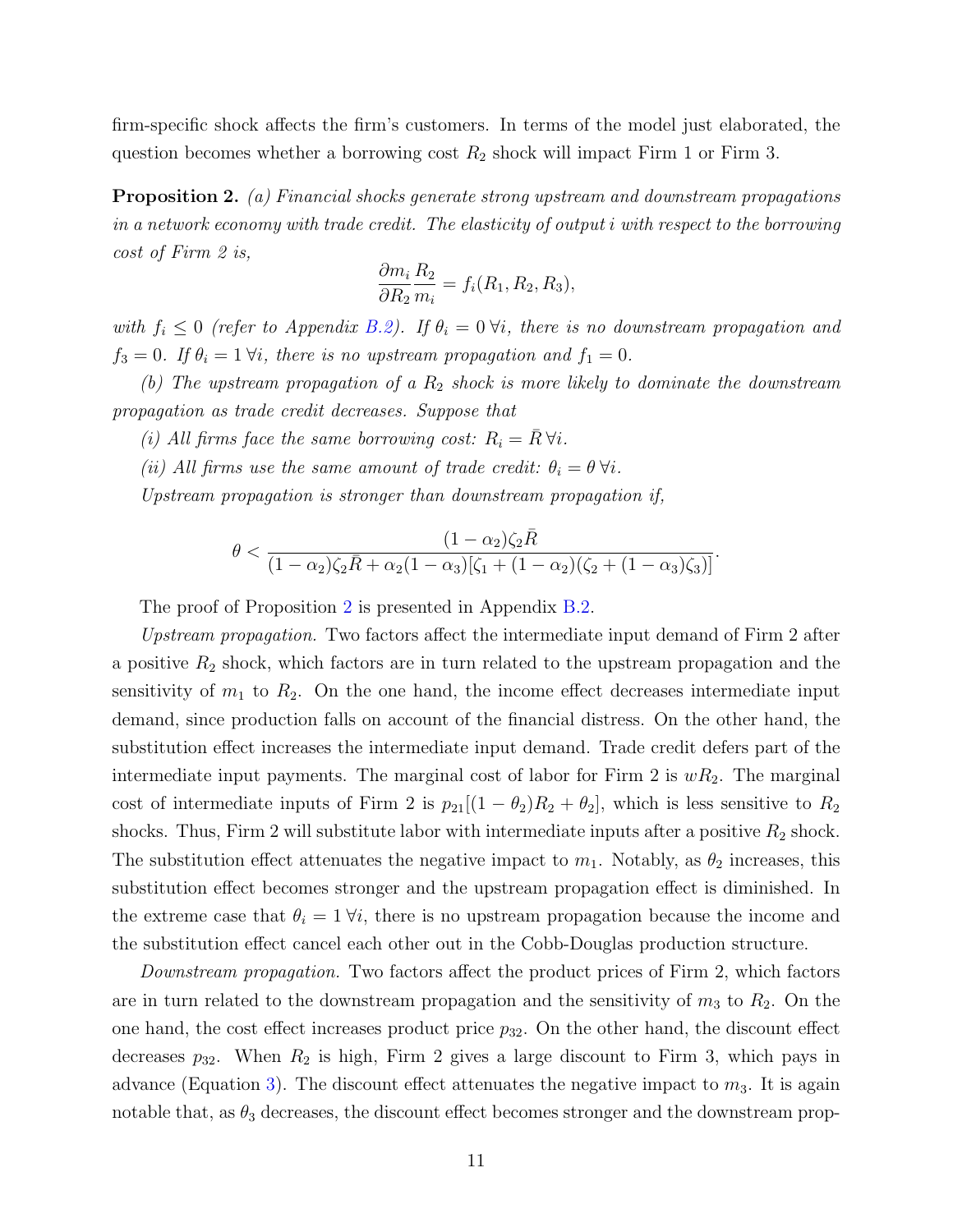firm-specific shock affects the firm's customers. In terms of the model just elaborated, the question becomes whether a borrowing cost $R_2$ shock will impact Firm 1 or Firm 3.

**Proposition 2.** *(a) Financial shocks generate strong upstream and downstream propagations in a network economy with trade credit. The elasticity of output i with respect to the borrowing cost of Firm 2 is,*

$$\frac{\partial m_i}{\partial R_2}\frac{R_2}{m_i} = f_i(R_1, R_2, R_3),$$

*with $f_i \leq 0$ (refer to Appendix B.2). If $\theta_i = 0\ \forall i$, there is no downstream propagation and $f_3 = 0$. If $\theta_i = 1\ \forall i$, there is no upstream propagation and $f_1 = 0$.*

*(b) The upstream propagation of a $R_2$ shock is more likely to dominate the downstream propagation as trade credit decreases. Suppose that*

*(i) All firms face the same borrowing cost: $R_i = \bar{R}\ \forall i$.*

*(ii) All firms use the same amount of trade credit: $\theta_i = \theta\ \forall i$.*

*Upstream propagation is stronger than downstream propagation if,*

$$\theta < \frac{(1-\alpha_2)\zeta_2\bar{R}}{(1-\alpha_2)\zeta_2\bar{R} + \alpha_2(1-\alpha_3)[\zeta_1 + (1-\alpha_2)(\zeta_2 + (1-\alpha_3)\zeta_3)]}.$$

The proof of Proposition 2 is presented in Appendix B.2.

*Upstream propagation.* Two factors affect the intermediate input demand of Firm 2 after a positive $R_2$ shock, which factors are in turn related to the upstream propagation and the sensitivity of $m_1$ to $R_2$. On the one hand, the income effect decreases intermediate input demand, since production falls on account of the financial distress. On the other hand, the substitution effect increases the intermediate input demand. Trade credit defers part of the intermediate input payments. The marginal cost of labor for Firm 2 is $wR_2$. The marginal cost of intermediate inputs of Firm 2 is $p_{21}[(1-\theta_2)R_2 + \theta_2]$, which is less sensitive to $R_2$ shocks. Thus, Firm 2 will substitute labor with intermediate inputs after a positive $R_2$ shock. The substitution effect attenuates the negative impact to $m_1$. Notably, as $\theta_2$ increases, this substitution effect becomes stronger and the upstream propagation effect is diminished. In the extreme case that $\theta_i = 1\ \forall i$, there is no upstream propagation because the income and the substitution effect cancel each other out in the Cobb-Douglas production structure.

*Downstream propagation.* Two factors affect the product prices of Firm 2, which factors are in turn related to the downstream propagation and the sensitivity of $m_3$ to $R_2$. On the one hand, the cost effect increases product price $p_{32}$. On the other hand, the discount effect decreases $p_{32}$. When $R_2$ is high, Firm 2 gives a large discount to Firm 3, which pays in advance (Equation 3). The discount effect attenuates the negative impact to $m_3$. It is again notable that, as $\theta_3$ decreases, the discount effect becomes stronger and the downstream prop-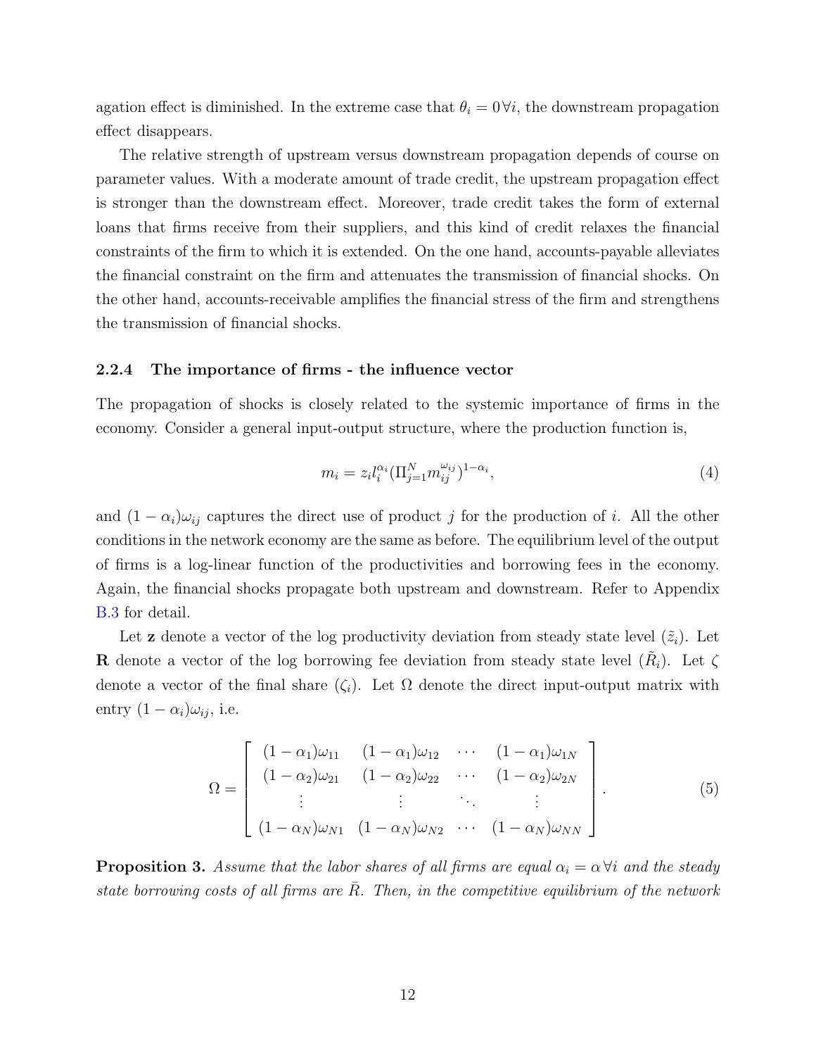agation effect is diminished. In the extreme case that $\theta_i = 0 \forall i$, the downstream propagation effect disappears.

The relative strength of upstream versus downstream propagation depends of course on parameter values. With a moderate amount of trade credit, the upstream propagation effect is stronger than the downstream effect. Moreover, trade credit takes the form of external loans that firms receive from their suppliers, and this kind of credit relaxes the financial constraints of the firm to which it is extended. On the one hand, accounts-payable alleviates the financial constraint on the firm and attenuates the transmission of financial shocks. On the other hand, accounts-receivable amplifies the financial stress of the firm and strengthens the transmission of financial shocks.

#### 2.2.4 The importance of firms - the influence vector

The propagation of shocks is closely related to the systemic importance of firms in the economy. Consider a general input-output structure, where the production function is,

$$m_i = z_i l_i^{\alpha_i} (\Pi_{j=1}^N m_{ij}^{\omega_{ij}})^{1-\alpha_i}, \tag{4}$$

and $(1-\alpha_i)\omega_{ij}$ captures the direct use of product $j$ for the production of $i$. All the other conditions in the network economy are the same as before. The equilibrium level of the output of firms is a log-linear function of the productivities and borrowing fees in the economy. Again, the financial shocks propagate both upstream and downstream. Refer to Appendix B.3 for detail.

Let $\mathbf{z}$ denote a vector of the log productivity deviation from steady state level ($\tilde{z}_i$). Let $\mathbf{R}$ denote a vector of the log borrowing fee deviation from steady state level ($\tilde{R}_i$). Let $\zeta$ denote a vector of the final share ($\zeta_i$). Let $\Omega$ denote the direct input-output matrix with entry $(1-\alpha_i)\omega_{ij}$, i.e.

$$\Omega = \begin{bmatrix} (1-\alpha_1)\omega_{11} & (1-\alpha_1)\omega_{12} & \cdots & (1-\alpha_1)\omega_{1N} \\ (1-\alpha_2)\omega_{21} & (1-\alpha_2)\omega_{22} & \cdots & (1-\alpha_2)\omega_{2N} \\ \vdots & \vdots & \ddots & \vdots \\ (1-\alpha_N)\omega_{N1} & (1-\alpha_N)\omega_{N2} & \cdots & (1-\alpha_N)\omega_{NN} \end{bmatrix}. \tag{5}$$

**Proposition 3.** *Assume that the labor shares of all firms are equal $\alpha_i = \alpha \, \forall i$ and the steady state borrowing costs of all firms are $\bar{R}$. Then, in the competitive equilibrium of the network*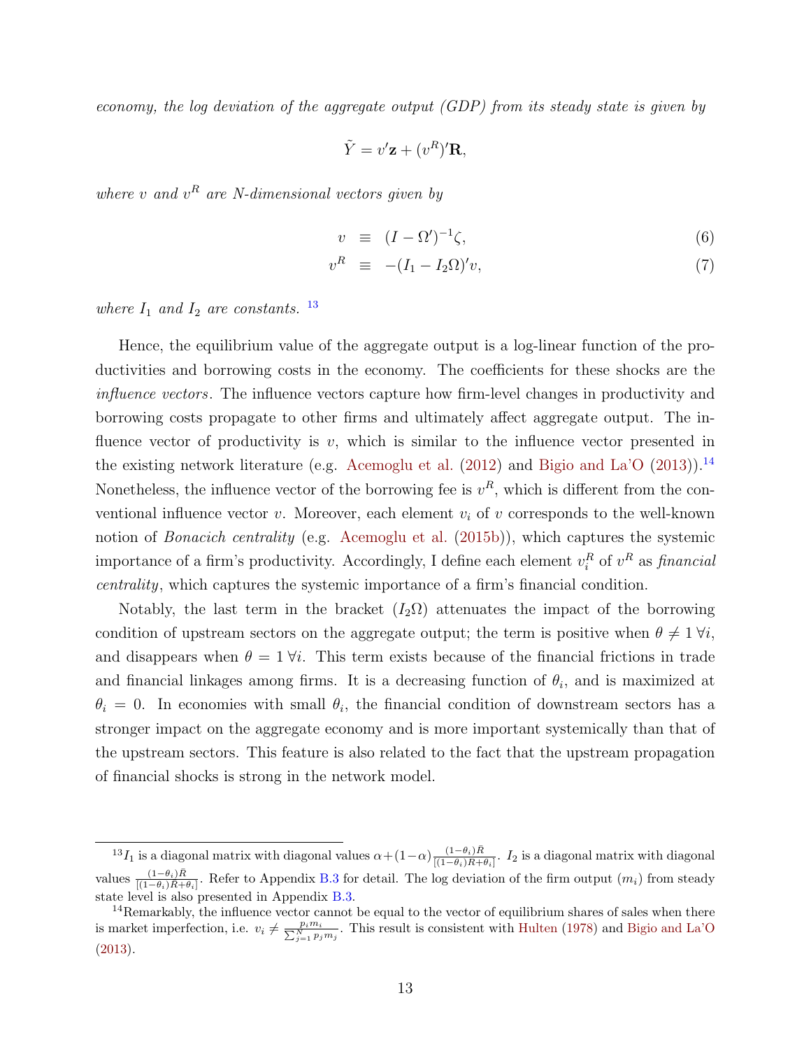*economy, the log deviation of the aggregate output (GDP) from its steady state is given by*

$$\tilde{Y} = v'\mathbf{z} + (v^R)'\mathbf{R},$$

*where $v$ and $v^R$ are N-dimensional vectors given by*

$$v \equiv (I - \Omega')^{-1}\zeta, \tag{6}$$

$$v^R \equiv -(I_1 - I_2\Omega)'v, \tag{7}$$

*where $I_1$ and $I_2$ are constants.* [13]

Hence, the equilibrium value of the aggregate output is a log-linear function of the productivities and borrowing costs in the economy. The coefficients for these shocks are the *influence vectors*. The influence vectors capture how firm-level changes in productivity and borrowing costs propagate to other firms and ultimately affect aggregate output. The influence vector of productivity is $v$, which is similar to the influence vector presented in the existing network literature (e.g. Acemoglu et al. (2012) and Bigio and La'O (2013)).[14] Nonetheless, the influence vector of the borrowing fee is $v^R$, which is different from the conventional influence vector $v$. Moreover, each element $v_i$ of $v$ corresponds to the well-known notion of *Bonacich centrality* (e.g. Acemoglu et al. (2015b)), which captures the systemic importance of a firm's productivity. Accordingly, I define each element $v_i^R$ of $v^R$ as *financial centrality*, which captures the systemic importance of a firm's financial condition.

Notably, the last term in the bracket ($I_2\Omega$) attenuates the impact of the borrowing condition of upstream sectors on the aggregate output; the term is positive when $\theta \neq 1\ \forall i$, and disappears when $\theta = 1\ \forall i$. This term exists because of the financial frictions in trade and financial linkages among firms. It is a decreasing function of $\theta_i$, and is maximized at $\theta_i = 0$. In economies with small $\theta_i$, the financial condition of downstream sectors has a stronger impact on the aggregate economy and is more important systemically than that of the upstream sectors. This feature is also related to the fact that the upstream propagation of financial shocks is strong in the network model.

---

[13] $I_1$ is a diagonal matrix with diagonal values $\alpha + (1-\alpha)\frac{(1-\theta_i)\bar{R}}{[(1-\theta_i)\bar{R}+\theta_i]}$. $I_2$ is a diagonal matrix with diagonal values $\frac{(1-\theta_i)\bar{R}}{[(1-\theta_i)\bar{R}+\theta_i]}$. Refer to Appendix B.3 for detail. The log deviation of the firm output ($m_i$) from steady state level is also presented in Appendix B.3.

[14] Remarkably, the influence vector cannot be equal to the vector of equilibrium shares of sales when there is market imperfection, i.e. $v_i \neq \frac{p_i m_i}{\sum_{j=1}^{N} p_j m_j}$. This result is consistent with Hulten (1978) and Bigio and La'O (2013).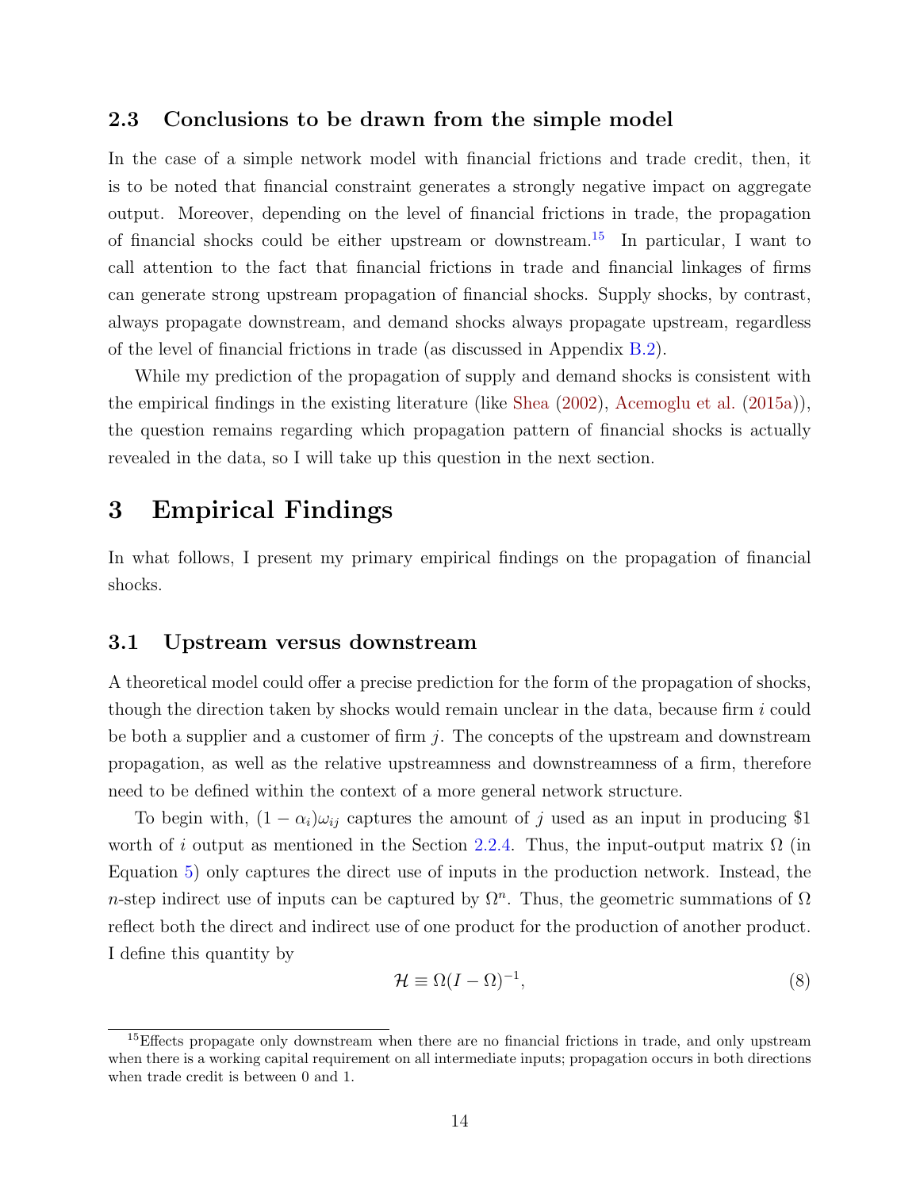### 2.3 Conclusions to be drawn from the simple model

In the case of a simple network model with financial frictions and trade credit, then, it is to be noted that financial constraint generates a strongly negative impact on aggregate output. Moreover, depending on the level of financial frictions in trade, the propagation of financial shocks could be either upstream or downstream.[15] In particular, I want to call attention to the fact that financial frictions in trade and financial linkages of firms can generate strong upstream propagation of financial shocks. Supply shocks, by contrast, always propagate downstream, and demand shocks always propagate upstream, regardless of the level of financial frictions in trade (as discussed in Appendix B.2).

While my prediction of the propagation of supply and demand shocks is consistent with the empirical findings in the existing literature (like Shea (2002), Acemoglu et al. (2015a)), the question remains regarding which propagation pattern of financial shocks is actually revealed in the data, so I will take up this question in the next section.

# 3 Empirical Findings

In what follows, I present my primary empirical findings on the propagation of financial shocks.

### 3.1 Upstream versus downstream

A theoretical model could offer a precise prediction for the form of the propagation of shocks, though the direction taken by shocks would remain unclear in the data, because firm $i$ could be both a supplier and a customer of firm $j$. The concepts of the upstream and downstream propagation, as well as the relative upstreamness and downstreamness of a firm, therefore need to be defined within the context of a more general network structure.

To begin with, $(1-\alpha_i)\omega_{ij}$ captures the amount of $j$ used as an input in producing \$1 worth of $i$ output as mentioned in the Section 2.2.4. Thus, the input-output matrix $\Omega$ (in Equation 5) only captures the direct use of inputs in the production network. Instead, the $n$-step indirect use of inputs can be captured by $\Omega^n$. Thus, the geometric summations of $\Omega$ reflect both the direct and indirect use of one product for the production of another product. I define this quantity by

$$\mathcal{H} \equiv \Omega(I-\Omega)^{-1}, \tag{8}$$

[15] Effects propagate only downstream when there are no financial frictions in trade, and only upstream when there is a working capital requirement on all intermediate inputs; propagation occurs in both directions when trade credit is between 0 and 1.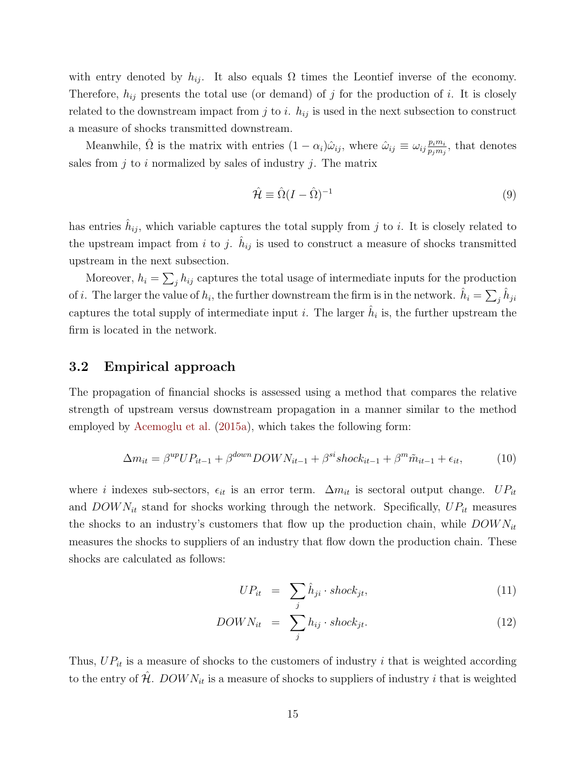with entry denoted by $h_{ij}$. It also equals $\Omega$ times the Leontief inverse of the economy. Therefore, $h_{ij}$ presents the total use (or demand) of $j$ for the production of $i$. It is closely related to the downstream impact from $j$ to $i$. $h_{ij}$ is used in the next subsection to construct a measure of shocks transmitted downstream.

Meanwhile, $\hat{\Omega}$ is the matrix with entries $(1-\alpha_i)\hat{\omega}_{ij}$, where $\hat{\omega}_{ij} \equiv \omega_{ij}\frac{p_i m_i}{p_j m_j}$, that denotes sales from $j$ to $i$ normalized by sales of industry $j$. The matrix

$$\hat{\mathcal{H}} \equiv \hat{\Omega}(I - \hat{\Omega})^{-1} \tag{9}$$

has entries $\hat{h}_{ij}$, which variable captures the total supply from $j$ to $i$. It is closely related to the upstream impact from $i$ to $j$. $\hat{h}_{ij}$ is used to construct a measure of shocks transmitted upstream in the next subsection.

Moreover, $h_i = \sum_j h_{ij}$ captures the total usage of intermediate inputs for the production of $i$. The larger the value of $h_i$, the further downstream the firm is in the network. $\hat{h}_i = \sum_j \hat{h}_{ji}$ captures the total supply of intermediate input $i$. The larger $\hat{h}_i$ is, the further upstream the firm is located in the network.

### 3.2 Empirical approach

The propagation of financial shocks is assessed using a method that compares the relative strength of upstream versus downstream propagation in a manner similar to the method employed by Acemoglu et al. (2015a), which takes the following form:

$$\Delta m_{it} = \beta^{up} UP_{it-1} + \beta^{down} DOWN_{it-1} + \beta^{si} shock_{it-1} + \beta^{m} \tilde{m}_{it-1} + \epsilon_{it}, \tag{10}$$

where $i$ indexes sub-sectors, $\epsilon_{it}$ is an error term. $\Delta m_{it}$ is sectoral output change. $UP_{it}$ and $DOWN_{it}$ stand for shocks working through the network. Specifically, $UP_{it}$ measures the shocks to an industry's customers that flow up the production chain, while $DOWN_{it}$ measures the shocks to suppliers of an industry that flow down the production chain. These shocks are calculated as follows:

$$UP_{it} = \sum_j \hat{h}_{ji} \cdot shock_{jt}, \tag{11}$$

$$DOWN_{it} = \sum_j h_{ij} \cdot shock_{jt}. \tag{12}$$

Thus, $UP_{it}$ is a measure of shocks to the customers of industry $i$ that is weighted according to the entry of $\hat{\mathcal{H}}$. $DOWN_{it}$ is a measure of shocks to suppliers of industry $i$ that is weighted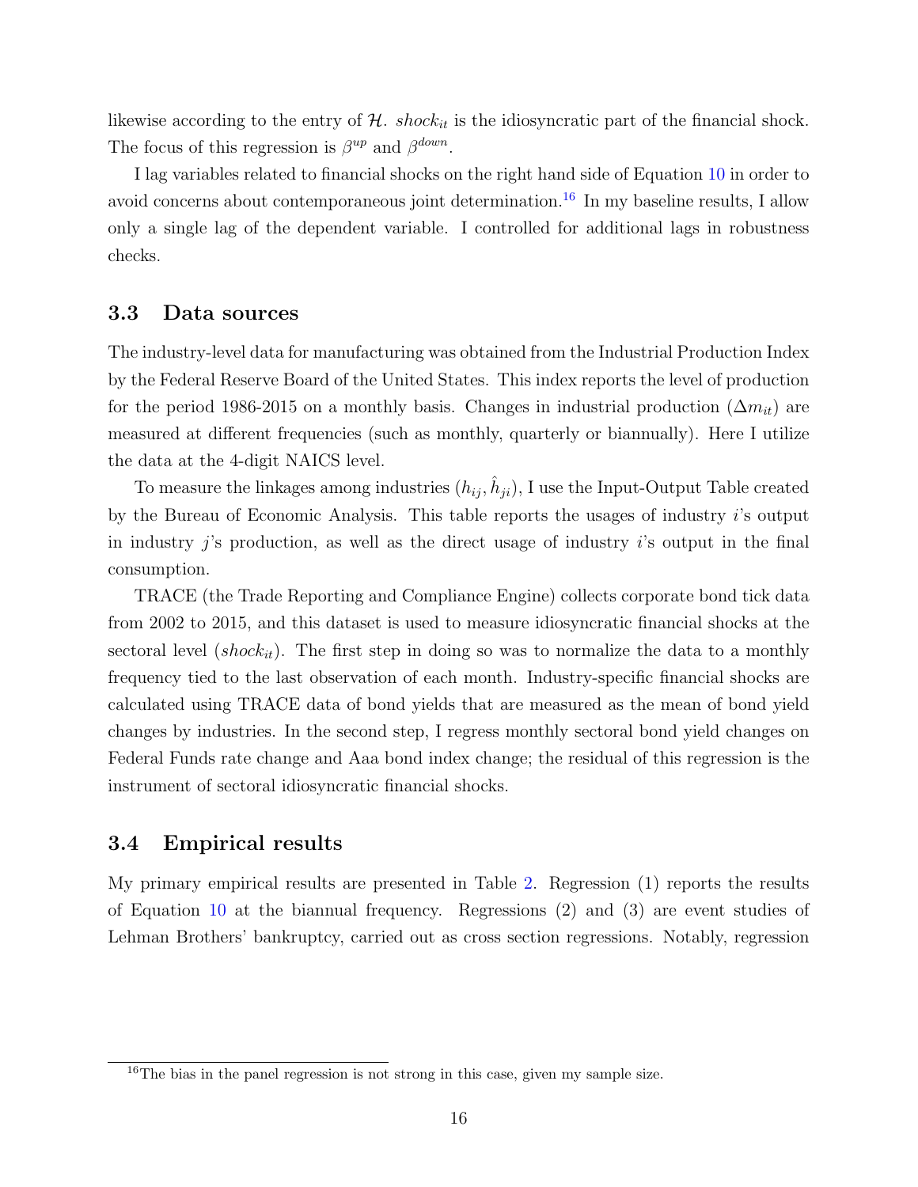likewise according to the entry of $\mathcal{H}$. $shock_{it}$ is the idiosyncratic part of the financial shock. The focus of this regression is $\beta^{up}$ and $\beta^{down}$.

I lag variables related to financial shocks on the right hand side of Equation 10 in order to avoid concerns about contemporaneous joint determination.[16] In my baseline results, I allow only a single lag of the dependent variable. I controlled for additional lags in robustness checks.

## 3.3 Data sources

The industry-level data for manufacturing was obtained from the Industrial Production Index by the Federal Reserve Board of the United States. This index reports the level of production for the period 1986-2015 on a monthly basis. Changes in industrial production ($\Delta m_{it}$) are measured at different frequencies (such as monthly, quarterly or biannually). Here I utilize the data at the 4-digit NAICS level.

To measure the linkages among industries ($h_{ij}, \hat{h}_{ji}$), I use the Input-Output Table created by the Bureau of Economic Analysis. This table reports the usages of industry $i$'s output in industry $j$'s production, as well as the direct usage of industry $i$'s output in the final consumption.

TRACE (the Trade Reporting and Compliance Engine) collects corporate bond tick data from 2002 to 2015, and this dataset is used to measure idiosyncratic financial shocks at the sectoral level ($shock_{it}$). The first step in doing so was to normalize the data to a monthly frequency tied to the last observation of each month. Industry-specific financial shocks are calculated using TRACE data of bond yields that are measured as the mean of bond yield changes by industries. In the second step, I regress monthly sectoral bond yield changes on Federal Funds rate change and Aaa bond index change; the residual of this regression is the instrument of sectoral idiosyncratic financial shocks.

## 3.4 Empirical results

My primary empirical results are presented in Table 2. Regression (1) reports the results of Equation 10 at the biannual frequency. Regressions (2) and (3) are event studies of Lehman Brothers' bankruptcy, carried out as cross section regressions. Notably, regression

[16] The bias in the panel regression is not strong in this case, given my sample size.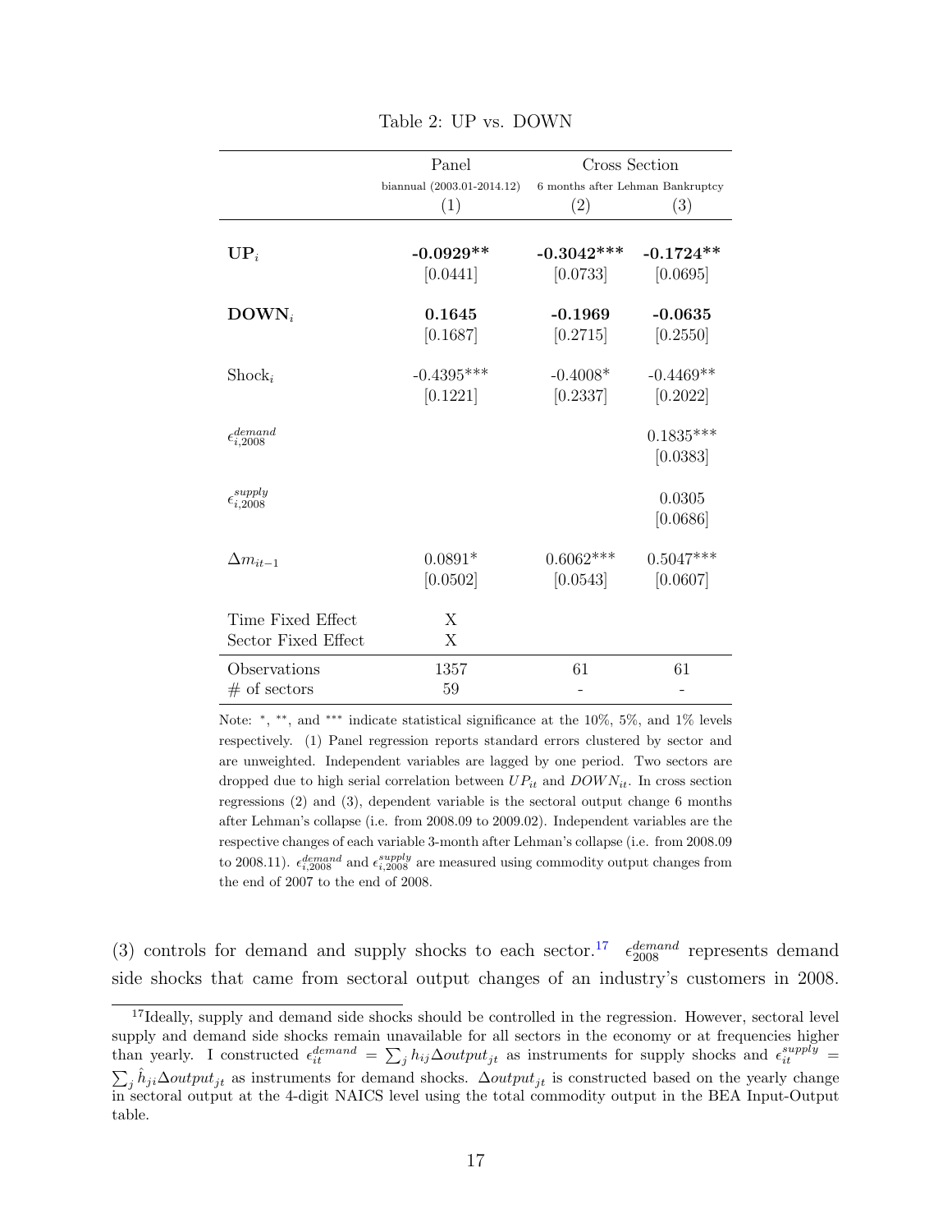Table 2: UP vs. DOWN

| | Panel | Cross Section | |
|---|---|---|---|
| | biannual (2003.01-2014.12) | 6 months after Lehman Bankruptcy | |
| | (1) | (2) | (3) |
| **UP**$_i$ | **-0.0929\*\*** | **-0.3042\*\*\*** | **-0.1724\*\*** |
| | [0.0441] | [0.0733] | [0.0695] |
| **DOWN**$_i$ | **0.1645** | **-0.1969** | **-0.0635** |
| | [0.1687] | [0.2715] | [0.2550] |
| Shock$_i$ | -0.4395*** | -0.4008* | -0.4469** |
| | [0.1221] | [0.2337] | [0.2022] |
| $\epsilon_{i,2008}^{demand}$ | | | 0.1835*** |
| | | | [0.0383] |
| $\epsilon_{i,2008}^{supply}$ | | | 0.0305 |
| | | | [0.0686] |
| $\Delta m_{it-1}$ | 0.0891* | 0.6062*** | 0.5047*** |
| | [0.0502] | [0.0543] | [0.0607] |
| Time Fixed Effect | X | | |
| Sector Fixed Effect | X | | |
| Observations | 1357 | 61 | 61 |
| # of sectors | 59 | - | - |

Note: *, **, and *** indicate statistical significance at the 10%, 5%, and 1% levels respectively. (1) Panel regression reports standard errors clustered by sector and are unweighted. Independent variables are lagged by one period. Two sectors are dropped due to high serial correlation between $UP_{it}$ and $DOWN_{it}$. In cross section regressions (2) and (3), dependent variable is the sectoral output change 6 months after Lehman's collapse (i.e. from 2008.09 to 2009.02). Independent variables are the respective changes of each variable 3-month after Lehman's collapse (i.e. from 2008.09 to 2008.11). $\epsilon_{i,2008}^{demand}$ and $\epsilon_{i,2008}^{supply}$ are measured using commodity output changes from the end of 2007 to the end of 2008.

(3) controls for demand and supply shocks to each sector.[17] $\epsilon_{2008}^{demand}$ represents demand side shocks that came from sectoral output changes of an industry's customers in 2008.

[17] Ideally, supply and demand side shocks should be controlled in the regression. However, sectoral level supply and demand side shocks remain unavailable for all sectors in the economy or at frequencies higher than yearly. I constructed $\epsilon_{it}^{demand} = \sum_j h_{ij} \Delta output_{jt}$ as instruments for supply shocks and $\epsilon_{it}^{supply} = \sum_j \hat{h}_{ji} \Delta output_{jt}$ as instruments for demand shocks. $\Delta output_{jt}$ is constructed based on the yearly change in sectoral output at the 4-digit NAICS level using the total commodity output in the BEA Input-Output table.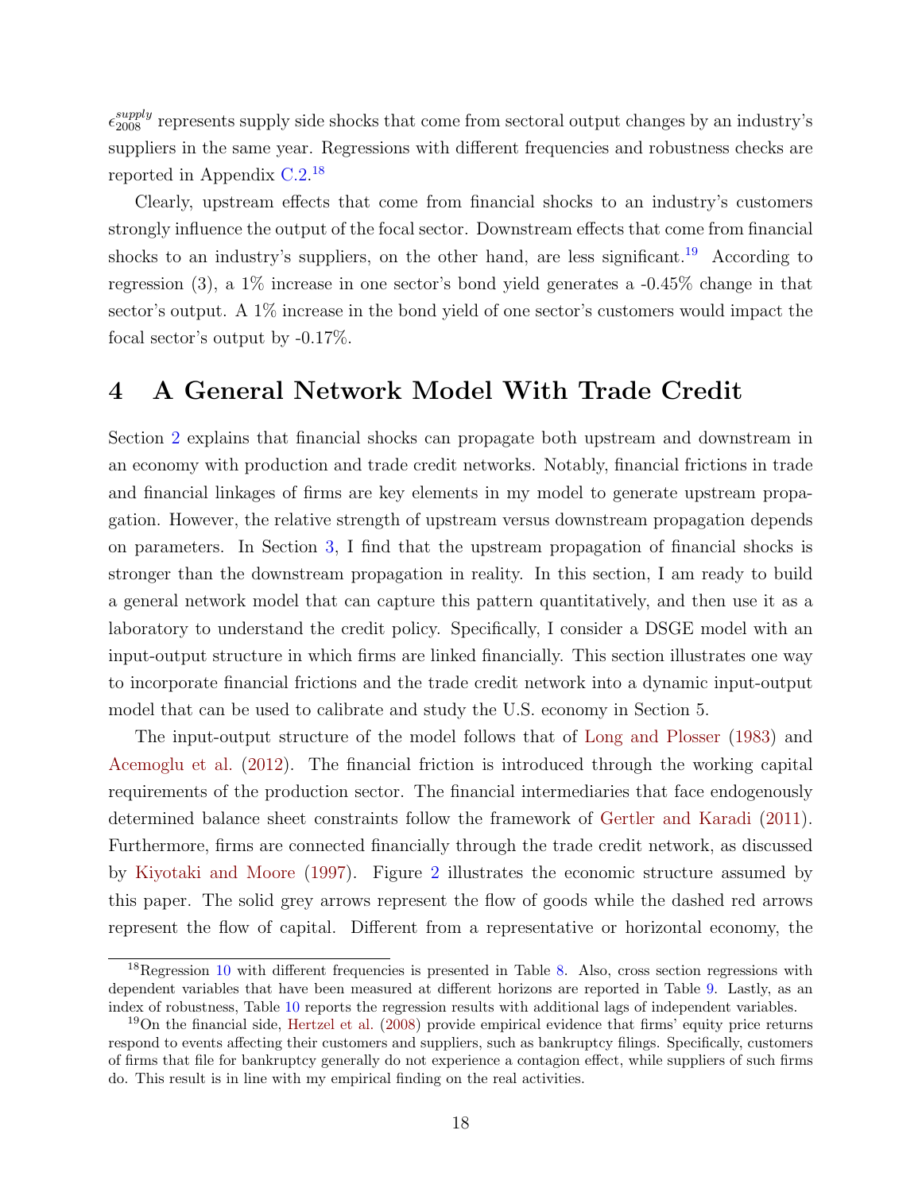$\epsilon_{2008}^{supply}$ represents supply side shocks that come from sectoral output changes by an industry's suppliers in the same year. Regressions with different frequencies and robustness checks are reported in Appendix C.2.[18]

Clearly, upstream effects that come from financial shocks to an industry's customers strongly influence the output of the focal sector. Downstream effects that come from financial shocks to an industry's suppliers, on the other hand, are less significant.[19] According to regression (3), a 1% increase in one sector's bond yield generates a -0.45% change in that sector's output. A 1% increase in the bond yield of one sector's customers would impact the focal sector's output by -0.17%.

# 4 A General Network Model With Trade Credit

Section 2 explains that financial shocks can propagate both upstream and downstream in an economy with production and trade credit networks. Notably, financial frictions in trade and financial linkages of firms are key elements in my model to generate upstream propagation. However, the relative strength of upstream versus downstream propagation depends on parameters. In Section 3, I find that the upstream propagation of financial shocks is stronger than the downstream propagation in reality. In this section, I am ready to build a general network model that can capture this pattern quantitatively, and then use it as a laboratory to understand the credit policy. Specifically, I consider a DSGE model with an input-output structure in which firms are linked financially. This section illustrates one way to incorporate financial frictions and the trade credit network into a dynamic input-output model that can be used to calibrate and study the U.S. economy in Section 5.

The input-output structure of the model follows that of Long and Plosser (1983) and Acemoglu et al. (2012). The financial friction is introduced through the working capital requirements of the production sector. The financial intermediaries that face endogenously determined balance sheet constraints follow the framework of Gertler and Karadi (2011). Furthermore, firms are connected financially through the trade credit network, as discussed by Kiyotaki and Moore (1997). Figure 2 illustrates the economic structure assumed by this paper. The solid grey arrows represent the flow of goods while the dashed red arrows represent the flow of capital. Different from a representative or horizontal economy, the

---

[18] Regression 10 with different frequencies is presented in Table 8. Also, cross section regressions with dependent variables that have been measured at different horizons are reported in Table 9. Lastly, as an index of robustness, Table 10 reports the regression results with additional lags of independent variables.

[19] On the financial side, Hertzel et al. (2008) provide empirical evidence that firms' equity price returns respond to events affecting their customers and suppliers, such as bankruptcy filings. Specifically, customers of firms that file for bankruptcy generally do not experience a contagion effect, while suppliers of such firms do. This result is in line with my empirical finding on the real activities.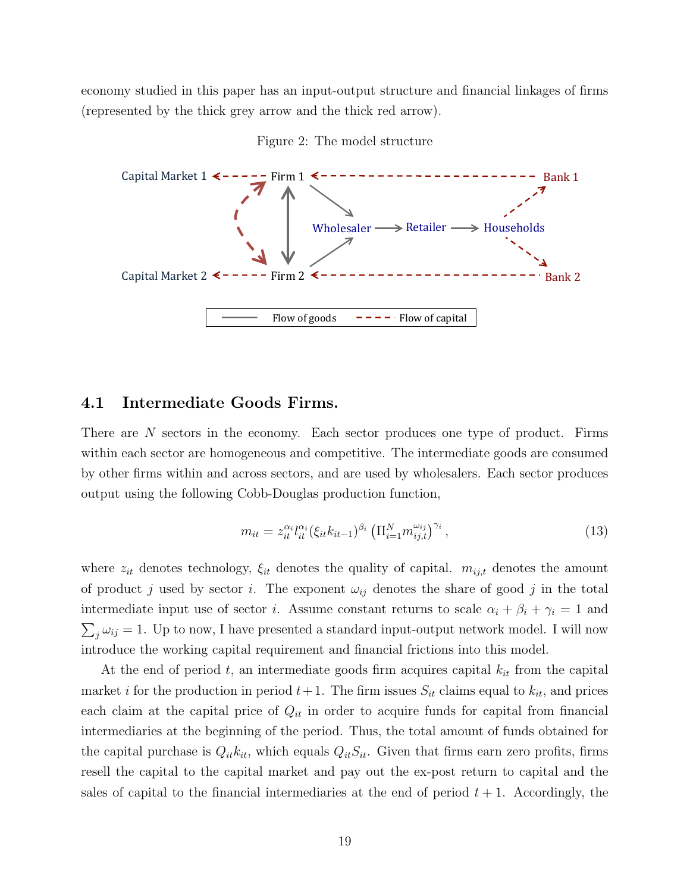economy studied in this paper has an input-output structure and financial linkages of firms (represented by the thick grey arrow and the thick red arrow).

Figure 2: The model structure

## 4.1 Intermediate Goods Firms.

There are $N$ sectors in the economy. Each sector produces one type of product. Firms within each sector are homogeneous and competitive. The intermediate goods are consumed by other firms within and across sectors, and are used by wholesalers. Each sector produces output using the following Cobb-Douglas production function,

$$m_{it} = z_{it}^{\alpha_i} l_{it}^{\alpha_i} (\xi_{it} k_{it-1})^{\beta_i} \left( \Pi_{i=1}^{N} m_{ij,t}^{\omega_{ij}} \right)^{\gamma_i}, \tag{13}$$

where $z_{it}$ denotes technology, $\xi_{it}$ denotes the quality of capital. $m_{ij,t}$ denotes the amount of product $j$ used by sector $i$. The exponent $\omega_{ij}$ denotes the share of good $j$ in the total intermediate input use of sector $i$. Assume constant returns to scale $\alpha_i + \beta_i + \gamma_i = 1$ and $\sum_j \omega_{ij} = 1$. Up to now, I have presented a standard input-output network model. I will now introduce the working capital requirement and financial frictions into this model.

At the end of period $t$, an intermediate goods firm acquires capital $k_{it}$ from the capital market $i$ for the production in period $t+1$. The firm issues $S_{it}$ claims equal to $k_{it}$, and prices each claim at the capital price of $Q_{it}$ in order to acquire funds for capital from financial intermediaries at the beginning of the period. Thus, the total amount of funds obtained for the capital purchase is $Q_{it} k_{it}$, which equals $Q_{it} S_{it}$. Given that firms earn zero profits, firms resell the capital to the capital market and pay out the ex-post return to capital and the sales of capital to the financial intermediaries at the end of period $t+1$. Accordingly, the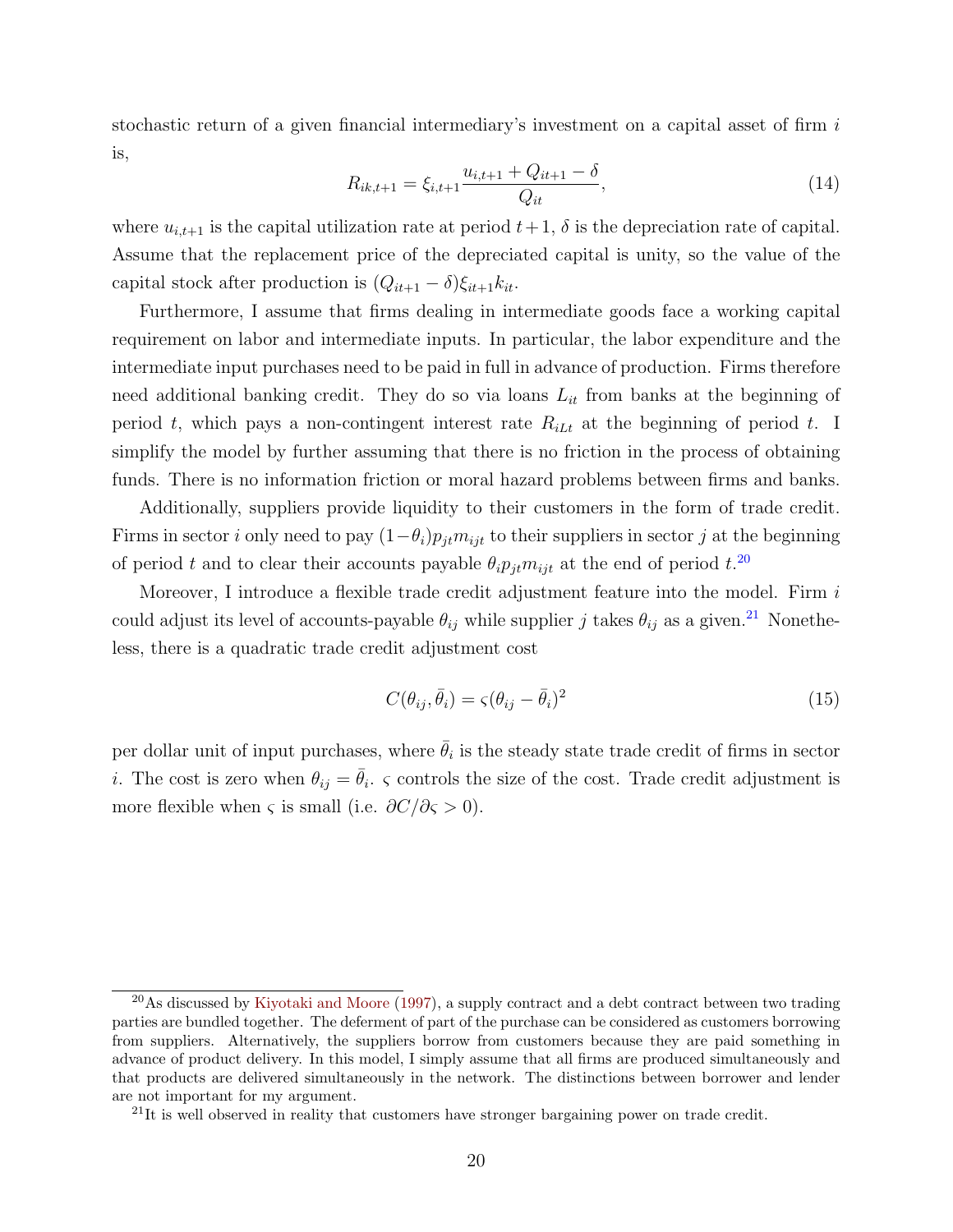stochastic return of a given financial intermediary's investment on a capital asset of firm $i$ is,

$$R_{ik,t+1} = \xi_{i,t+1} \frac{u_{i,t+1} + Q_{it+1} - \delta}{Q_{it}}, \tag{14}$$

where $u_{i,t+1}$ is the capital utilization rate at period $t+1$, $\delta$ is the depreciation rate of capital. Assume that the replacement price of the depreciated capital is unity, so the value of the capital stock after production is $(Q_{it+1} - \delta)\xi_{it+1}k_{it}$.

Furthermore, I assume that firms dealing in intermediate goods face a working capital requirement on labor and intermediate inputs. In particular, the labor expenditure and the intermediate input purchases need to be paid in full in advance of production. Firms therefore need additional banking credit. They do so via loans $L_{it}$ from banks at the beginning of period $t$, which pays a non-contingent interest rate $R_{iLt}$ at the beginning of period $t$. I simplify the model by further assuming that there is no friction in the process of obtaining funds. There is no information friction or moral hazard problems between firms and banks.

Additionally, suppliers provide liquidity to their customers in the form of trade credit. Firms in sector $i$ only need to pay $(1-\theta_i)p_{jt}m_{ijt}$ to their suppliers in sector $j$ at the beginning of period $t$ and to clear their accounts payable $\theta_i p_{jt} m_{ijt}$ at the end of period $t$.[20]

Moreover, I introduce a flexible trade credit adjustment feature into the model. Firm $i$ could adjust its level of accounts-payable $\theta_{ij}$ while supplier $j$ takes $\theta_{ij}$ as a given.[21] Nonetheless, there is a quadratic trade credit adjustment cost

$$C(\theta_{ij}, \bar{\theta}_i) = \varsigma(\theta_{ij} - \bar{\theta}_i)^2 \tag{15}$$

per dollar unit of input purchases, where $\bar{\theta}_i$ is the steady state trade credit of firms in sector $i$. The cost is zero when $\theta_{ij} = \bar{\theta}_i$. $\varsigma$ controls the size of the cost. Trade credit adjustment is more flexible when $\varsigma$ is small (i.e. $\partial C/\partial \varsigma > 0$).

[20] As discussed by Kiyotaki and Moore (1997), a supply contract and a debt contract between two trading parties are bundled together. The deferment of part of the purchase can be considered as customers borrowing from suppliers. Alternatively, the suppliers borrow from customers because they are paid something in advance of product delivery. In this model, I simply assume that all firms are produced simultaneously and that products are delivered simultaneously in the network. The distinctions between borrower and lender are not important for my argument.

[21] It is well observed in reality that customers have stronger bargaining power on trade credit.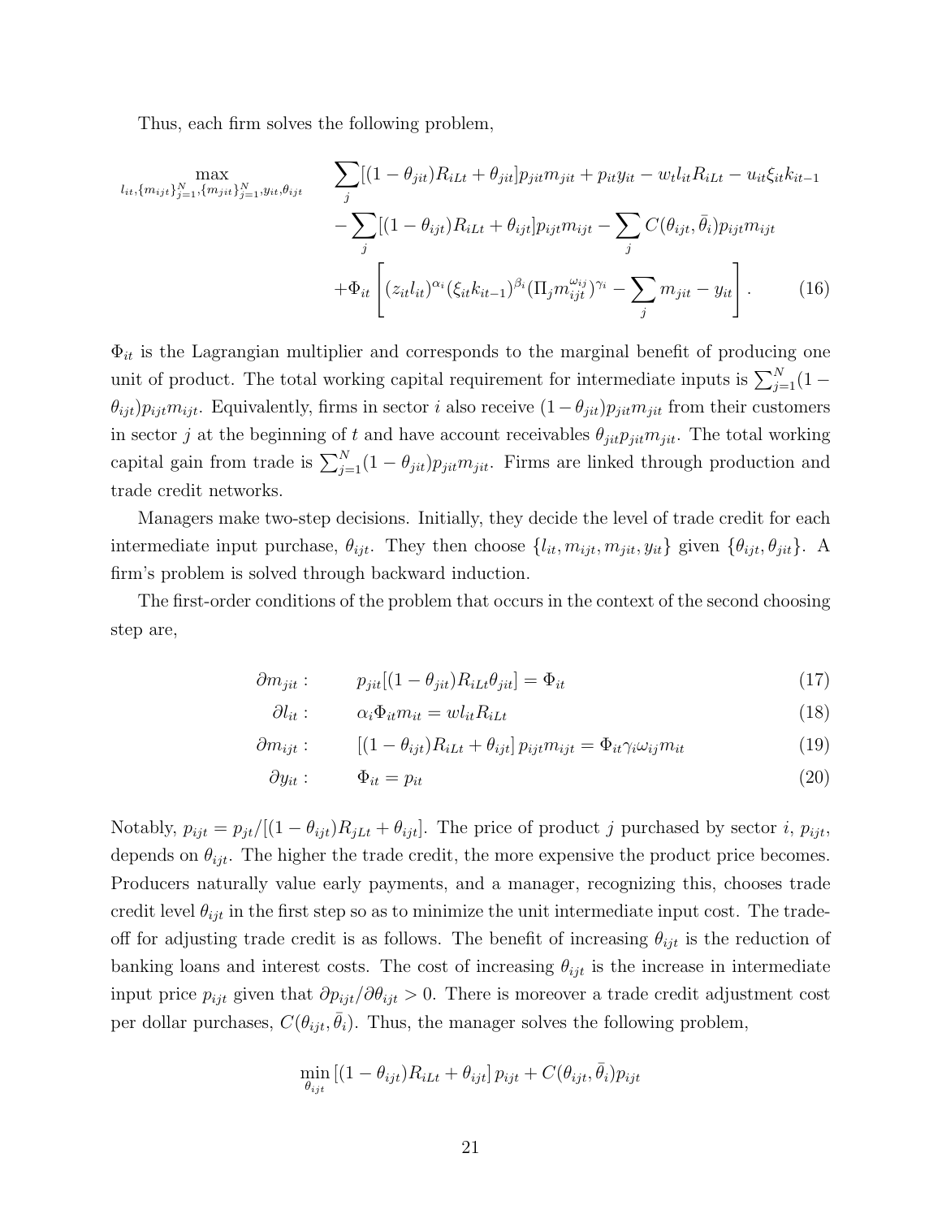Thus, each firm solves the following problem,

$$
\begin{aligned}
\max_{l_{it},\{m_{ijt}\}_{j=1}^{N},\{m_{jit}\}_{j=1}^{N},y_{it},\theta_{ijt}} \quad & \sum_{j}[(1-\theta_{jit})R_{iLt}+\theta_{jit}]p_{jit}m_{jit}+p_{it}y_{it}-w_{t}l_{it}R_{iLt}-u_{it}\xi_{it}k_{it-1} \\
& -\sum_{j}[(1-\theta_{ijt})R_{iLt}+\theta_{ijt}]p_{ijt}m_{ijt}-\sum_{j}C(\theta_{ijt},\bar{\theta}_{i})p_{ijt}m_{ijt} \\
& +\Phi_{it}\left[(z_{it}l_{it})^{\alpha_i}(\xi_{it}k_{it-1})^{\beta_i}(\Pi_{j}m_{ijt}^{\omega_{ij}})^{\gamma_i}-\sum_{j}m_{jit}-y_{it}\right]. \qquad (16)
\end{aligned}
$$

$\Phi_{it}$ is the Lagrangian multiplier and corresponds to the marginal benefit of producing one unit of product. The total working capital requirement for intermediate inputs is $\sum_{j=1}^{N}(1-\theta_{ijt})p_{ijt}m_{ijt}$. Equivalently, firms in sector $i$ also receive $(1-\theta_{jit})p_{jit}m_{jit}$ from their customers in sector $j$ at the beginning of $t$ and have account receivables $\theta_{jit}p_{jit}m_{jit}$. The total working capital gain from trade is $\sum_{j=1}^{N}(1-\theta_{jit})p_{jit}m_{jit}$. Firms are linked through production and trade credit networks.

Managers make two-step decisions. Initially, they decide the level of trade credit for each intermediate input purchase, $\theta_{ijt}$. They then choose $\{l_{it}, m_{ijt}, m_{jit}, y_{it}\}$ given $\{\theta_{ijt}, \theta_{jit}\}$. A firm's problem is solved through backward induction.

The first-order conditions of the problem that occurs in the context of the second choosing step are,

$$\partial m_{jit}: \qquad p_{jit}[(1-\theta_{jit})R_{iLt}\theta_{jit}] = \Phi_{it} \qquad (17)$$

$$\partial l_{it}: \qquad \alpha_i\Phi_{it}m_{it} = wl_{it}R_{iLt} \qquad (18)$$

$$\partial m_{ijt}: \qquad [(1-\theta_{ijt})R_{iLt}+\theta_{ijt}]\,p_{ijt}m_{ijt} = \Phi_{it}\gamma_i\omega_{ij}m_{it} \qquad (19)$$

$$\partial y_{it}: \qquad \Phi_{it} = p_{it} \qquad (20)$$

Notably, $p_{ijt} = p_{jt}/[(1-\theta_{ijt})R_{jLt}+\theta_{ijt}]$. The price of product $j$ purchased by sector $i$, $p_{ijt}$, depends on $\theta_{ijt}$. The higher the trade credit, the more expensive the product price becomes. Producers naturally value early payments, and a manager, recognizing this, chooses trade credit level $\theta_{ijt}$ in the first step so as to minimize the unit intermediate input cost. The trade-off for adjusting trade credit is as follows. The benefit of increasing $\theta_{ijt}$ is the reduction of banking loans and interest costs. The cost of increasing $\theta_{ijt}$ is the increase in intermediate input price $p_{ijt}$ given that $\partial p_{ijt}/\partial\theta_{ijt} > 0$. There is moreover a trade credit adjustment cost per dollar purchases, $C(\theta_{ijt}, \bar{\theta}_i)$. Thus, the manager solves the following problem,

$$\min_{\theta_{ijt}}\,[(1-\theta_{ijt})R_{iLt}+\theta_{ijt}]\,p_{ijt}+C(\theta_{ijt},\bar{\theta}_i)p_{ijt}$$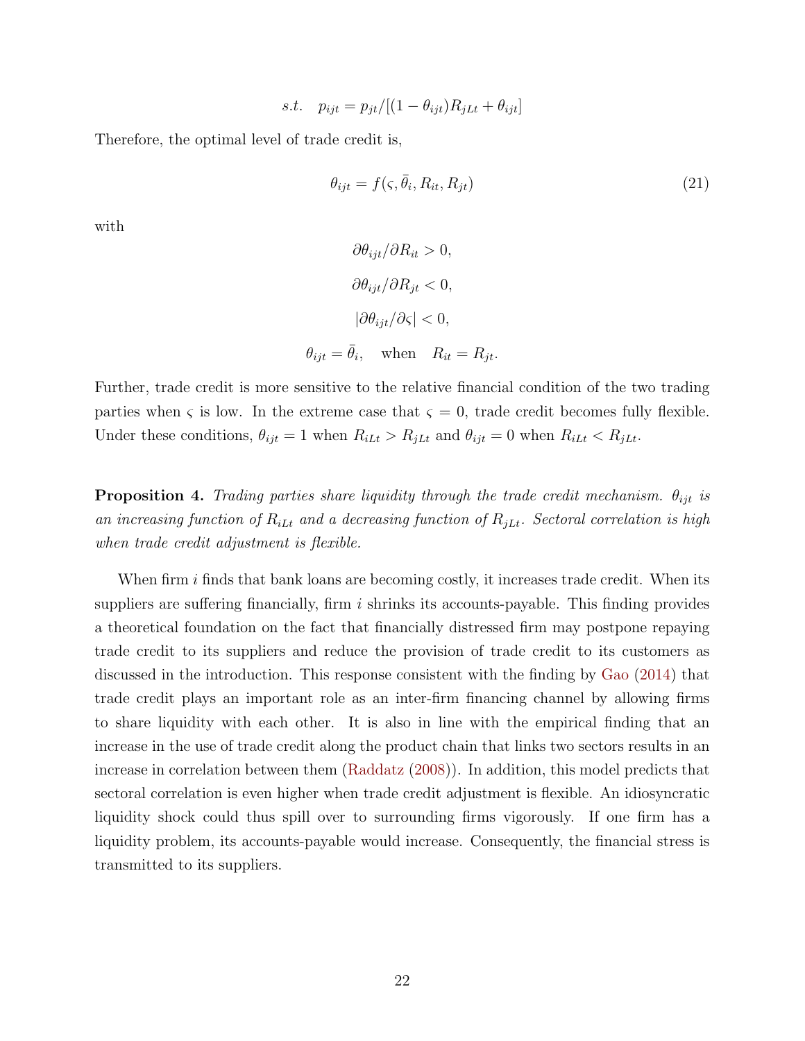$$s.t. \quad p_{ijt} = p_{jt}/[(1-\theta_{ijt})R_{jLt} + \theta_{ijt}]$$

Therefore, the optimal level of trade credit is,

$$\theta_{ijt} = f(\varsigma, \bar{\theta}_i, R_{it}, R_{jt}) \tag{21}$$

with

$$\partial\theta_{ijt}/\partial R_{it} > 0,$$

$$\partial\theta_{ijt}/\partial R_{jt} < 0,$$

$$|\partial\theta_{ijt}/\partial\varsigma| < 0,$$

$$\theta_{ijt} = \bar{\theta}_i, \quad \text{when} \quad R_{it} = R_{jt}.$$

Further, trade credit is more sensitive to the relative financial condition of the two trading parties when $\varsigma$ is low. In the extreme case that $\varsigma = 0$, trade credit becomes fully flexible. Under these conditions, $\theta_{ijt} = 1$ when $R_{iLt} > R_{jLt}$ and $\theta_{ijt} = 0$ when $R_{iLt} < R_{jLt}$.

**Proposition 4.** *Trading parties share liquidity through the trade credit mechanism. $\theta_{ijt}$ is an increasing function of $R_{iLt}$ and a decreasing function of $R_{jLt}$. Sectoral correlation is high when trade credit adjustment is flexible.*

When firm $i$ finds that bank loans are becoming costly, it increases trade credit. When its suppliers are suffering financially, firm $i$ shrinks its accounts-payable. This finding provides a theoretical foundation on the fact that financially distressed firm may postpone repaying trade credit to its suppliers and reduce the provision of trade credit to its customers as discussed in the introduction. This response consistent with the finding by Gao (2014) that trade credit plays an important role as an inter-firm financing channel by allowing firms to share liquidity with each other. It is also in line with the empirical finding that an increase in the use of trade credit along the product chain that links two sectors results in an increase in correlation between them (Raddatz (2008)). In addition, this model predicts that sectoral correlation is even higher when trade credit adjustment is flexible. An idiosyncratic liquidity shock could thus spill over to surrounding firms vigorously. If one firm has a liquidity problem, its accounts-payable would increase. Consequently, the financial stress is transmitted to its suppliers.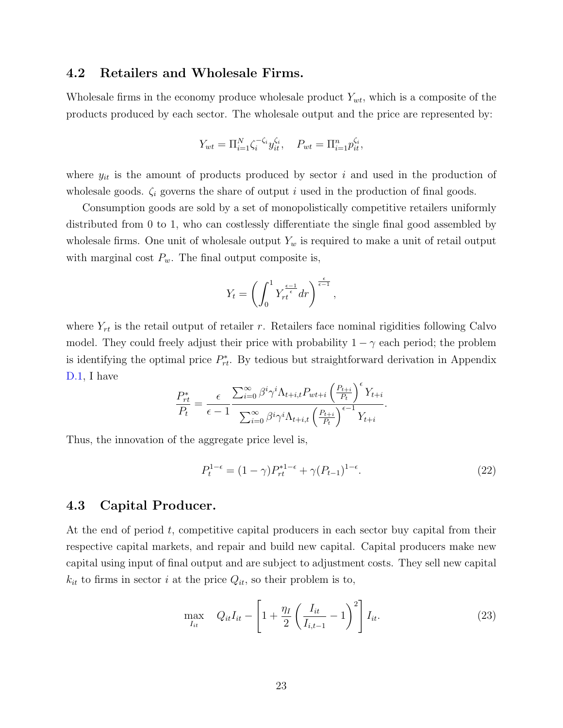## 4.2 Retailers and Wholesale Firms.

Wholesale firms in the economy produce wholesale product $Y_{wt}$, which is a composite of the products produced by each sector. The wholesale output and the price are represented by:

$$Y_{wt} = \Pi_{i=1}^{N} \zeta_i^{-\zeta_i} y_{it}^{\zeta_i}, \quad P_{wt} = \Pi_{i=1}^{n} p_{it}^{\zeta_i},$$

where $y_{it}$ is the amount of products produced by sector $i$ and used in the production of wholesale goods. $\zeta_i$ governs the share of output $i$ used in the production of final goods.

Consumption goods are sold by a set of monopolistically competitive retailers uniformly distributed from 0 to 1, who can costlessly differentiate the single final good assembled by wholesale firms. One unit of wholesale output $Y_w$ is required to make a unit of retail output with marginal cost $P_w$. The final output composite is,

$$Y_t = \left( \int_0^1 Y_{rt}^{\frac{\epsilon-1}{\epsilon}} dr \right)^{\frac{\epsilon}{\epsilon-1}},$$

where $Y_{rt}$ is the retail output of retailer $r$. Retailers face nominal rigidities following Calvo model. They could freely adjust their price with probability $1-\gamma$ each period; the problem is identifying the optimal price $P_{rt}^*$. By tedious but straightforward derivation in Appendix D.1, I have

$$\frac{P_{rt}^*}{P_t} = \frac{\epsilon}{\epsilon - 1} \frac{\sum_{i=0}^{\infty} \beta^i \gamma^i \Lambda_{t+i,t} P_{wt+i} \left( \frac{P_{t+i}}{P_t} \right)^{\epsilon} Y_{t+i}}{\sum_{i=0}^{\infty} \beta^i \gamma^i \Lambda_{t+i,t} \left( \frac{P_{t+i}}{P_t} \right)^{\epsilon-1} Y_{t+i}}.$$

Thus, the innovation of the aggregate price level is,

$$P_t^{1-\epsilon} = (1-\gamma) P_{rt}^{*1-\epsilon} + \gamma (P_{t-1})^{1-\epsilon}. \tag{22}$$

## 4.3 Capital Producer.

At the end of period $t$, competitive capital producers in each sector buy capital from their respective capital markets, and repair and build new capital. Capital producers make new capital using input of final output and are subject to adjustment costs. They sell new capital $k_{it}$ to firms in sector $i$ at the price $Q_{it}$, so their problem is to,

$$\max_{I_{it}} \quad Q_{it} I_{it} - \left[ 1 + \frac{\eta_I}{2} \left( \frac{I_{it}}{I_{i,t-1}} - 1 \right)^2 \right] I_{it}. \tag{23}$$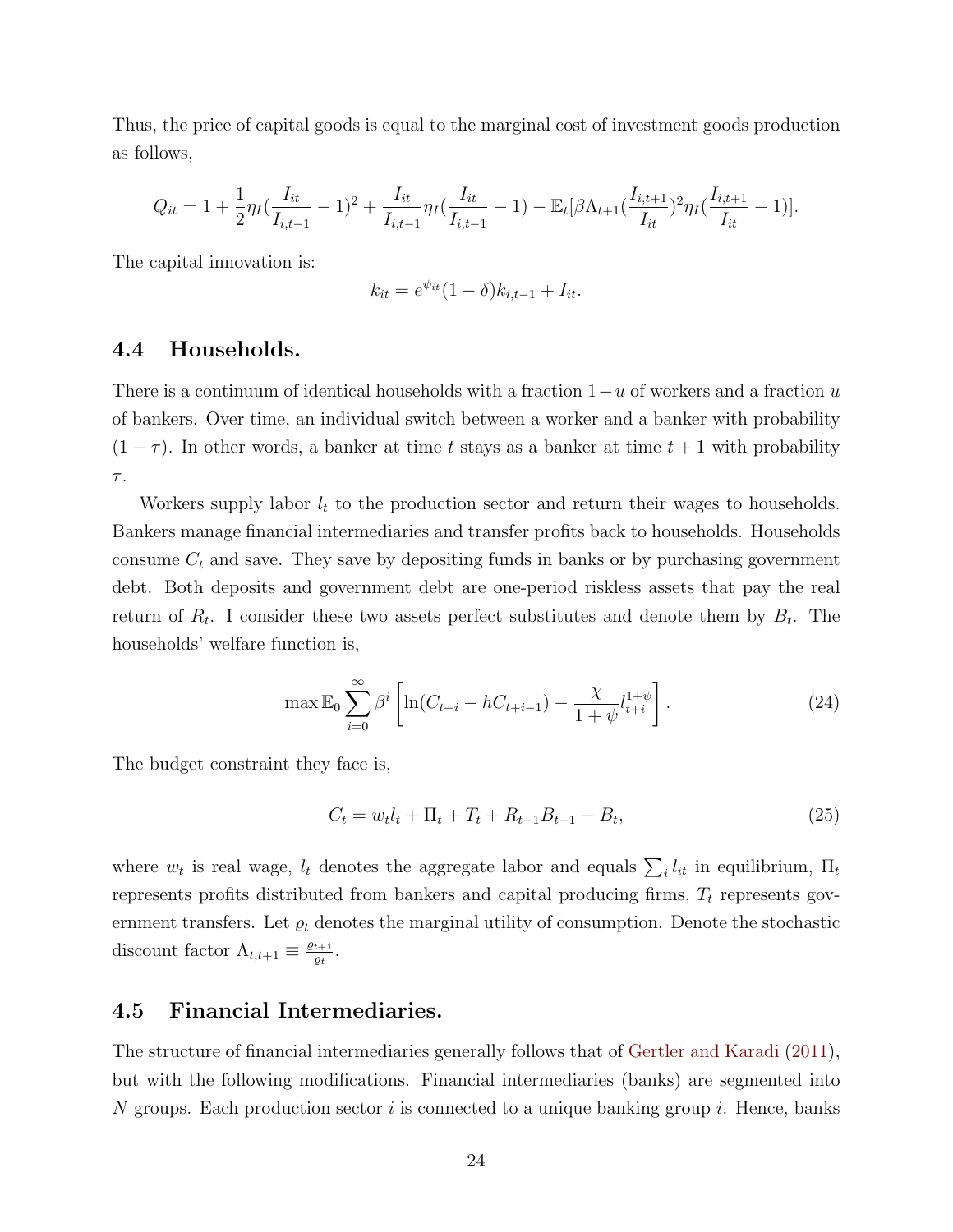Thus, the price of capital goods is equal to the marginal cost of investment goods production as follows,

$$Q_{it} = 1 + \frac{1}{2}\eta_I(\frac{I_{it}}{I_{i,t-1}} - 1)^2 + \frac{I_{it}}{I_{i,t-1}}\eta_I(\frac{I_{it}}{I_{i,t-1}} - 1) - \mathbb{E}_t[\beta\Lambda_{t+1}(\frac{I_{i,t+1}}{I_{it}})^2\eta_I(\frac{I_{i,t+1}}{I_{it}} - 1)].$$

The capital innovation is:

$$k_{it} = e^{\psi_{it}}(1-\delta)k_{i,t-1} + I_{it}.$$

## 4.4 Households.

There is a continuum of identical households with a fraction $1-u$ of workers and a fraction $u$ of bankers. Over time, an individual switch between a worker and a banker with probability $(1-\tau)$. In other words, a banker at time $t$ stays as a banker at time $t+1$ with probability $\tau$.

Workers supply labor $l_t$ to the production sector and return their wages to households. Bankers manage financial intermediaries and transfer profits back to households. Households consume $C_t$ and save. They save by depositing funds in banks or by purchasing government debt. Both deposits and government debt are one-period riskless assets that pay the real return of $R_t$. I consider these two assets perfect substitutes and denote them by $B_t$. The households' welfare function is,

$$\max \mathbb{E}_0 \sum_{i=0}^{\infty} \beta^i \left[\ln(C_{t+i} - hC_{t+i-1}) - \frac{\chi}{1+\psi} l_{t+i}^{1+\psi}\right]. \tag{24}$$

The budget constraint they face is,

$$C_t = w_t l_t + \Pi_t + T_t + R_{t-1}B_{t-1} - B_t, \tag{25}$$

where $w_t$ is real wage, $l_t$ denotes the aggregate labor and equals $\sum_i l_{it}$ in equilibrium, $\Pi_t$ represents profits distributed from bankers and capital producing firms, $T_t$ represents government transfers. Let $\varrho_t$ denotes the marginal utility of consumption. Denote the stochastic discount factor $\Lambda_{t,t+1} \equiv \frac{\varrho_{t+1}}{\varrho_t}$.

## 4.5 Financial Intermediaries.

The structure of financial intermediaries generally follows that of Gertler and Karadi (2011), but with the following modifications. Financial intermediaries (banks) are segmented into $N$ groups. Each production sector $i$ is connected to a unique banking group $i$. Hence, banks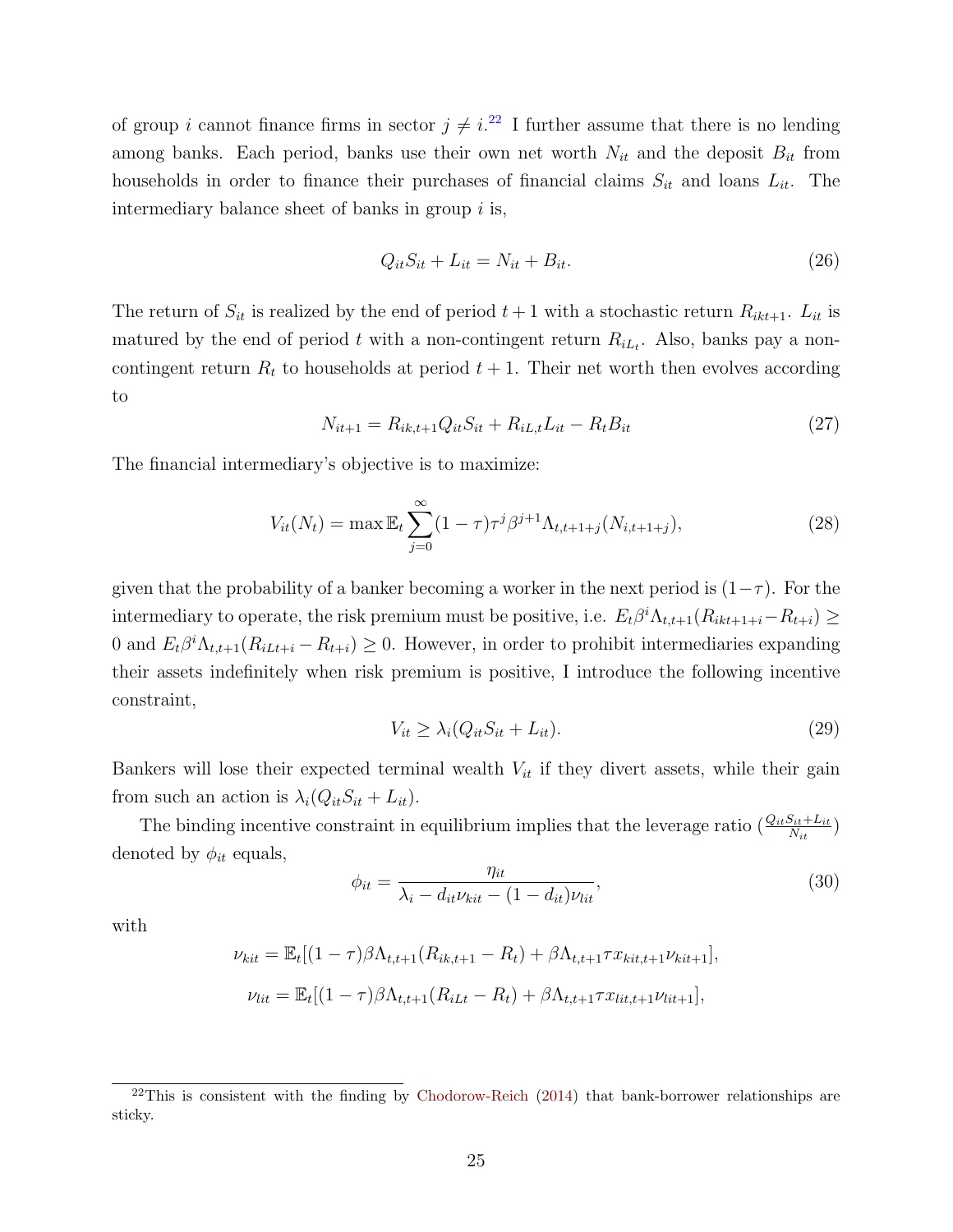of group $i$ cannot finance firms in sector $j \neq i$.[22] I further assume that there is no lending among banks. Each period, banks use their own net worth $N_{it}$ and the deposit $B_{it}$ from households in order to finance their purchases of financial claims $S_{it}$ and loans $L_{it}$. The intermediary balance sheet of banks in group $i$ is,

$$Q_{it}S_{it} + L_{it} = N_{it} + B_{it}. \tag{26}$$

The return of $S_{it}$ is realized by the end of period $t+1$ with a stochastic return $R_{ikt+1}$. $L_{it}$ is matured by the end of period $t$ with a non-contingent return $R_{iL_t}$. Also, banks pay a non-contingent return $R_t$ to households at period $t+1$. Their net worth then evolves according to

$$N_{it+1} = R_{ik,t+1}Q_{it}S_{it} + R_{iL,t}L_{it} - R_tB_{it} \tag{27}$$

The financial intermediary's objective is to maximize:

$$V_{it}(N_t) = \max \mathbb{E}_t \sum_{j=0}^{\infty} (1-\tau)\tau^j \beta^{j+1} \Lambda_{t,t+1+j}(N_{i,t+1+j}), \tag{28}$$

given that the probability of a banker becoming a worker in the next period is $(1-\tau)$. For the intermediary to operate, the risk premium must be positive, i.e. $E_t\beta^i\Lambda_{t,t+1}(R_{ikt+1+i} - R_{t+i}) \geq 0$ and $E_t\beta^i\Lambda_{t,t+1}(R_{iLt+i} - R_{t+i}) \geq 0$. However, in order to prohibit intermediaries expanding their assets indefinitely when risk premium is positive, I introduce the following incentive constraint,

$$V_{it} \geq \lambda_i(Q_{it}S_{it} + L_{it}). \tag{29}$$

Bankers will lose their expected terminal wealth $V_{it}$ if they divert assets, while their gain from such an action is $\lambda_i(Q_{it}S_{it} + L_{it})$.

The binding incentive constraint in equilibrium implies that the leverage ratio ($\frac{Q_{it}S_{it}+L_{it}}{N_{it}}$) denoted by $\phi_{it}$ equals,

$$\phi_{it} = \frac{\eta_{it}}{\lambda_i - d_{it}\nu_{kit} - (1-d_{it})\nu_{lit}}, \tag{30}$$

with

$$\nu_{kit} = \mathbb{E}_t[(1-\tau)\beta\Lambda_{t,t+1}(R_{ik,t+1} - R_t) + \beta\Lambda_{t,t+1}\tau x_{kit,t+1}\nu_{kit+1}],$$

$$\nu_{lit} = \mathbb{E}_t[(1-\tau)\beta\Lambda_{t,t+1}(R_{iLt} - R_t) + \beta\Lambda_{t,t+1}\tau x_{lit,t+1}\nu_{lit+1}],$$

[22] This is consistent with the finding by Chodorow-Reich (2014) that bank-borrower relationships are sticky.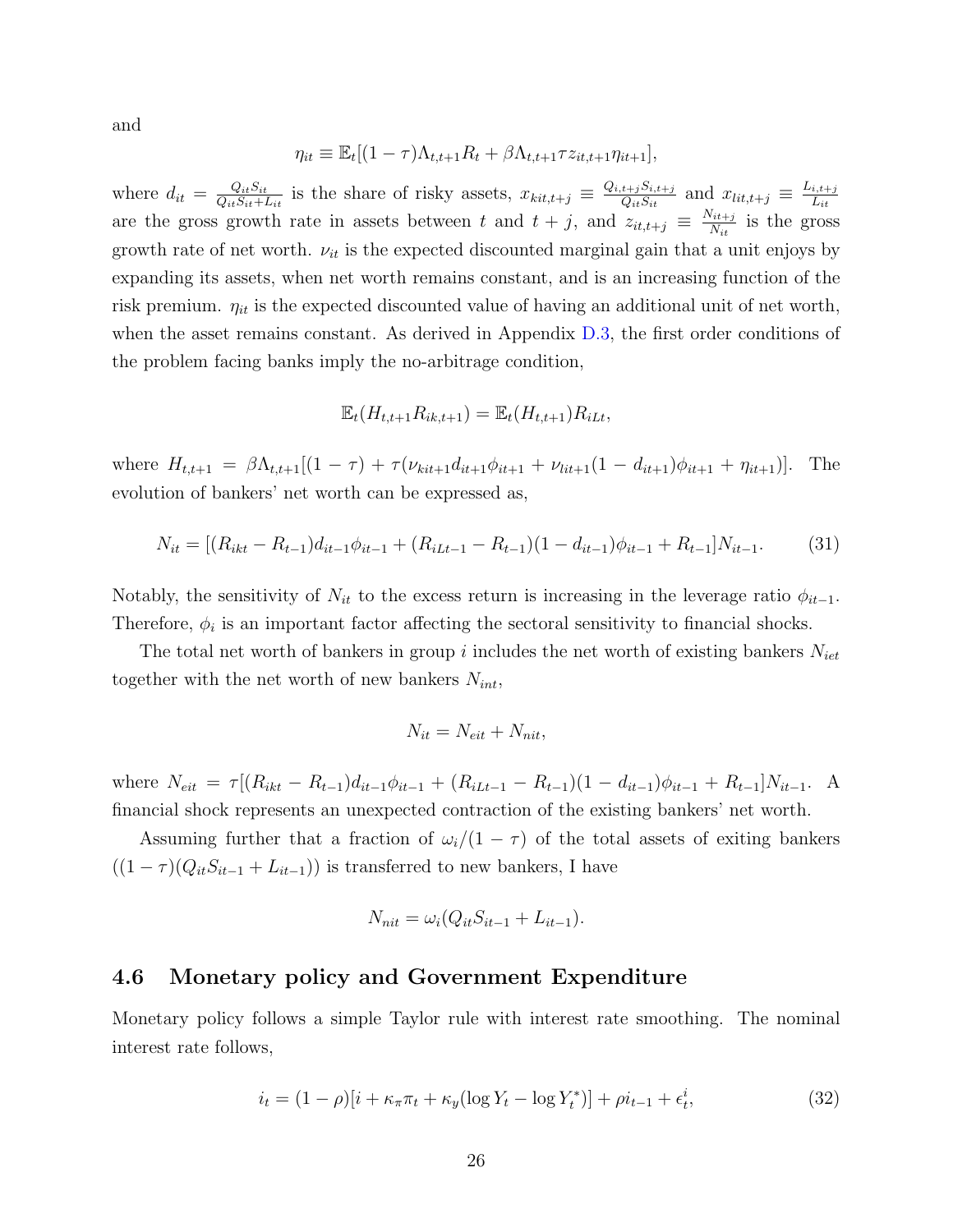and

$$\eta_{it} \equiv \mathbb{E}_t[(1-\tau)\Lambda_{t,t+1}R_t + \beta\Lambda_{t,t+1}\tau z_{it,t+1}\eta_{it+1}],$$

where $d_{it} = \frac{Q_{it}S_{it}}{Q_{it}S_{it}+L_{it}}$ is the share of risky assets, $x_{kit,t+j} \equiv \frac{Q_{i,t+j}S_{i,t+j}}{Q_{it}S_{it}}$ and $x_{lit,t+j} \equiv \frac{L_{i,t+j}}{L_{it}}$ are the gross growth rate in assets between $t$ and $t+j$, and $z_{it,t+j} \equiv \frac{N_{it+j}}{N_{it}}$ is the gross growth rate of net worth. $\nu_{it}$ is the expected discounted marginal gain that a unit enjoys by expanding its assets, when net worth remains constant, and is an increasing function of the risk premium. $\eta_{it}$ is the expected discounted value of having an additional unit of net worth, when the asset remains constant. As derived in Appendix D.3, the first order conditions of the problem facing banks imply the no-arbitrage condition,

$$\mathbb{E}_t(H_{t,t+1}R_{ik,t+1}) = \mathbb{E}_t(H_{t,t+1})R_{iLt},$$

where $H_{t,t+1} = \beta\Lambda_{t,t+1}[(1-\tau) + \tau(\nu_{kit+1}d_{it+1}\phi_{it+1} + \nu_{lit+1}(1-d_{it+1})\phi_{it+1} + \eta_{it+1})]$. The evolution of bankers' net worth can be expressed as,

$$N_{it} = [(R_{ikt} - R_{t-1})d_{it-1}\phi_{it-1} + (R_{iLt-1} - R_{t-1})(1-d_{it-1})\phi_{it-1} + R_{t-1}]N_{it-1}. \tag{31}$$

Notably, the sensitivity of $N_{it}$ to the excess return is increasing in the leverage ratio $\phi_{it-1}$. Therefore, $\phi_i$ is an important factor affecting the sectoral sensitivity to financial shocks.

The total net worth of bankers in group $i$ includes the net worth of existing bankers $N_{iet}$ together with the net worth of new bankers $N_{int}$,

$$N_{it} = N_{eit} + N_{nit},$$

where $N_{eit} = \tau[(R_{ikt} - R_{t-1})d_{it-1}\phi_{it-1} + (R_{iLt-1} - R_{t-1})(1-d_{it-1})\phi_{it-1} + R_{t-1}]N_{it-1}$. A financial shock represents an unexpected contraction of the existing bankers' net worth.

Assuming further that a fraction of $\omega_i/(1-\tau)$ of the total assets of exiting bankers $((1-\tau)(Q_{it}S_{it-1} + L_{it-1}))$ is transferred to new bankers, I have

$$N_{nit} = \omega_i(Q_{it}S_{it-1} + L_{it-1}).$$

### 4.6 Monetary policy and Government Expenditure

Monetary policy follows a simple Taylor rule with interest rate smoothing. The nominal interest rate follows,

$$i_t = (1-\rho)[i + \kappa_\pi\pi_t + \kappa_y(\log Y_t - \log Y_t^*)] + \rho i_{t-1} + \epsilon_t^i, \tag{32}$$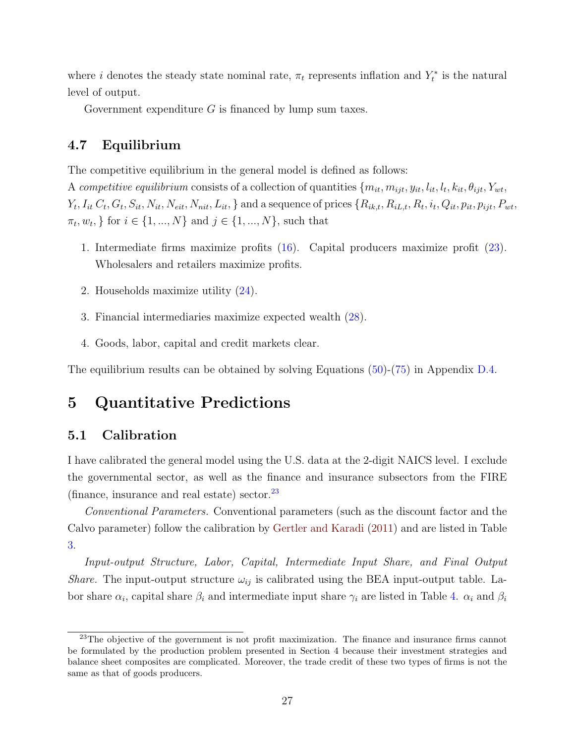where $i$ denotes the steady state nominal rate, $\pi_t$ represents inflation and $Y_t^*$ is the natural level of output.

Government expenditure $G$ is financed by lump sum taxes.

### 4.7 Equilibrium

The competitive equilibrium in the general model is defined as follows:
A *competitive equilibrium* consists of a collection of quantities $\{m_{it}, m_{ijt}, y_{it}, l_{it}, l_t, k_{it}, \theta_{ijt}, Y_{wt}, Y_t, I_{it}\, C_t, G_t, S_{it}, N_{it}, N_{eit}, N_{nit}, L_{it}, \}$ and a sequence of prices $\{R_{ik,t}, R_{iL,t}, R_t, i_t, Q_{it}, p_{it}, p_{ijt}, P_{wt}, \pi_t, w_t, \}$ for $i \in \{1, ..., N\}$ and $j \in \{1, ..., N\}$, such that

1. Intermediate firms maximize profits (16). Capital producers maximize profit (23). Wholesalers and retailers maximize profits.
2. Households maximize utility (24).
3. Financial intermediaries maximize expected wealth (28).
4. Goods, labor, capital and credit markets clear.

The equilibrium results can be obtained by solving Equations (50)-(75) in Appendix D.4.

## 5 Quantitative Predictions

### 5.1 Calibration

I have calibrated the general model using the U.S. data at the 2-digit NAICS level. I exclude the governmental sector, as well as the finance and insurance subsectors from the FIRE (finance, insurance and real estate) sector.[23]

*Conventional Parameters.* Conventional parameters (such as the discount factor and the Calvo parameter) follow the calibration by Gertler and Karadi (2011) and are listed in Table 3.

*Input-output Structure, Labor, Capital, Intermediate Input Share, and Final Output Share.* The input-output structure $\omega_{ij}$ is calibrated using the BEA input-output table. Labor share $\alpha_i$, capital share $\beta_i$ and intermediate input share $\gamma_i$ are listed in Table 4. $\alpha_i$ and $\beta_i$

[23] The objective of the government is not profit maximization. The finance and insurance firms cannot be formulated by the production problem presented in Section 4 because their investment strategies and balance sheet composites are complicated. Moreover, the trade credit of these two types of firms is not the same as that of goods producers.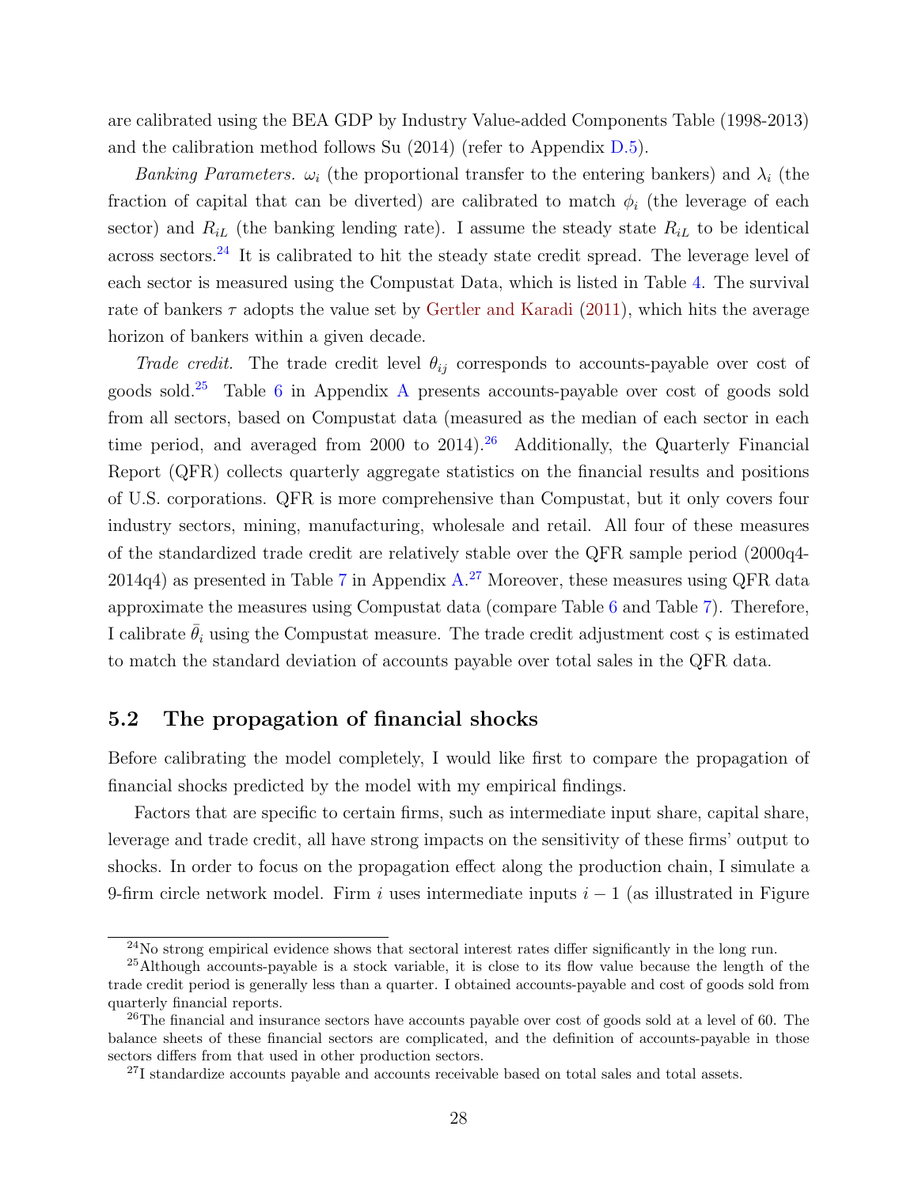are calibrated using the BEA GDP by Industry Value-added Components Table (1998-2013) and the calibration method follows Su (2014) (refer to Appendix D.5).

*Banking Parameters.* $\omega_i$ (the proportional transfer to the entering bankers) and $\lambda_i$ (the fraction of capital that can be diverted) are calibrated to match $\phi_i$ (the leverage of each sector) and $R_{iL}$ (the banking lending rate). I assume the steady state $R_{iL}$ to be identical across sectors.[24] It is calibrated to hit the steady state credit spread. The leverage level of each sector is measured using the Compustat Data, which is listed in Table 4. The survival rate of bankers $\tau$ adopts the value set by Gertler and Karadi (2011), which hits the average horizon of bankers within a given decade.

*Trade credit.* The trade credit level $\theta_{ij}$ corresponds to accounts-payable over cost of goods sold.[25] Table 6 in Appendix A presents accounts-payable over cost of goods sold from all sectors, based on Compustat data (measured as the median of each sector in each time period, and averaged from 2000 to 2014).[26] Additionally, the Quarterly Financial Report (QFR) collects quarterly aggregate statistics on the financial results and positions of U.S. corporations. QFR is more comprehensive than Compustat, but it only covers four industry sectors, mining, manufacturing, wholesale and retail. All four of these measures of the standardized trade credit are relatively stable over the QFR sample period (2000q4-2014q4) as presented in Table 7 in Appendix A.[27] Moreover, these measures using QFR data approximate the measures using Compustat data (compare Table 6 and Table 7). Therefore, I calibrate $\bar{\theta}_i$ using the Compustat measure. The trade credit adjustment cost $\varsigma$ is estimated to match the standard deviation of accounts payable over total sales in the QFR data.

## 5.2 The propagation of financial shocks

Before calibrating the model completely, I would like first to compare the propagation of financial shocks predicted by the model with my empirical findings.

Factors that are specific to certain firms, such as intermediate input share, capital share, leverage and trade credit, all have strong impacts on the sensitivity of these firms' output to shocks. In order to focus on the propagation effect along the production chain, I simulate a 9-firm circle network model. Firm $i$ uses intermediate inputs $i-1$ (as illustrated in Figure

[24] No strong empirical evidence shows that sectoral interest rates differ significantly in the long run.

[25] Although accounts-payable is a stock variable, it is close to its flow value because the length of the trade credit period is generally less than a quarter. I obtained accounts-payable and cost of goods sold from quarterly financial reports.

[26] The financial and insurance sectors have accounts payable over cost of goods sold at a level of 60. The balance sheets of these financial sectors are complicated, and the definition of accounts-payable in those sectors differs from that used in other production sectors.

[27] I standardize accounts payable and accounts receivable based on total sales and total assets.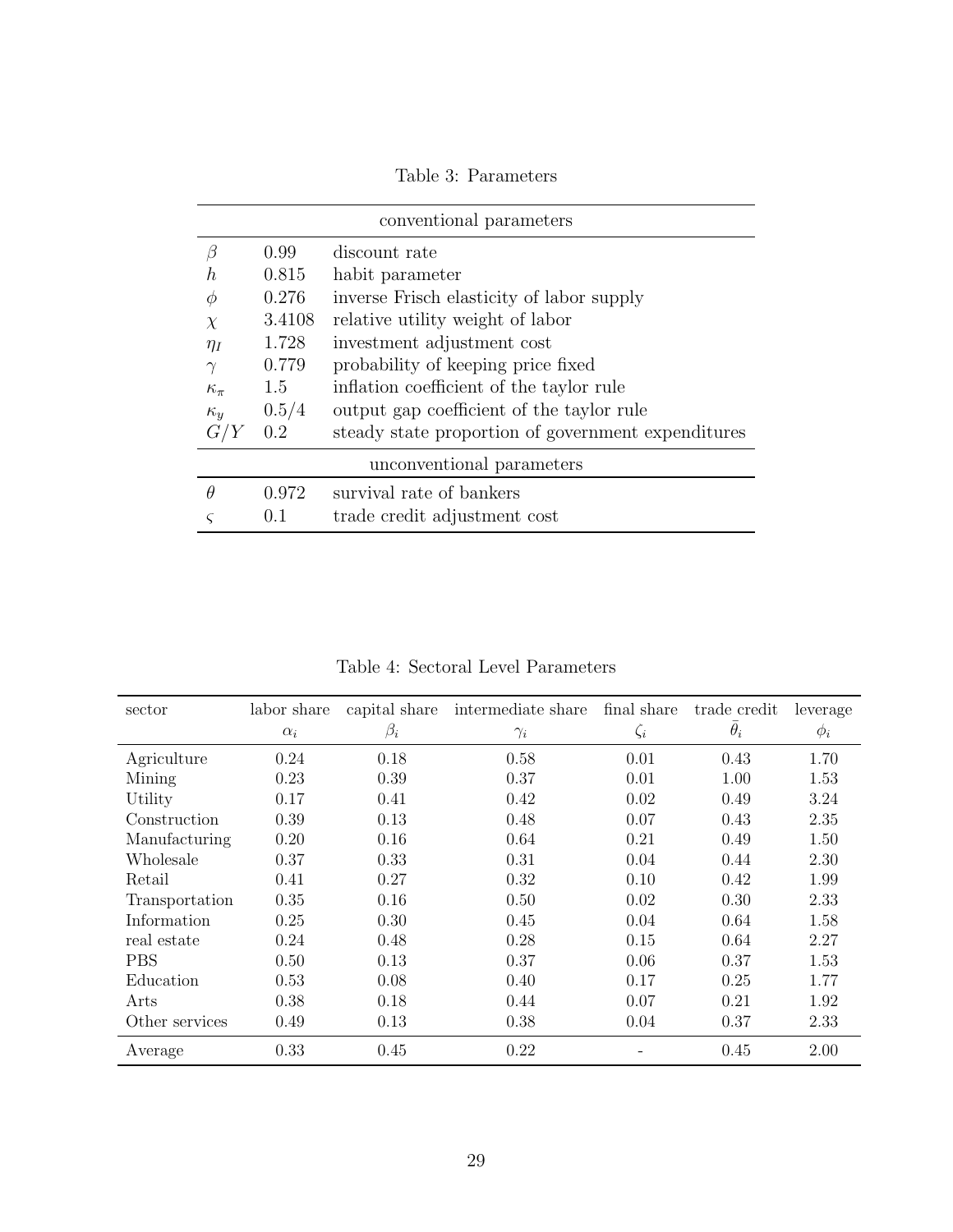Table 3: Parameters

| | | |
|---|---|---|
| conventional parameters | | |
| $\beta$ | 0.99 | discount rate |
| $h$ | 0.815 | habit parameter |
| $\phi$ | 0.276 | inverse Frisch elasticity of labor supply |
| $\chi$ | 3.4108 | relative utility weight of labor |
| $\eta_I$ | 1.728 | investment adjustment cost |
| $\gamma$ | 0.779 | probability of keeping price fixed |
| $\kappa_\pi$ | 1.5 | inflation coefficient of the taylor rule |
| $\kappa_y$ | 0.5/4 | output gap coefficient of the taylor rule |
| $G/Y$ | 0.2 | steady state proportion of government expenditures |
| unconventional parameters | | |
| $\theta$ | 0.972 | survival rate of bankers |
| $\varsigma$ | 0.1 | trade credit adjustment cost |

Table 4: Sectoral Level Parameters

| sector | labor share $\alpha_i$ | capital share $\beta_i$ | intermediate share $\gamma_i$ | final share $\zeta_i$ | trade credit $\bar{\theta}_i$ | leverage $\phi_i$ |
|---|---|---|---|---|---|---|
| Agriculture | 0.24 | 0.18 | 0.58 | 0.01 | 0.43 | 1.70 |
| Mining | 0.23 | 0.39 | 0.37 | 0.01 | 1.00 | 1.53 |
| Utility | 0.17 | 0.41 | 0.42 | 0.02 | 0.49 | 3.24 |
| Construction | 0.39 | 0.13 | 0.48 | 0.07 | 0.43 | 2.35 |
| Manufacturing | 0.20 | 0.16 | 0.64 | 0.21 | 0.49 | 1.50 |
| Wholesale | 0.37 | 0.33 | 0.31 | 0.04 | 0.44 | 2.30 |
| Retail | 0.41 | 0.27 | 0.32 | 0.10 | 0.42 | 1.99 |
| Transportation | 0.35 | 0.16 | 0.50 | 0.02 | 0.30 | 2.33 |
| Information | 0.25 | 0.30 | 0.45 | 0.04 | 0.64 | 1.58 |
| real estate | 0.24 | 0.48 | 0.28 | 0.15 | 0.64 | 2.27 |
| PBS | 0.50 | 0.13 | 0.37 | 0.06 | 0.37 | 1.53 |
| Education | 0.53 | 0.08 | 0.40 | 0.17 | 0.25 | 1.77 |
| Arts | 0.38 | 0.18 | 0.44 | 0.07 | 0.21 | 1.92 |
| Other services | 0.49 | 0.13 | 0.38 | 0.04 | 0.37 | 2.33 |
| Average | 0.33 | 0.45 | 0.22 | - | 0.45 | 2.00 |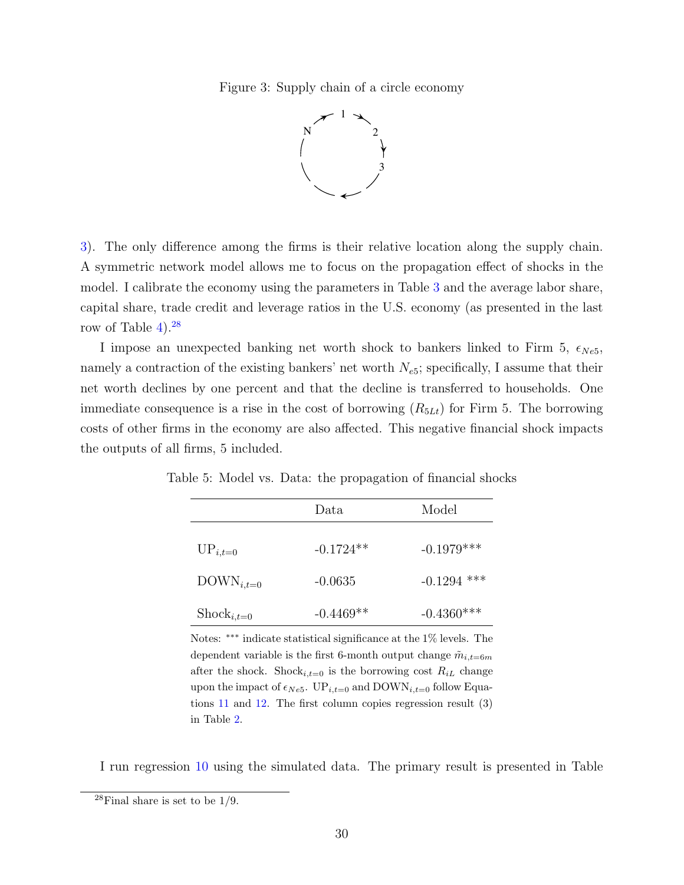Figure 3: Supply chain of a circle economy

3). The only difference among the firms is their relative location along the supply chain. A symmetric network model allows me to focus on the propagation effect of shocks in the model. I calibrate the economy using the parameters in Table 3 and the average labor share, capital share, trade credit and leverage ratios in the U.S. economy (as presented in the last row of Table 4).[28]

I impose an unexpected banking net worth shock to bankers linked to Firm 5, $\epsilon_{Ne5}$, namely a contraction of the existing bankers' net worth $N_{e5}$; specifically, I assume that their net worth declines by one percent and that the decline is transferred to households. One immediate consequence is a rise in the cost of borrowing ($R_{5Lt}$) for Firm 5. The borrowing costs of other firms in the economy are also affected. This negative financial shock impacts the outputs of all firms, 5 included.

Table 5: Model vs. Data: the propagation of financial shocks

| | Data | Model |
|---|---|---|
| $\text{UP}_{i,t=0}$ | -0.1724** | -0.1979*** |
| $\text{DOWN}_{i,t=0}$ | -0.0635 | -0.1294 *** |
| $\text{Shock}_{i,t=0}$ | -0.4469** | -0.4360*** |

Notes: *** indicate statistical significance at the 1% levels. The dependent variable is the first 6-month output change $\tilde{m}_{i,t=6m}$ after the shock. $\text{Shock}_{i,t=0}$ is the borrowing cost $R_{iL}$ change upon the impact of $\epsilon_{Ne5}$. $\text{UP}_{i,t=0}$ and $\text{DOWN}_{i,t=0}$ follow Equations 11 and 12. The first column copies regression result (3) in Table 2.

I run regression 10 using the simulated data. The primary result is presented in Table

[28] Final share is set to be 1/9.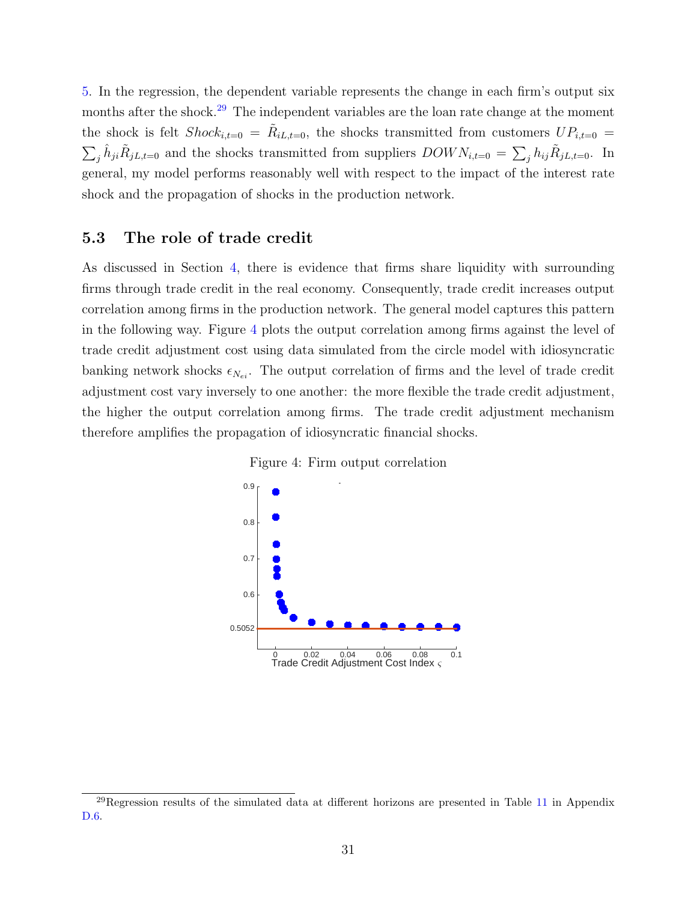5. In the regression, the dependent variable represents the change in each firm's output six months after the shock.[29] The independent variables are the loan rate change at the moment the shock is felt $Shock_{i,t=0} = \tilde{R}_{iL,t=0}$, the shocks transmitted from customers $UP_{i,t=0} = \sum_j \hat{h}_{ji}\tilde{R}_{jL,t=0}$ and the shocks transmitted from suppliers $DOWN_{i,t=0} = \sum_j h_{ij}\tilde{R}_{jL,t=0}$. In general, my model performs reasonably well with respect to the impact of the interest rate shock and the propagation of shocks in the production network.

### 5.3 The role of trade credit

As discussed in Section 4, there is evidence that firms share liquidity with surrounding firms through trade credit in the real economy. Consequently, trade credit increases output correlation among firms in the production network. The general model captures this pattern in the following way. Figure 4 plots the output correlation among firms against the level of trade credit adjustment cost using data simulated from the circle model with idiosyncratic banking network shocks $\epsilon_{N_{ei}}$. The output correlation of firms and the level of trade credit adjustment cost vary inversely to one another: the more flexible the trade credit adjustment, the higher the output correlation among firms. The trade credit adjustment mechanism therefore amplifies the propagation of idiosyncratic financial shocks.

Figure 4: Firm output correlation

[29]Regression results of the simulated data at different horizons are presented in Table 11 in Appendix D.6.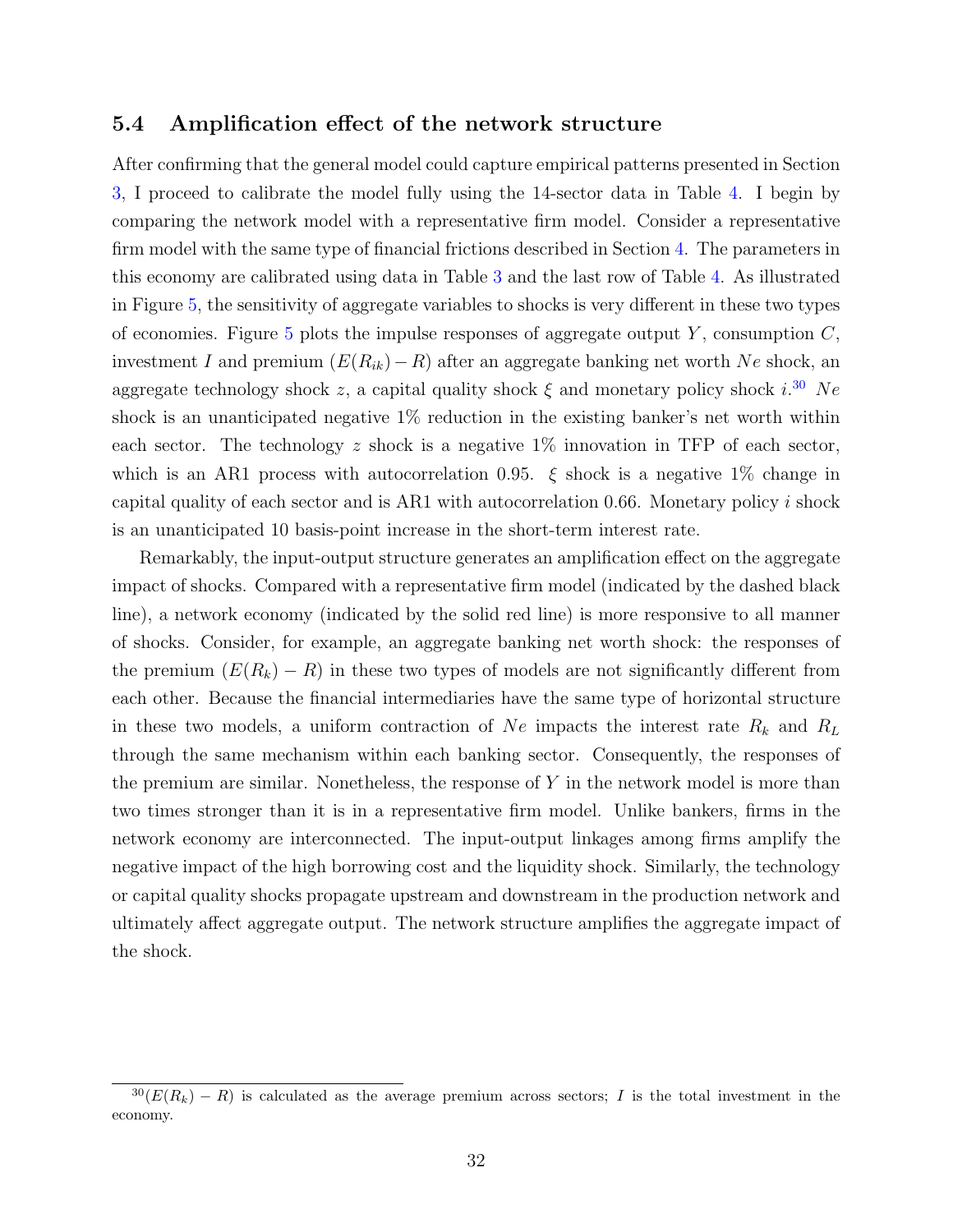### 5.4 Amplification effect of the network structure

After confirming that the general model could capture empirical patterns presented in Section 3, I proceed to calibrate the model fully using the 14-sector data in Table 4. I begin by comparing the network model with a representative firm model. Consider a representative firm model with the same type of financial frictions described in Section 4. The parameters in this economy are calibrated using data in Table 3 and the last row of Table 4. As illustrated in Figure 5, the sensitivity of aggregate variables to shocks is very different in these two types of economies. Figure 5 plots the impulse responses of aggregate output $Y$, consumption $C$, investment $I$ and premium $(E(R_{ik}) - R)$ after an aggregate banking net worth $Ne$ shock, an aggregate technology shock $z$, a capital quality shock $\xi$ and monetary policy shock $i$.[30] $Ne$ shock is an unanticipated negative 1% reduction in the existing banker's net worth within each sector. The technology $z$ shock is a negative 1% innovation in TFP of each sector, which is an AR1 process with autocorrelation 0.95. $\xi$ shock is a negative 1% change in capital quality of each sector and is AR1 with autocorrelation 0.66. Monetary policy $i$ shock is an unanticipated 10 basis-point increase in the short-term interest rate.

Remarkably, the input-output structure generates an amplification effect on the aggregate impact of shocks. Compared with a representative firm model (indicated by the dashed black line), a network economy (indicated by the solid red line) is more responsive to all manner of shocks. Consider, for example, an aggregate banking net worth shock: the responses of the premium $(E(R_k) - R)$ in these two types of models are not significantly different from each other. Because the financial intermediaries have the same type of horizontal structure in these two models, a uniform contraction of $Ne$ impacts the interest rate $R_k$ and $R_L$ through the same mechanism within each banking sector. Consequently, the responses of the premium are similar. Nonetheless, the response of $Y$ in the network model is more than two times stronger than it is in a representative firm model. Unlike bankers, firms in the network economy are interconnected. The input-output linkages among firms amplify the negative impact of the high borrowing cost and the liquidity shock. Similarly, the technology or capital quality shocks propagate upstream and downstream in the production network and ultimately affect aggregate output. The network structure amplifies the aggregate impact of the shock.

[30] $(E(R_k) - R)$ is calculated as the average premium across sectors; $I$ is the total investment in the economy.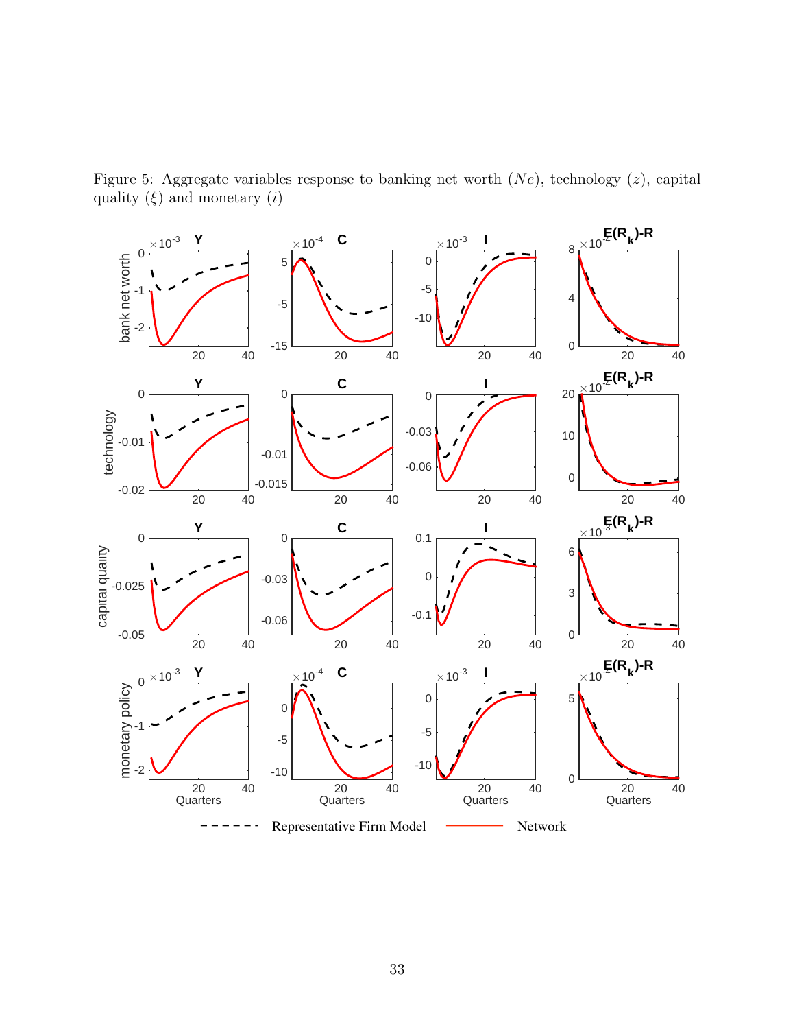Figure 5: Aggregate variables response to banking net worth ($Ne$), technology ($z$), capital quality ($\xi$) and monetary ($i$)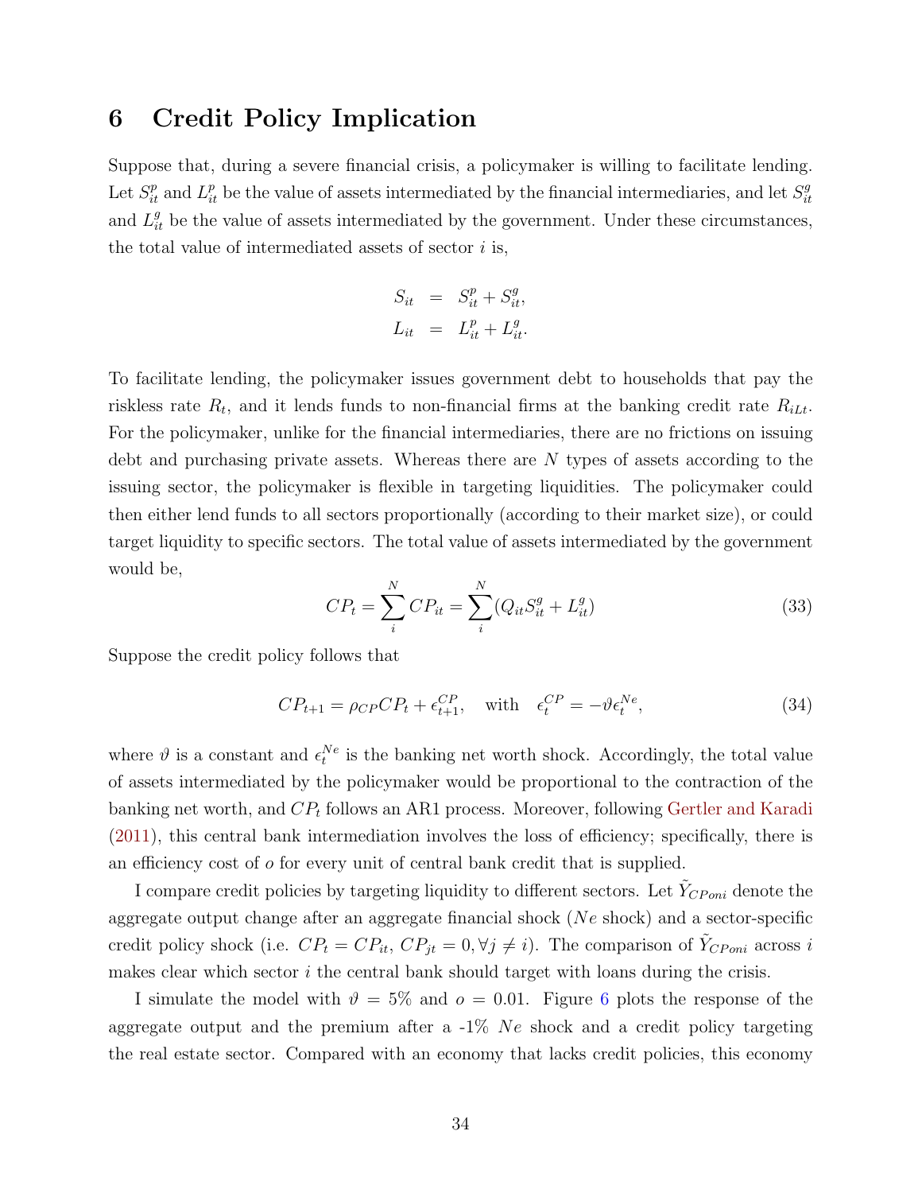# 6 Credit Policy Implication

Suppose that, during a severe financial crisis, a policymaker is willing to facilitate lending. Let $S_{it}^p$ and $L_{it}^p$ be the value of assets intermediated by the financial intermediaries, and let $S_{it}^g$ and $L_{it}^g$ be the value of assets intermediated by the government. Under these circumstances, the total value of intermediated assets of sector $i$ is,

$$
\begin{aligned}
S_{it} &= S_{it}^p + S_{it}^g, \\
L_{it} &= L_{it}^p + L_{it}^g.
\end{aligned}
$$

To facilitate lending, the policymaker issues government debt to households that pay the riskless rate $R_t$, and it lends funds to non-financial firms at the banking credit rate $R_{iLt}$. For the policymaker, unlike for the financial intermediaries, there are no frictions on issuing debt and purchasing private assets. Whereas there are $N$ types of assets according to the issuing sector, the policymaker is flexible in targeting liquidities. The policymaker could then either lend funds to all sectors proportionally (according to their market size), or could target liquidity to specific sectors. The total value of assets intermediated by the government would be,

$$
CP_t = \sum_i^N CP_{it} = \sum_i^N (Q_{it} S_{it}^g + L_{it}^g) \tag{33}
$$

Suppose the credit policy follows that

$$
CP_{t+1} = \rho_{CP} CP_t + \epsilon_{t+1}^{CP}, \quad \text{with} \quad \epsilon_t^{CP} = -\vartheta \epsilon_t^{Ne}, \tag{34}
$$

where $\vartheta$ is a constant and $\epsilon_t^{Ne}$ is the banking net worth shock. Accordingly, the total value of assets intermediated by the policymaker would be proportional to the contraction of the banking net worth, and $CP_t$ follows an AR1 process. Moreover, following Gertler and Karadi (2011), this central bank intermediation involves the loss of efficiency; specifically, there is an efficiency cost of $o$ for every unit of central bank credit that is supplied.

I compare credit policies by targeting liquidity to different sectors. Let $\tilde{Y}_{CPoni}$ denote the aggregate output change after an aggregate financial shock ($Ne$ shock) and a sector-specific credit policy shock (i.e. $CP_t = CP_{it}$, $CP_{jt} = 0, \forall j \neq i$). The comparison of $\tilde{Y}_{CPoni}$ across $i$ makes clear which sector $i$ the central bank should target with loans during the crisis.

I simulate the model with $\vartheta = 5\%$ and $o = 0.01$. Figure 6 plots the response of the aggregate output and the premium after a -1% $Ne$ shock and a credit policy targeting the real estate sector. Compared with an economy that lacks credit policies, this economy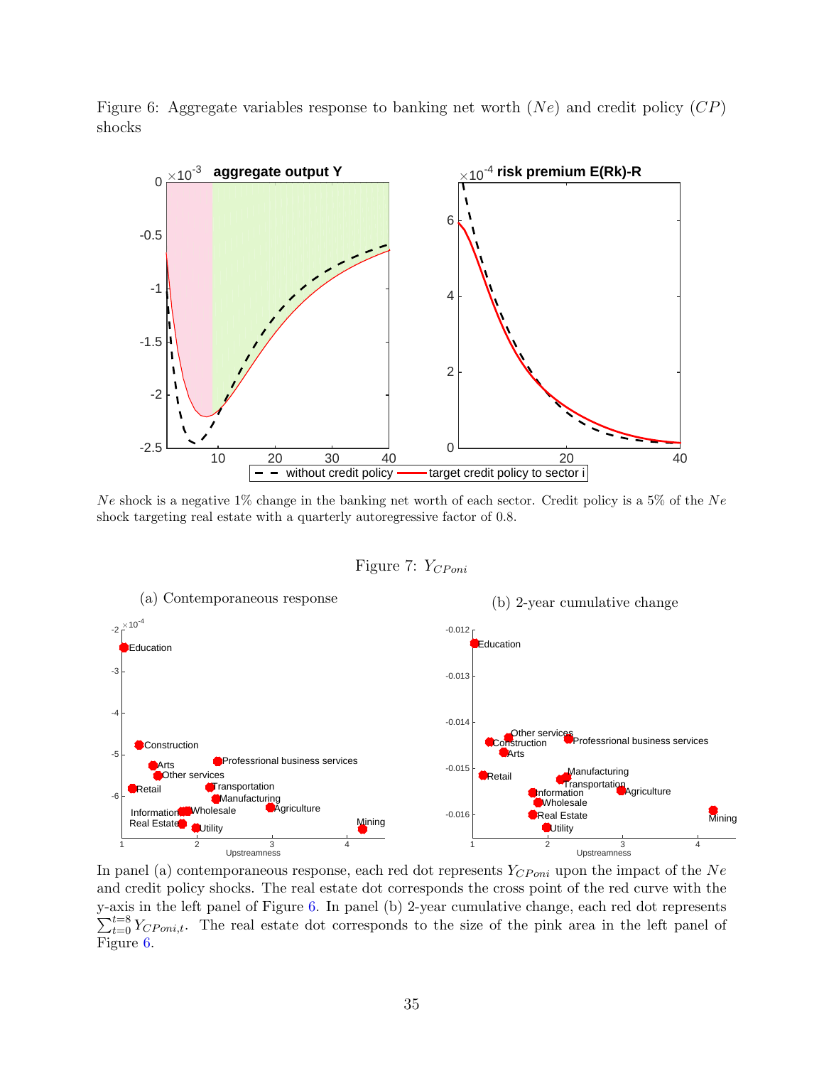Figure 6: Aggregate variables response to banking net worth ($Ne$) and credit policy ($CP$) shocks

$Ne$ shock is a negative 1% change in the banking net worth of each sector. Credit policy is a 5% of the $Ne$ shock targeting real estate with a quarterly autoregressive factor of 0.8.

Figure 7: $Y_{CPoni}$

(a) Contemporaneous response

(b) 2-year cumulative change

In panel (a) contemporaneous response, each red dot represents $Y_{CPoni}$ upon the impact of the $Ne$ and credit policy shocks. The real estate dot corresponds the cross point of the red curve with the y-axis in the left panel of Figure 6. In panel (b) 2-year cumulative change, each red dot represents $\sum_{t=0}^{t=8} Y_{CPoni,t}$. The real estate dot corresponds to the size of the pink area in the left panel of Figure 6.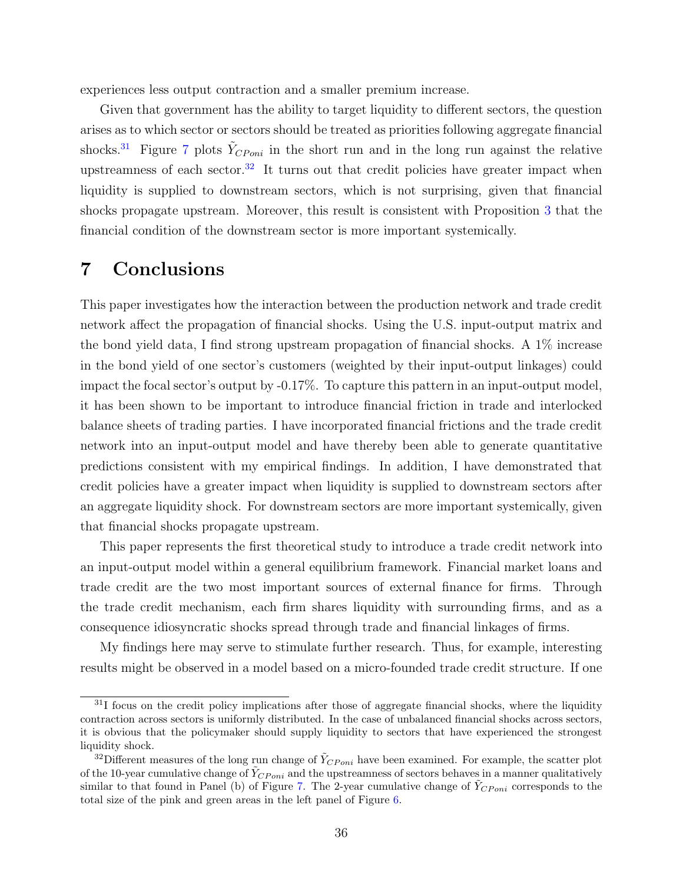experiences less output contraction and a smaller premium increase.

Given that government has the ability to target liquidity to different sectors, the question arises as to which sector or sectors should be treated as priorities following aggregate financial shocks.[31] Figure 7 plots $\tilde{Y}_{CPoni}$ in the short run and in the long run against the relative upstreamness of each sector.[32] It turns out that credit policies have greater impact when liquidity is supplied to downstream sectors, which is not surprising, given that financial shocks propagate upstream. Moreover, this result is consistent with Proposition 3 that the financial condition of the downstream sector is more important systemically.

# 7 Conclusions

This paper investigates how the interaction between the production network and trade credit network affect the propagation of financial shocks. Using the U.S. input-output matrix and the bond yield data, I find strong upstream propagation of financial shocks. A 1% increase in the bond yield of one sector's customers (weighted by their input-output linkages) could impact the focal sector's output by -0.17%. To capture this pattern in an input-output model, it has been shown to be important to introduce financial friction in trade and interlocked balance sheets of trading parties. I have incorporated financial frictions and the trade credit network into an input-output model and have thereby been able to generate quantitative predictions consistent with my empirical findings. In addition, I have demonstrated that credit policies have a greater impact when liquidity is supplied to downstream sectors after an aggregate liquidity shock. For downstream sectors are more important systemically, given that financial shocks propagate upstream.

This paper represents the first theoretical study to introduce a trade credit network into an input-output model within a general equilibrium framework. Financial market loans and trade credit are the two most important sources of external finance for firms. Through the trade credit mechanism, each firm shares liquidity with surrounding firms, and as a consequence idiosyncratic shocks spread through trade and financial linkages of firms.

My findings here may serve to stimulate further research. Thus, for example, interesting results might be observed in a model based on a micro-founded trade credit structure. If one

[31] I focus on the credit policy implications after those of aggregate financial shocks, where the liquidity contraction across sectors is uniformly distributed. In the case of unbalanced financial shocks across sectors, it is obvious that the policymaker should supply liquidity to sectors that have experienced the strongest liquidity shock.

[32] Different measures of the long run change of $\tilde{Y}_{CPoni}$ have been examined. For example, the scatter plot of the 10-year cumulative change of $\tilde{Y}_{CPoni}$ and the upstreamness of sectors behaves in a manner qualitatively similar to that found in Panel (b) of Figure 7. The 2-year cumulative change of $\tilde{Y}_{CPoni}$ corresponds to the total size of the pink and green areas in the left panel of Figure 6.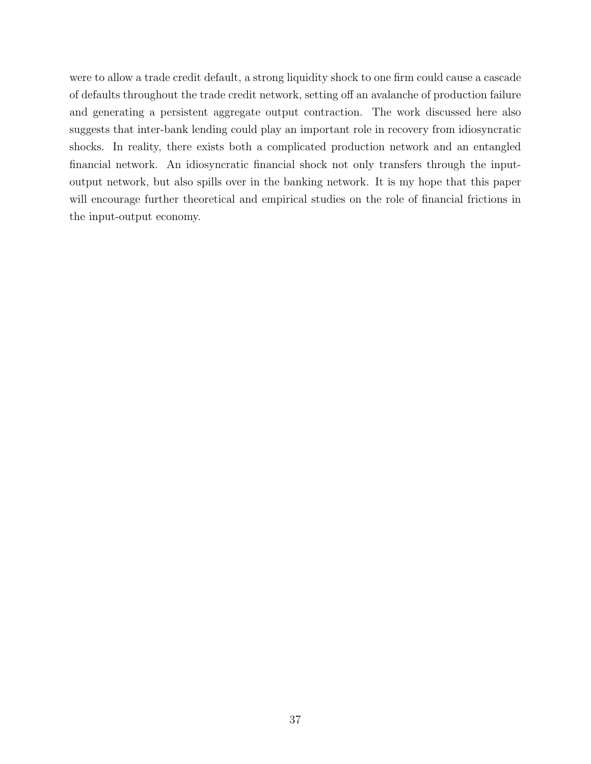were to allow a trade credit default, a strong liquidity shock to one firm could cause a cascade of defaults throughout the trade credit network, setting off an avalanche of production failure and generating a persistent aggregate output contraction. The work discussed here also suggests that inter-bank lending could play an important role in recovery from idiosyncratic shocks. In reality, there exists both a complicated production network and an entangled financial network. An idiosyncratic financial shock not only transfers through the input-output network, but also spills over in the banking network. It is my hope that this paper will encourage further theoretical and empirical studies on the role of financial frictions in the input-output economy.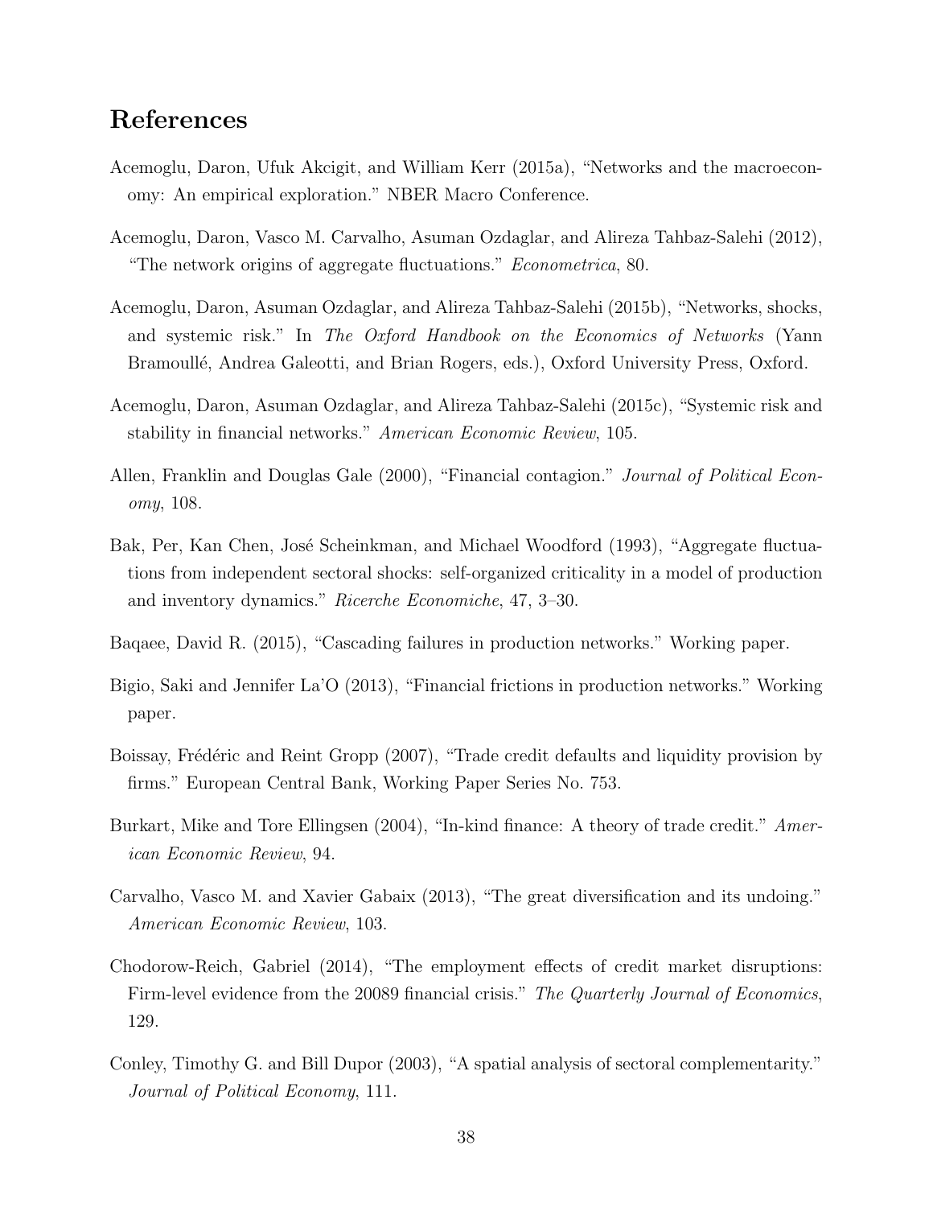## References

Acemoglu, Daron, Ufuk Akcigit, and William Kerr (2015a), "Networks and the macroeconomy: An empirical exploration." NBER Macro Conference.

Acemoglu, Daron, Vasco M. Carvalho, Asuman Ozdaglar, and Alireza Tahbaz-Salehi (2012), "The network origins of aggregate fluctuations." *Econometrica*, 80.

Acemoglu, Daron, Asuman Ozdaglar, and Alireza Tahbaz-Salehi (2015b), "Networks, shocks, and systemic risk." In *The Oxford Handbook on the Economics of Networks* (Yann Bramoullé, Andrea Galeotti, and Brian Rogers, eds.), Oxford University Press, Oxford.

Acemoglu, Daron, Asuman Ozdaglar, and Alireza Tahbaz-Salehi (2015c), "Systemic risk and stability in financial networks." *American Economic Review*, 105.

Allen, Franklin and Douglas Gale (2000), "Financial contagion." *Journal of Political Economy*, 108.

Bak, Per, Kan Chen, José Scheinkman, and Michael Woodford (1993), "Aggregate fluctuations from independent sectoral shocks: self-organized criticality in a model of production and inventory dynamics." *Ricerche Economiche*, 47, 3–30.

Baqaee, David R. (2015), "Cascading failures in production networks." Working paper.

Bigio, Saki and Jennifer La'O (2013), "Financial frictions in production networks." Working paper.

Boissay, Frédéric and Reint Gropp (2007), "Trade credit defaults and liquidity provision by firms." European Central Bank, Working Paper Series No. 753.

Burkart, Mike and Tore Ellingsen (2004), "In-kind finance: A theory of trade credit." *American Economic Review*, 94.

Carvalho, Vasco M. and Xavier Gabaix (2013), "The great diversification and its undoing." *American Economic Review*, 103.

Chodorow-Reich, Gabriel (2014), "The employment effects of credit market disruptions: Firm-level evidence from the 20089 financial crisis." *The Quarterly Journal of Economics*, 129.

Conley, Timothy G. and Bill Dupor (2003), "A spatial analysis of sectoral complementarity." *Journal of Political Economy*, 111.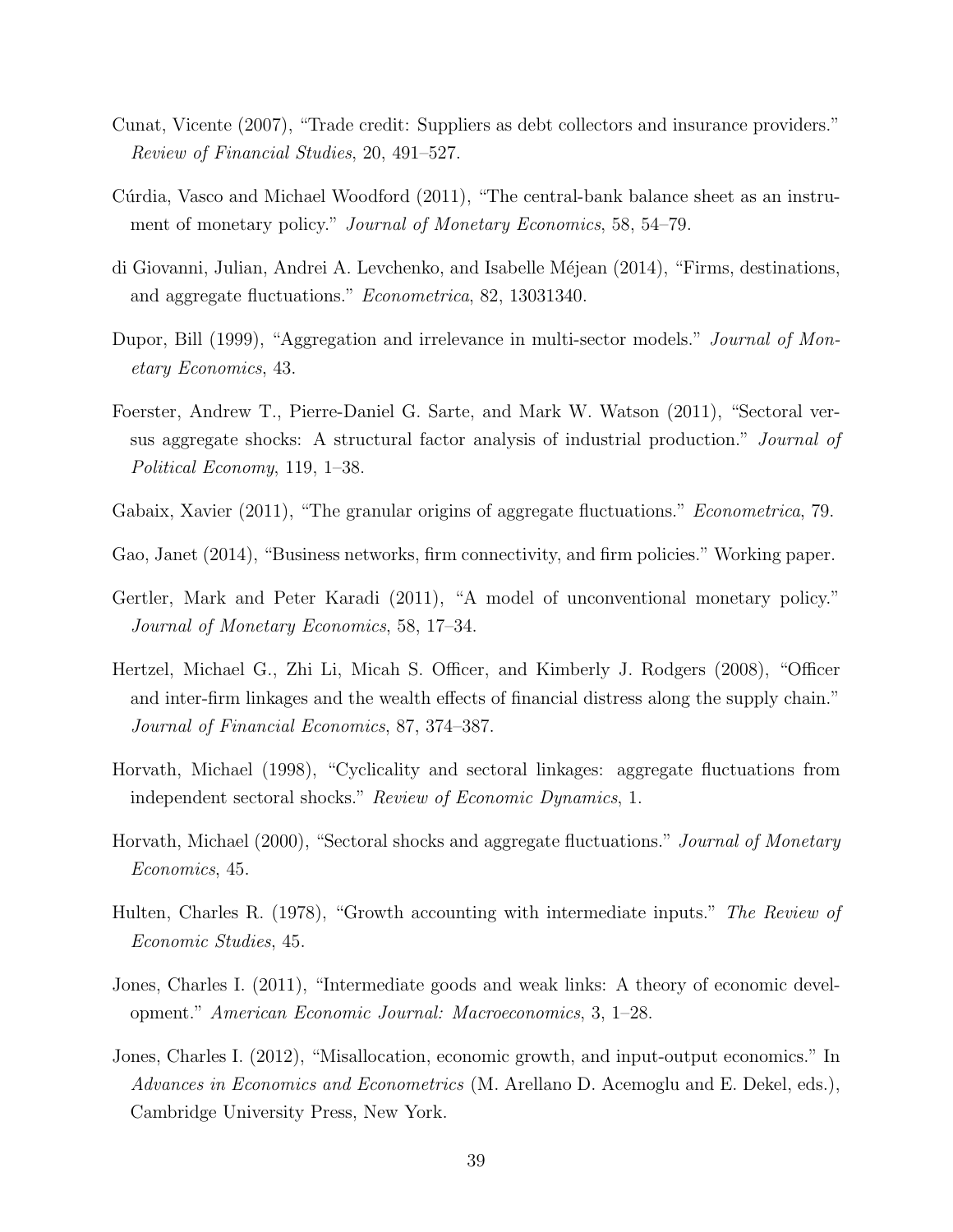Cunat, Vicente (2007), "Trade credit: Suppliers as debt collectors and insurance providers." *Review of Financial Studies*, 20, 491–527.

Cúrdia, Vasco and Michael Woodford (2011), "The central-bank balance sheet as an instrument of monetary policy." *Journal of Monetary Economics*, 58, 54–79.

di Giovanni, Julian, Andrei A. Levchenko, and Isabelle Méjean (2014), "Firms, destinations, and aggregate fluctuations." *Econometrica*, 82, 13031340.

Dupor, Bill (1999), "Aggregation and irrelevance in multi-sector models." *Journal of Monetary Economics*, 43.

Foerster, Andrew T., Pierre-Daniel G. Sarte, and Mark W. Watson (2011), "Sectoral versus aggregate shocks: A structural factor analysis of industrial production." *Journal of Political Economy*, 119, 1–38.

Gabaix, Xavier (2011), "The granular origins of aggregate fluctuations." *Econometrica*, 79.

Gao, Janet (2014), "Business networks, firm connectivity, and firm policies." Working paper.

Gertler, Mark and Peter Karadi (2011), "A model of unconventional monetary policy." *Journal of Monetary Economics*, 58, 17–34.

Hertzel, Michael G., Zhi Li, Micah S. Officer, and Kimberly J. Rodgers (2008), "Officer and inter-firm linkages and the wealth effects of financial distress along the supply chain." *Journal of Financial Economics*, 87, 374–387.

Horvath, Michael (1998), "Cyclicality and sectoral linkages: aggregate fluctuations from independent sectoral shocks." *Review of Economic Dynamics*, 1.

Horvath, Michael (2000), "Sectoral shocks and aggregate fluctuations." *Journal of Monetary Economics*, 45.

Hulten, Charles R. (1978), "Growth accounting with intermediate inputs." *The Review of Economic Studies*, 45.

Jones, Charles I. (2011), "Intermediate goods and weak links: A theory of economic development." *American Economic Journal: Macroeconomics*, 3, 1–28.

Jones, Charles I. (2012), "Misallocation, economic growth, and input-output economics." In *Advances in Economics and Econometrics* (M. Arellano D. Acemoglu and E. Dekel, eds.), Cambridge University Press, New York.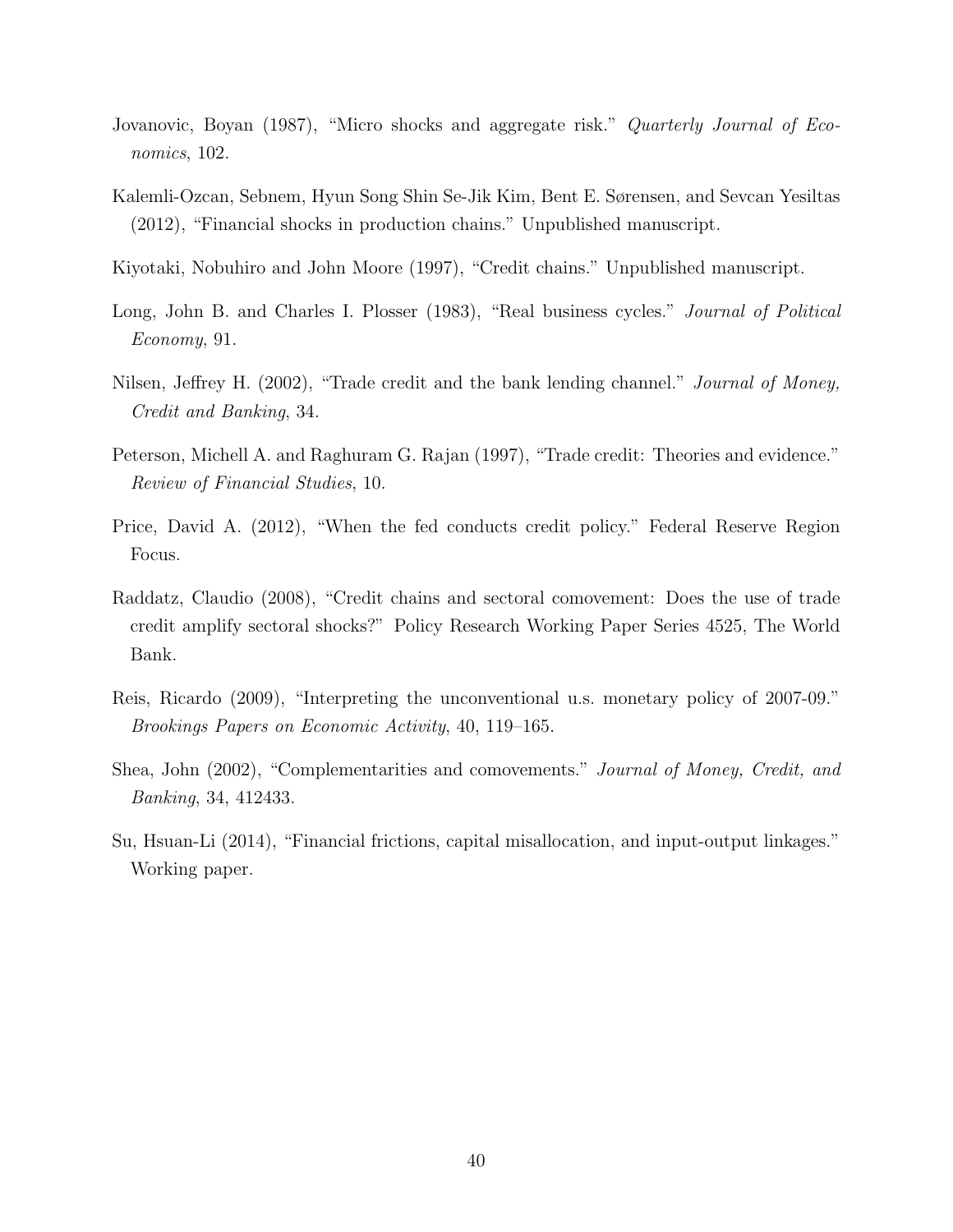Jovanovic, Boyan (1987), "Micro shocks and aggregate risk." *Quarterly Journal of Economics*, 102.

Kalemli-Ozcan, Sebnem, Hyun Song Shin Se-Jik Kim, Bent E. Sørensen, and Sevcan Yesiltas (2012), "Financial shocks in production chains." Unpublished manuscript.

Kiyotaki, Nobuhiro and John Moore (1997), "Credit chains." Unpublished manuscript.

Long, John B. and Charles I. Plosser (1983), "Real business cycles." *Journal of Political Economy*, 91.

Nilsen, Jeffrey H. (2002), "Trade credit and the bank lending channel." *Journal of Money, Credit and Banking*, 34.

Peterson, Michell A. and Raghuram G. Rajan (1997), "Trade credit: Theories and evidence." *Review of Financial Studies*, 10.

Price, David A. (2012), "When the fed conducts credit policy." Federal Reserve Region Focus.

Raddatz, Claudio (2008), "Credit chains and sectoral comovement: Does the use of trade credit amplify sectoral shocks?" Policy Research Working Paper Series 4525, The World Bank.

Reis, Ricardo (2009), "Interpreting the unconventional u.s. monetary policy of 2007-09." *Brookings Papers on Economic Activity*, 40, 119–165.

Shea, John (2002), "Complementarities and comovements." *Journal of Money, Credit, and Banking*, 34, 412433.

Su, Hsuan-Li (2014), "Financial frictions, capital misallocation, and input-output linkages." Working paper.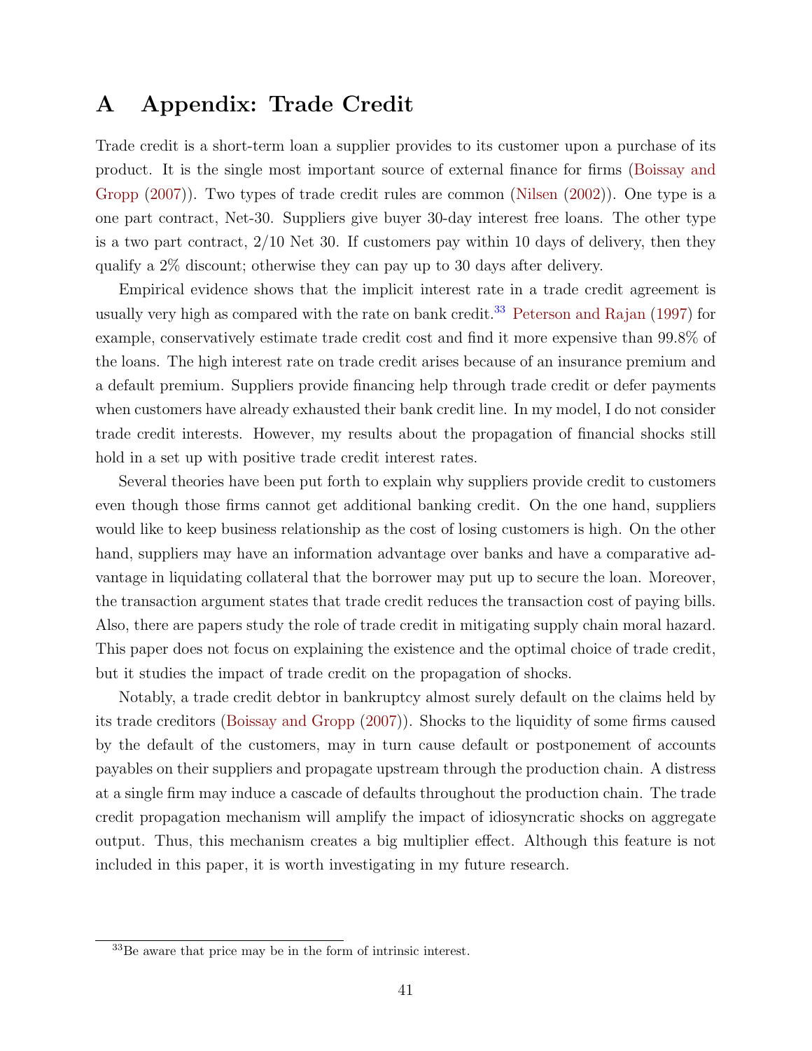# A Appendix: Trade Credit

Trade credit is a short-term loan a supplier provides to its customer upon a purchase of its product. It is the single most important source of external finance for firms (Boissay and Gropp (2007)). Two types of trade credit rules are common (Nilsen (2002)). One type is a one part contract, Net-30. Suppliers give buyer 30-day interest free loans. The other type is a two part contract, 2/10 Net 30. If customers pay within 10 days of delivery, then they qualify a 2% discount; otherwise they can pay up to 30 days after delivery.

Empirical evidence shows that the implicit interest rate in a trade credit agreement is usually very high as compared with the rate on bank credit.[33] Peterson and Rajan (1997) for example, conservatively estimate trade credit cost and find it more expensive than 99.8% of the loans. The high interest rate on trade credit arises because of an insurance premium and a default premium. Suppliers provide financing help through trade credit or defer payments when customers have already exhausted their bank credit line. In my model, I do not consider trade credit interests. However, my results about the propagation of financial shocks still hold in a set up with positive trade credit interest rates.

Several theories have been put forth to explain why suppliers provide credit to customers even though those firms cannot get additional banking credit. On the one hand, suppliers would like to keep business relationship as the cost of losing customers is high. On the other hand, suppliers may have an information advantage over banks and have a comparative advantage in liquidating collateral that the borrower may put up to secure the loan. Moreover, the transaction argument states that trade credit reduces the transaction cost of paying bills. Also, there are papers study the role of trade credit in mitigating supply chain moral hazard. This paper does not focus on explaining the existence and the optimal choice of trade credit, but it studies the impact of trade credit on the propagation of shocks.

Notably, a trade credit debtor in bankruptcy almost surely default on the claims held by its trade creditors (Boissay and Gropp (2007)). Shocks to the liquidity of some firms caused by the default of the customers, may in turn cause default or postponement of accounts payables on their suppliers and propagate upstream through the production chain. A distress at a single firm may induce a cascade of defaults throughout the production chain. The trade credit propagation mechanism will amplify the impact of idiosyncratic shocks on aggregate output. Thus, this mechanism creates a big multiplier effect. Although this feature is not included in this paper, it is worth investigating in my future research.

[33] Be aware that price may be in the form of intrinsic interest.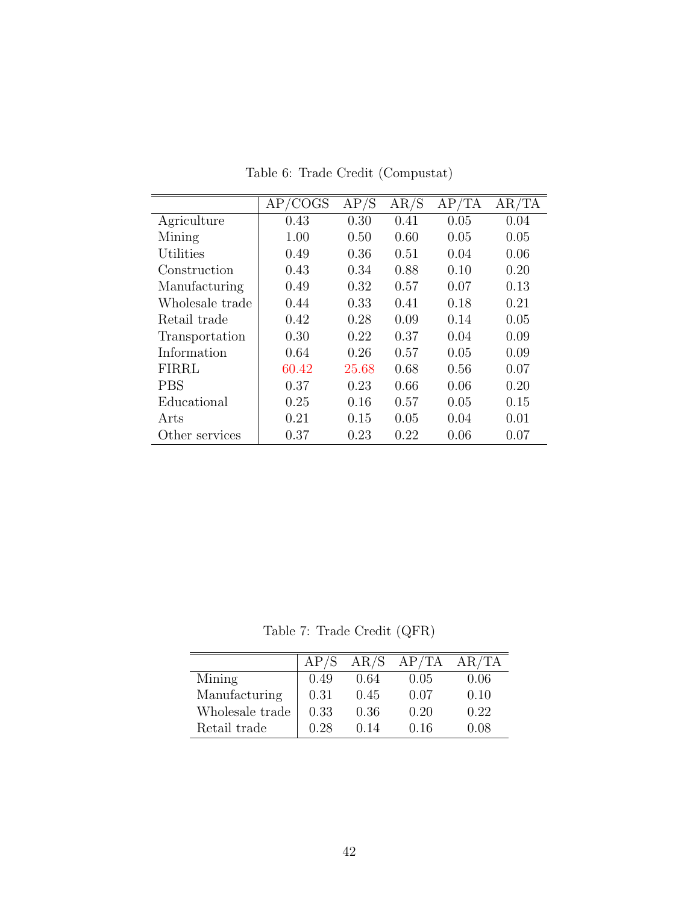Table 6: Trade Credit (Compustat)

|  | AP/COGS | AP/S | AR/S | AP/TA | AR/TA |
|---|---|---|---|---|---|
| Agriculture | 0.43 | 0.30 | 0.41 | 0.05 | 0.04 |
| Mining | 1.00 | 0.50 | 0.60 | 0.05 | 0.05 |
| Utilities | 0.49 | 0.36 | 0.51 | 0.04 | 0.06 |
| Construction | 0.43 | 0.34 | 0.88 | 0.10 | 0.20 |
| Manufacturing | 0.49 | 0.32 | 0.57 | 0.07 | 0.13 |
| Wholesale trade | 0.44 | 0.33 | 0.41 | 0.18 | 0.21 |
| Retail trade | 0.42 | 0.28 | 0.09 | 0.14 | 0.05 |
| Transportation | 0.30 | 0.22 | 0.37 | 0.04 | 0.09 |
| Information | 0.64 | 0.26 | 0.57 | 0.05 | 0.09 |
| FIRRL | 60.42 | 25.68 | 0.68 | 0.56 | 0.07 |
| PBS | 0.37 | 0.23 | 0.66 | 0.06 | 0.20 |
| Educational | 0.25 | 0.16 | 0.57 | 0.05 | 0.15 |
| Arts | 0.21 | 0.15 | 0.05 | 0.04 | 0.01 |
| Other services | 0.37 | 0.23 | 0.22 | 0.06 | 0.07 |

Table 7: Trade Credit (QFR)

|  | AP/S | AR/S | AP/TA | AR/TA |
|---|---|---|---|---|
| Mining | 0.49 | 0.64 | 0.05 | 0.06 |
| Manufacturing | 0.31 | 0.45 | 0.07 | 0.10 |
| Wholesale trade | 0.33 | 0.36 | 0.20 | 0.22 |
| Retail trade | 0.28 | 0.14 | 0.16 | 0.08 |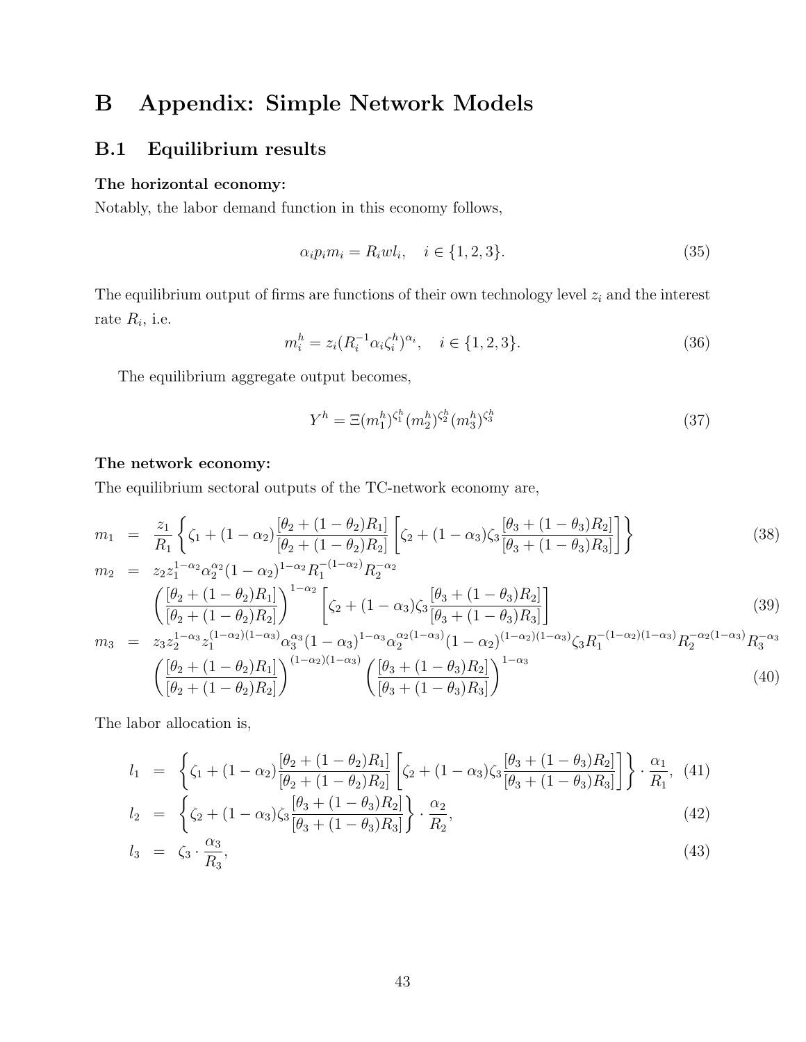# B Appendix: Simple Network Models

## B.1 Equilibrium results

**The horizontal economy:**

Notably, the labor demand function in this economy follows,

$$\alpha_i p_i m_i = R_i w l_i, \quad i \in \{1, 2, 3\}. \tag{35}$$

The equilibrium output of firms are functions of their own technology level $z_i$ and the interest rate $R_i$, i.e.

$$m_i^h = z_i (R_i^{-1} \alpha_i \zeta_i^h)^{\alpha_i}, \quad i \in \{1, 2, 3\}. \tag{36}$$

The equilibrium aggregate output becomes,

$$Y^h = \Xi (m_1^h)^{\zeta_1^h} (m_2^h)^{\zeta_2^h} (m_3^h)^{\zeta_3^h} \tag{37}$$

**The network economy:**

The equilibrium sectoral outputs of the TC-network economy are,

$$m_1 = \frac{z_1}{R_1} \left\{ \zeta_1 + (1-\alpha_2) \frac{[\theta_2 + (1-\theta_2)R_1]}{[\theta_2 + (1-\theta_2)R_2]} \left[ \zeta_2 + (1-\alpha_3)\zeta_3 \frac{[\theta_3 + (1-\theta_3)R_2]}{[\theta_3 + (1-\theta_3)R_3]} \right] \right\} \tag{38}$$

$$\begin{aligned} m_2 &= z_2 z_1^{1-\alpha_2} \alpha_2^{\alpha_2} (1-\alpha_2)^{1-\alpha_2} R_1^{-(1-\alpha_2)} R_2^{-\alpha_2} \\ &\quad \left( \frac{[\theta_2 + (1-\theta_2)R_1]}{[\theta_2 + (1-\theta_2)R_2]} \right)^{1-\alpha_2} \left[ \zeta_2 + (1-\alpha_3)\zeta_3 \frac{[\theta_3 + (1-\theta_3)R_2]}{[\theta_3 + (1-\theta_3)R_3]} \right] \end{aligned} \tag{39}$$

$$\begin{aligned} m_3 &= z_3 z_2^{1-\alpha_3} z_1^{(1-\alpha_2)(1-\alpha_3)} \alpha_3^{\alpha_3} (1-\alpha_3)^{1-\alpha_3} \alpha_2^{\alpha_2(1-\alpha_3)} (1-\alpha_2)^{(1-\alpha_2)(1-\alpha_3)} \zeta_3 R_1^{-(1-\alpha_2)(1-\alpha_3)} R_2^{-\alpha_2(1-\alpha_3)} R_3^{-\alpha_3} \\ &\quad \left( \frac{[\theta_2 + (1-\theta_2)R_1]}{[\theta_2 + (1-\theta_2)R_2]} \right)^{(1-\alpha_2)(1-\alpha_3)} \left( \frac{[\theta_3 + (1-\theta_3)R_2]}{[\theta_3 + (1-\theta_3)R_3]} \right)^{1-\alpha_3} \end{aligned} \tag{40}$$

The labor allocation is,

$$l_1 = \left\{ \zeta_1 + (1-\alpha_2) \frac{[\theta_2 + (1-\theta_2)R_1]}{[\theta_2 + (1-\theta_2)R_2]} \left[ \zeta_2 + (1-\alpha_3)\zeta_3 \frac{[\theta_3 + (1-\theta_3)R_2]}{[\theta_3 + (1-\theta_3)R_3]} \right] \right\} \cdot \frac{\alpha_1}{R_1}, \tag{41}$$

$$l_2 = \left\{ \zeta_2 + (1-\alpha_3)\zeta_3 \frac{[\theta_3 + (1-\theta_3)R_2]}{[\theta_3 + (1-\theta_3)R_3]} \right\} \cdot \frac{\alpha_2}{R_2}, \tag{42}$$

$$l_3 = \zeta_3 \cdot \frac{\alpha_3}{R_3}, \tag{43}$$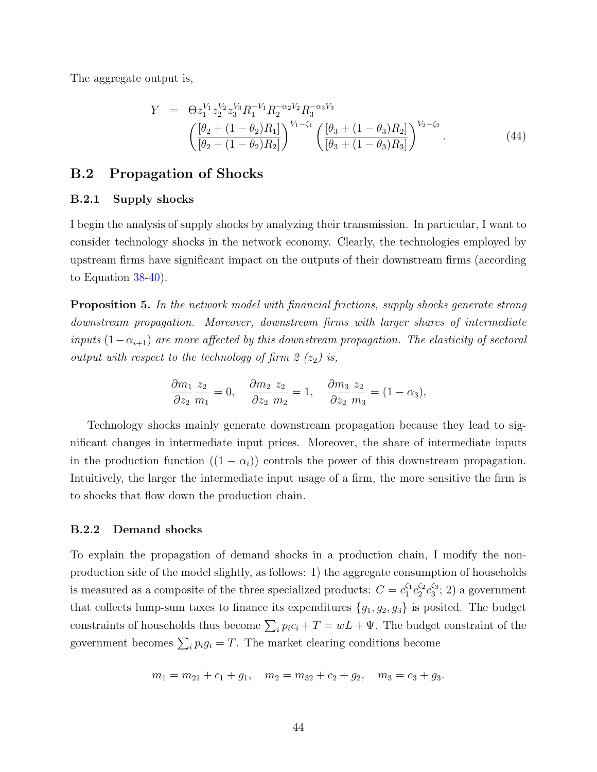The aggregate output is,

$$
\begin{aligned}
Y &= \Theta z_1^{V_1} z_2^{V_2} z_3^{V_3} R_1^{-V_1} R_2^{-\alpha_2 V_2} R_3^{-\alpha_3 V_3} \\
&\left( \frac{[\theta_2 + (1-\theta_2) R_1]}{[\theta_2 + (1-\theta_2) R_2]} \right)^{V_1 - \zeta_1} \left( \frac{[\theta_3 + (1-\theta_3) R_2]}{[\theta_3 + (1-\theta_3) R_3]} \right)^{V_2 - \zeta_2}.
\end{aligned} \tag{44}
$$

## B.2 Propagation of Shocks

### B.2.1 Supply shocks

I begin the analysis of supply shocks by analyzing their transmission. In particular, I want to consider technology shocks in the network economy. Clearly, the technologies employed by upstream firms have significant impact on the outputs of their downstream firms (according to Equation 38-40).

**Proposition 5.** *In the network model with financial frictions, supply shocks generate strong downstream propagation. Moreover, downstream firms with larger shares of intermediate inputs* $(1-\alpha_{i+1})$ *are more affected by this downstream propagation. The elasticity of sectoral output with respect to the technology of firm 2* $(z_2)$ *is,*

$$
\frac{\partial m_1}{\partial z_2} \frac{z_2}{m_1} = 0, \quad \frac{\partial m_2}{\partial z_2} \frac{z_2}{m_2} = 1, \quad \frac{\partial m_3}{\partial z_2} \frac{z_2}{m_3} = (1-\alpha_3),
$$

Technology shocks mainly generate downstream propagation because they lead to significant changes in intermediate input prices. Moreover, the share of intermediate inputs in the production function ($(1-\alpha_i)$) controls the power of this downstream propagation. Intuitively, the larger the intermediate input usage of a firm, the more sensitive the firm is to shocks that flow down the production chain.

### B.2.2 Demand shocks

To explain the propagation of demand shocks in a production chain, I modify the non-production side of the model slightly, as follows: 1) the aggregate consumption of households is measured as a composite of the three specialized products: $C = c_1^{\zeta_1} c_2^{\zeta_2} c_3^{\zeta_3}$; 2) a government that collects lump-sum taxes to finance its expenditures $\{g_1, g_2, g_3\}$ is posited. The budget constraints of households thus become $\sum_i p_i c_i + T = wL + \Psi$. The budget constraint of the government becomes $\sum_i p_i g_i = T$. The market clearing conditions become

$$
m_1 = m_{21} + c_1 + g_1, \quad m_2 = m_{32} + c_2 + g_2, \quad m_3 = c_3 + g_3.
$$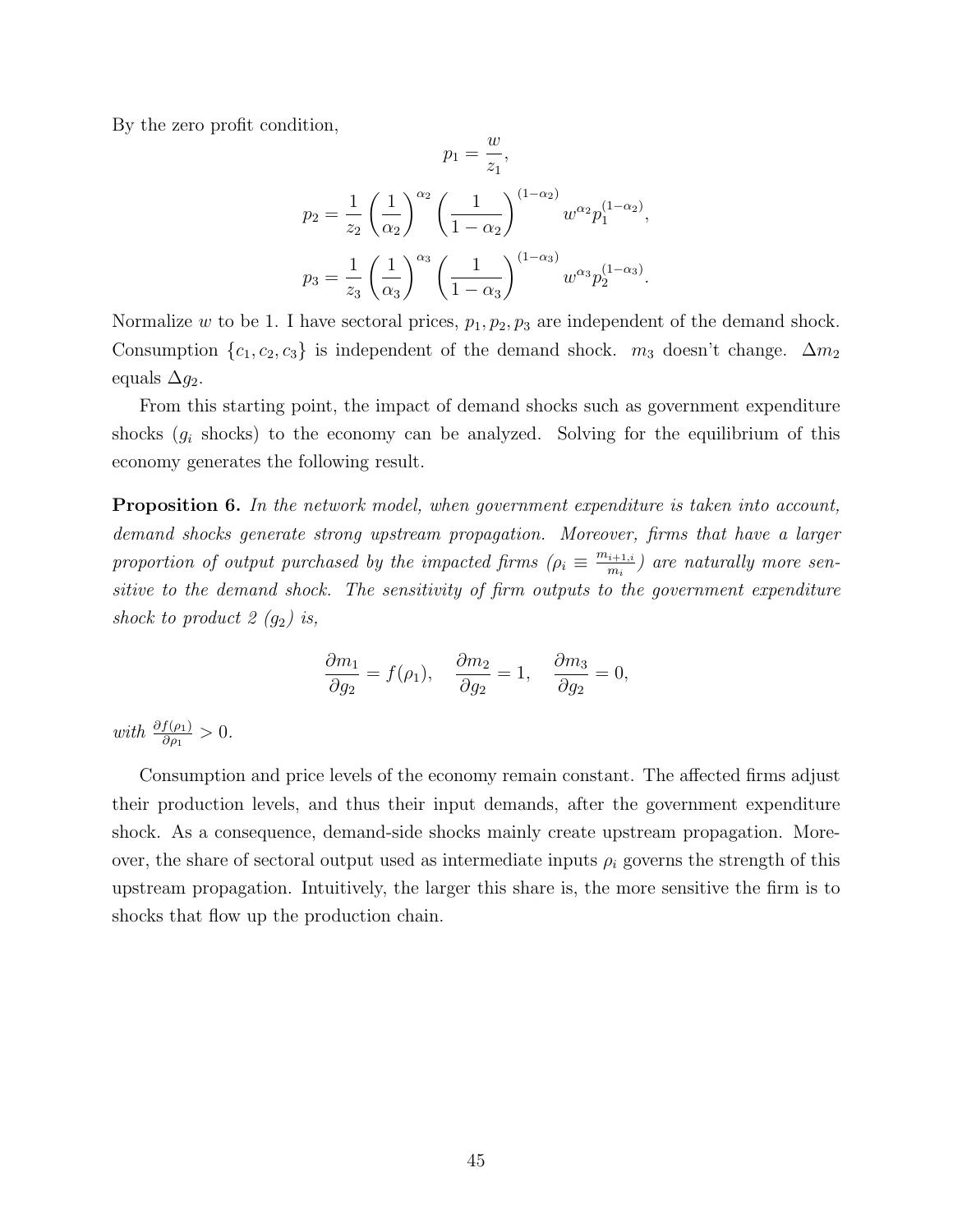By the zero profit condition,

$$p_1 = \frac{w}{z_1},$$

$$p_2 = \frac{1}{z_2}\left(\frac{1}{\alpha_2}\right)^{\alpha_2}\left(\frac{1}{1-\alpha_2}\right)^{(1-\alpha_2)} w^{\alpha_2} p_1^{(1-\alpha_2)},$$

$$p_3 = \frac{1}{z_3}\left(\frac{1}{\alpha_3}\right)^{\alpha_3}\left(\frac{1}{1-\alpha_3}\right)^{(1-\alpha_3)} w^{\alpha_3} p_2^{(1-\alpha_3)}.$$

Normalize $w$ to be 1. I have sectoral prices, $p_1, p_2, p_3$ are independent of the demand shock. Consumption $\{c_1, c_2, c_3\}$ is independent of the demand shock. $m_3$ doesn't change. $\Delta m_2$ equals $\Delta g_2$.

From this starting point, the impact of demand shocks such as government expenditure shocks ($g_i$ shocks) to the economy can be analyzed. Solving for the equilibrium of this economy generates the following result.

**Proposition 6.** *In the network model, when government expenditure is taken into account, demand shocks generate strong upstream propagation. Moreover, firms that have a larger proportion of output purchased by the impacted firms ($\rho_i \equiv \frac{m_{i+1,i}}{m_i}$) are naturally more sensitive to the demand shock. The sensitivity of firm outputs to the government expenditure shock to product 2 ($g_2$) is,*

$$\frac{\partial m_1}{\partial g_2} = f(\rho_1), \quad \frac{\partial m_2}{\partial g_2} = 1, \quad \frac{\partial m_3}{\partial g_2} = 0,$$

*with* $\frac{\partial f(\rho_1)}{\partial \rho_1} > 0$.

Consumption and price levels of the economy remain constant. The affected firms adjust their production levels, and thus their input demands, after the government expenditure shock. As a consequence, demand-side shocks mainly create upstream propagation. Moreover, the share of sectoral output used as intermediate inputs $\rho_i$ governs the strength of this upstream propagation. Intuitively, the larger this share is, the more sensitive the firm is to shocks that flow up the production chain.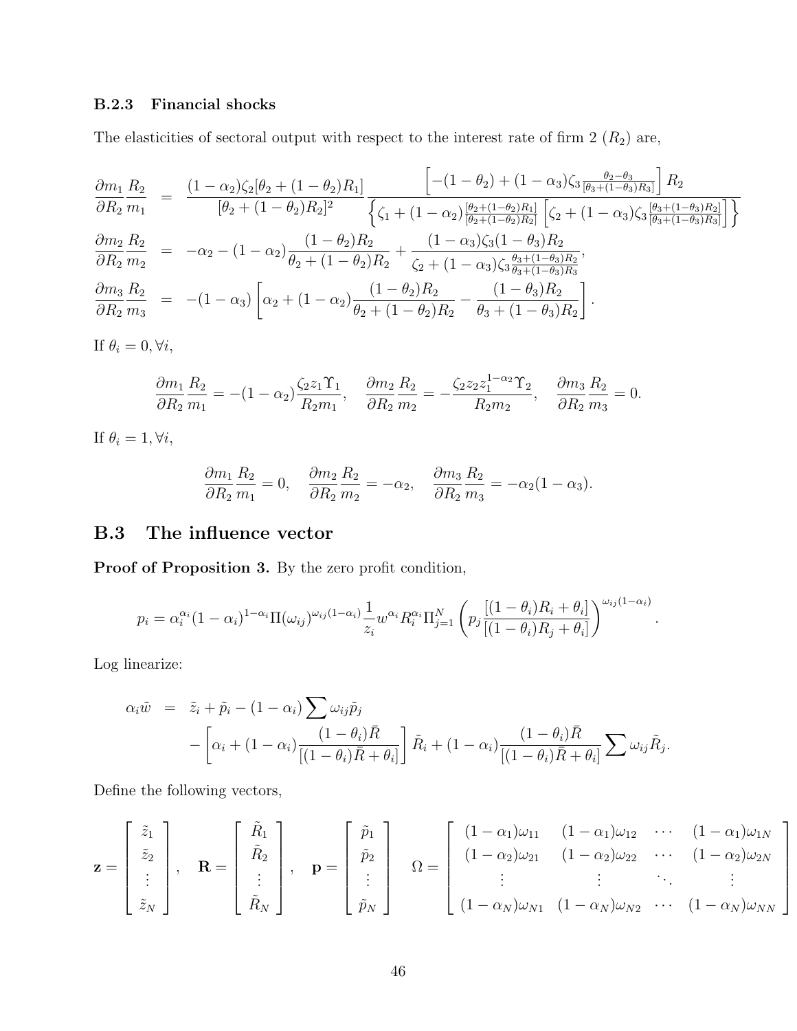### B.2.3 Financial shocks

The elasticities of sectoral output with respect to the interest rate of firm 2 ($R_2$) are,

$$
\begin{aligned}
\frac{\partial m_1}{\partial R_2}\frac{R_2}{m_1} &= \frac{(1-\alpha_2)\zeta_2[\theta_2+(1-\theta_2)R_1]}{[\theta_2+(1-\theta_2)R_2]^2}\frac{\left[-(1-\theta_2)+(1-\alpha_3)\zeta_3\frac{\theta_2-\theta_3}{[\theta_3+(1-\theta_3)R_3]}\right]R_2}{\left\{\zeta_1+(1-\alpha_2)\frac{[\theta_2+(1-\theta_2)R_1]}{[\theta_2+(1-\theta_2)R_2]}\left[\zeta_2+(1-\alpha_3)\zeta_3\frac{[\theta_3+(1-\theta_3)R_2]}{[\theta_3+(1-\theta_3)R_3]}\right]\right\}} \\
\frac{\partial m_2}{\partial R_2}\frac{R_2}{m_2} &= -\alpha_2-(1-\alpha_2)\frac{(1-\theta_2)R_2}{\theta_2+(1-\theta_2)R_2}+\frac{(1-\alpha_3)\zeta_3(1-\theta_3)R_2}{\zeta_2+(1-\alpha_3)\zeta_3\frac{\theta_3+(1-\theta_3)R_2}{\theta_3+(1-\theta_3)R_3}}, \\
\frac{\partial m_3}{\partial R_2}\frac{R_2}{m_3} &= -(1-\alpha_3)\left[\alpha_2+(1-\alpha_2)\frac{(1-\theta_2)R_2}{\theta_2+(1-\theta_2)R_2}-\frac{(1-\theta_3)R_2}{\theta_3+(1-\theta_3)R_2}\right].
\end{aligned}
$$

If $\theta_i = 0, \forall i$,

$$
\frac{\partial m_1}{\partial R_2}\frac{R_2}{m_1} = -(1-\alpha_2)\frac{\zeta_2 z_1 \Upsilon_1}{R_2 m_1}, \quad \frac{\partial m_2}{\partial R_2}\frac{R_2}{m_2} = -\frac{\zeta_2 z_2 z_1^{1-\alpha_2}\Upsilon_2}{R_2 m_2}, \quad \frac{\partial m_3}{\partial R_2}\frac{R_2}{m_3} = 0.
$$

If $\theta_i = 1, \forall i$,

$$
\frac{\partial m_1}{\partial R_2}\frac{R_2}{m_1} = 0, \quad \frac{\partial m_2}{\partial R_2}\frac{R_2}{m_2} = -\alpha_2, \quad \frac{\partial m_3}{\partial R_2}\frac{R_2}{m_3} = -\alpha_2(1-\alpha_3).
$$

## B.3 The influence vector

**Proof of Proposition 3.** By the zero profit condition,

$$
p_i = \alpha_i^{\alpha_i}(1-\alpha_i)^{1-\alpha_i}\Pi(\omega_{ij})^{\omega_{ij}(1-\alpha_i)}\frac{1}{z_i}w^{\alpha_i}R_i^{\alpha_i}\Pi_{j=1}^N\left(p_j\frac{[(1-\theta_i)R_i+\theta_i]}{[(1-\theta_i)R_j+\theta_i]}\right)^{\omega_{ij}(1-\alpha_i)}.
$$

Log linearize:

$$
\begin{aligned}
\alpha_i\tilde{w} &= \tilde{z}_i+\tilde{p}_i-(1-\alpha_i)\sum\omega_{ij}\tilde{p}_j \\
&\quad -\left[\alpha_i+(1-\alpha_i)\frac{(1-\theta_i)\bar{R}}{[(1-\theta_i)\bar{R}+\theta_i]}\right]\tilde{R}_i+(1-\alpha_i)\frac{(1-\theta_i)\bar{R}}{[(1-\theta_i)\bar{R}+\theta_i]}\sum\omega_{ij}\tilde{R}_j.
\end{aligned}
$$

Define the following vectors,

$$
\mathbf{z} = \begin{bmatrix} \tilde{z}_1 \\ \tilde{z}_2 \\ \vdots \\ \tilde{z}_N \end{bmatrix}, \quad \mathbf{R} = \begin{bmatrix} \tilde{R}_1 \\ \tilde{R}_2 \\ \vdots \\ \tilde{R}_N \end{bmatrix}, \quad \mathbf{p} = \begin{bmatrix} \tilde{p}_1 \\ \tilde{p}_2 \\ \vdots \\ \tilde{p}_N \end{bmatrix} \quad \Omega = \begin{bmatrix} (1-\alpha_1)\omega_{11} & (1-\alpha_1)\omega_{12} & \cdots & (1-\alpha_1)\omega_{1N} \\ (1-\alpha_2)\omega_{21} & (1-\alpha_2)\omega_{22} & \cdots & (1-\alpha_2)\omega_{2N} \\ \vdots & \vdots & \ddots & \vdots \\ (1-\alpha_N)\omega_{N1} & (1-\alpha_N)\omega_{N2} & \cdots & (1-\alpha_N)\omega_{NN} \end{bmatrix}
$$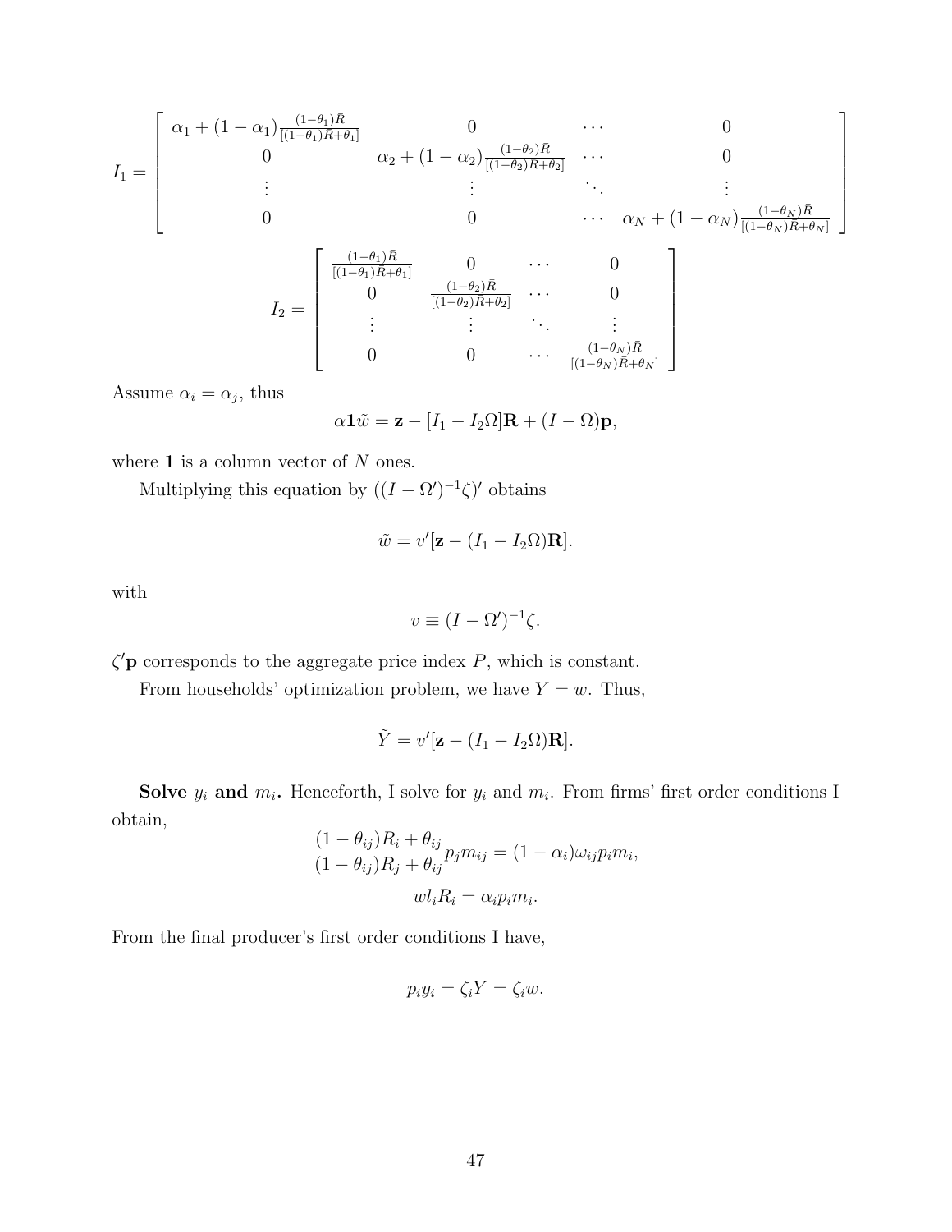$$
I_1 = \begin{bmatrix} \alpha_1 + (1-\alpha_1)\frac{(1-\theta_1)\bar{R}}{[(1-\theta_1)\bar{R}+\theta_1]} & 0 & \cdots & 0 \\ 0 & \alpha_2 + (1-\alpha_2)\frac{(1-\theta_2)\bar{R}}{[(1-\theta_2)\bar{R}+\theta_2]} & \cdots & 0 \\ \vdots & \vdots & \ddots & \vdots \\ 0 & 0 & \cdots & \alpha_N + (1-\alpha_N)\frac{(1-\theta_N)\bar{R}}{[(1-\theta_N)\bar{R}+\theta_N]} \end{bmatrix}
$$

$$
I_2 = \begin{bmatrix} \frac{(1-\theta_1)\bar{R}}{[(1-\theta_1)\bar{R}+\theta_1]} & 0 & \cdots & 0 \\ 0 & \frac{(1-\theta_2)\bar{R}}{[(1-\theta_2)\bar{R}+\theta_2]} & \cdots & 0 \\ \vdots & \vdots & \ddots & \vdots \\ 0 & 0 & \cdots & \frac{(1-\theta_N)\bar{R}}{[(1-\theta_N)\bar{R}+\theta_N]} \end{bmatrix}
$$

Assume $\alpha_i = \alpha_j$, thus

$$
\alpha \mathbf{1} \tilde{w} = \mathbf{z} - [I_1 - I_2 \Omega]\mathbf{R} + (I - \Omega)\mathbf{p},
$$

where $\mathbf{1}$ is a column vector of $N$ ones.

Multiplying this equation by $((I - \Omega')^{-1}\zeta)'$ obtains

$$
\tilde{w} = v'[\mathbf{z} - (I_1 - I_2\Omega)\mathbf{R}].
$$

with

$$
v \equiv (I - \Omega')^{-1}\zeta.
$$

$\zeta'\mathbf{p}$ corresponds to the aggregate price index $P$, which is constant.

From households' optimization problem, we have $Y = w$. Thus,

$$
\tilde{Y} = v'[\mathbf{z} - (I_1 - I_2\Omega)\mathbf{R}].
$$

**Solve $y_i$ and $m_i$.** Henceforth, I solve for $y_i$ and $m_i$. From firms' first order conditions I obtain,

$$
\frac{(1-\theta_{ij})R_i + \theta_{ij}}{(1-\theta_{ij})R_j + \theta_{ij}} p_j m_{ij} = (1-\alpha_i)\omega_{ij} p_i m_i,
$$

$$
w l_i R_i = \alpha_i p_i m_i.
$$

From the final producer's first order conditions I have,

$$
p_i y_i = \zeta_i Y = \zeta_i w.
$$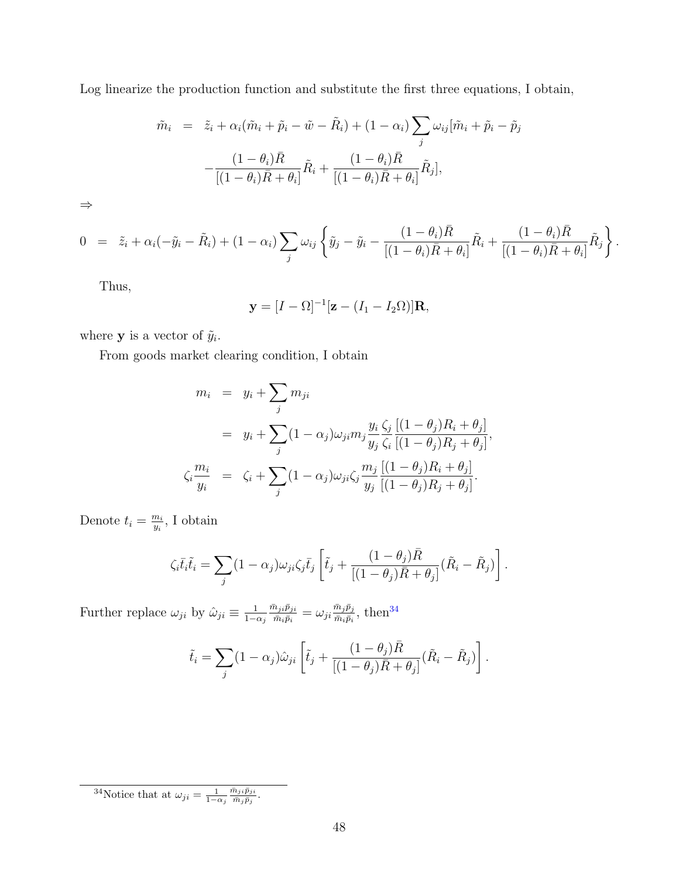Log linearize the production function and substitute the first three equations, I obtain,

$$
\begin{aligned}
\tilde{m}_i &= \tilde{z}_i + \alpha_i(\tilde{m}_i + \tilde{p}_i - \tilde{w} - \tilde{R}_i) + (1-\alpha_i)\sum_j \omega_{ij}[\tilde{m}_i + \tilde{p}_i - \tilde{p}_j \\
&\quad - \frac{(1-\theta_i)\bar{R}}{[(1-\theta_i)\bar{R} + \theta_i]}\tilde{R}_i + \frac{(1-\theta_i)\bar{R}}{[(1-\theta_i)\bar{R} + \theta_i]}\tilde{R}_j],
\end{aligned}
$$

$\Rightarrow$

$$
0 = \tilde{z}_i + \alpha_i(-\tilde{y}_i - \tilde{R}_i) + (1-\alpha_i)\sum_j \omega_{ij}\left\{\tilde{y}_j - \tilde{y}_i - \frac{(1-\theta_i)\bar{R}}{[(1-\theta_i)\bar{R} + \theta_i]}\tilde{R}_i + \frac{(1-\theta_i)\bar{R}}{[(1-\theta_i)\bar{R} + \theta_i]}\tilde{R}_j\right\}.
$$

Thus,

$$
\mathbf{y} = [I - \Omega]^{-1}[\mathbf{z} - (I_1 - I_2\Omega)]\mathbf{R},
$$

where $\mathbf{y}$ is a vector of $\tilde{y}_i$.

From goods market clearing condition, I obtain

$$
\begin{aligned}
m_i &= y_i + \sum_j m_{ji} \\
&= y_i + \sum_j (1-\alpha_j)\omega_{ji} m_j \frac{y_i}{y_j}\frac{\zeta_j}{\zeta_i}\frac{[(1-\theta_j)R_i + \theta_j]}{[(1-\theta_j)R_j + \theta_j]}, \\
\zeta_i \frac{m_i}{y_i} &= \zeta_i + \sum_j (1-\alpha_j)\omega_{ji}\zeta_j \frac{m_j}{y_j}\frac{[(1-\theta_j)R_i + \theta_j]}{[(1-\theta_j)R_j + \theta_j]}.
\end{aligned}
$$

Denote $t_i = \frac{m_i}{y_i}$, I obtain

$$
\zeta_i \bar{t}_i \tilde{t}_i = \sum_j (1-\alpha_j)\omega_{ji}\zeta_j \bar{t}_j \left[\tilde{t}_j + \frac{(1-\theta_j)\bar{R}}{[(1-\theta_j)\bar{R} + \theta_j]}(\tilde{R}_i - \tilde{R}_j)\right].
$$

Further replace $\omega_{ji}$ by $\hat{\omega}_{ji} \equiv \frac{1}{1-\alpha_j}\frac{\bar{m}_{ji}\bar{p}_{ji}}{\bar{m}_i\bar{p}_i} = \omega_{ji}\frac{\bar{m}_j\bar{p}_j}{\bar{m}_i\bar{p}_i}$, then[34]

$$
\tilde{t}_i = \sum_j (1-\alpha_j)\hat{\omega}_{ji}\left[\tilde{t}_j + \frac{(1-\theta_j)\bar{R}}{[(1-\theta_j)\bar{R} + \theta_j]}(\tilde{R}_i - \tilde{R}_j)\right].
$$

[34] Notice that at $\omega_{ji} = \frac{1}{1-\alpha_j}\frac{\bar{m}_{ji}\bar{p}_{ji}}{\bar{m}_j\bar{p}_j}$.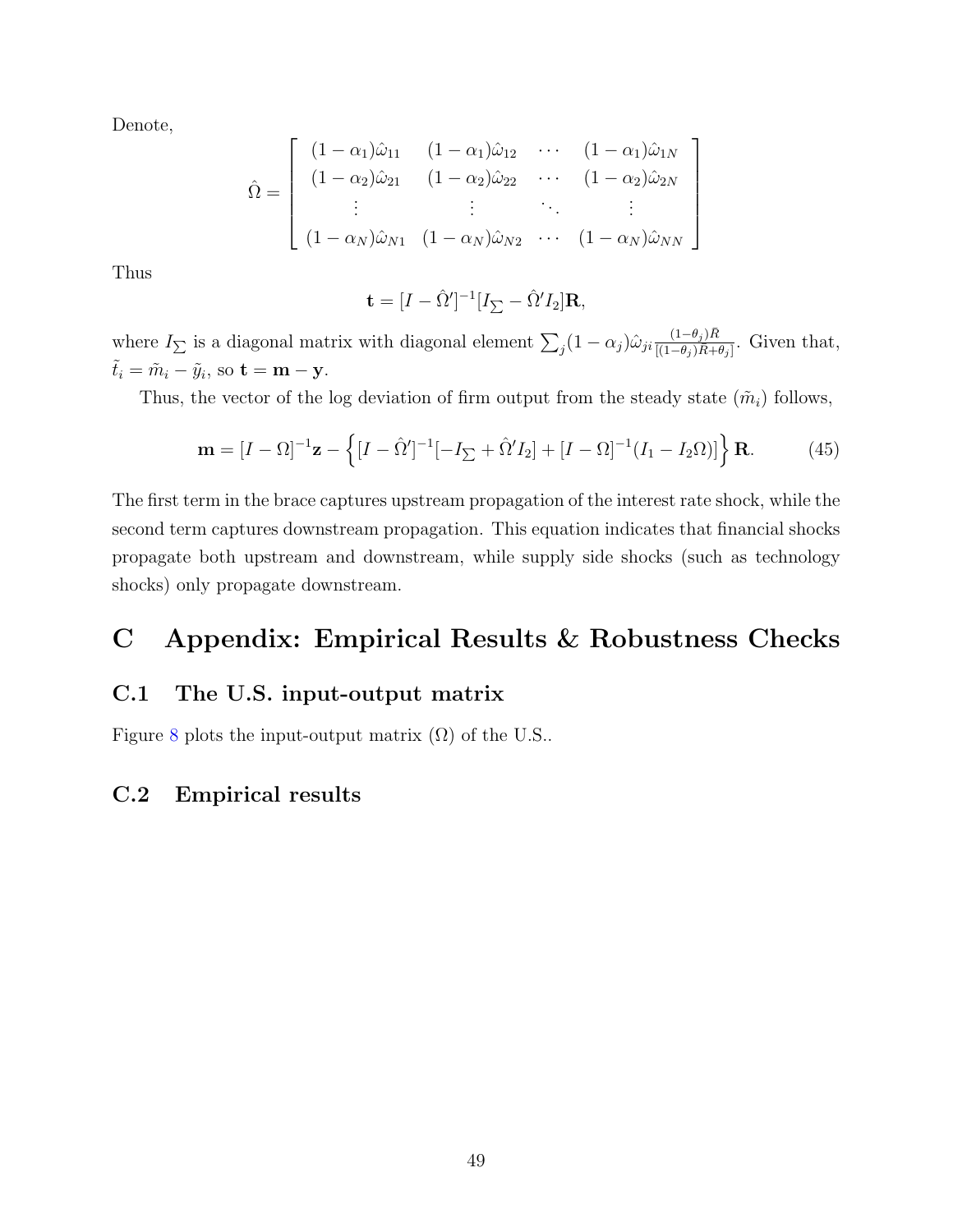Denote,

$$
\hat{\Omega} = \begin{bmatrix} (1-\alpha_1)\hat{\omega}_{11} & (1-\alpha_1)\hat{\omega}_{12} & \cdots & (1-\alpha_1)\hat{\omega}_{1N} \\ (1-\alpha_2)\hat{\omega}_{21} & (1-\alpha_2)\hat{\omega}_{22} & \cdots & (1-\alpha_2)\hat{\omega}_{2N} \\ \vdots & \vdots & \ddots & \vdots \\ (1-\alpha_N)\hat{\omega}_{N1} & (1-\alpha_N)\hat{\omega}_{N2} & \cdots & (1-\alpha_N)\hat{\omega}_{NN} \end{bmatrix}
$$

Thus

$$
\mathbf{t} = [I - \hat{\Omega}']^{-1}[I_{\sum} - \hat{\Omega}' I_2]\mathbf{R},
$$

where $I_{\sum}$ is a diagonal matrix with diagonal element $\sum_j (1-\alpha_j)\hat{\omega}_{ji}\frac{(1-\theta_j)\bar{R}}{[(1-\theta_j)\bar{R}+\theta_j]}$. Given that, $\tilde{t}_i = \tilde{m}_i - \tilde{y}_i$, so $\mathbf{t} = \mathbf{m} - \mathbf{y}$.

Thus, the vector of the log deviation of firm output from the steady state ($\tilde{m}_i$) follows,

$$
\mathbf{m} = [I - \Omega]^{-1}\mathbf{z} - \left\{ [I - \hat{\Omega}']^{-1}[-I_{\sum} + \hat{\Omega}' I_2] + [I - \Omega]^{-1}(I_1 - I_2\Omega) \right\} \mathbf{R}. \tag{45}
$$

The first term in the brace captures upstream propagation of the interest rate shock, while the second term captures downstream propagation. This equation indicates that financial shocks propagate both upstream and downstream, while supply side shocks (such as technology shocks) only propagate downstream.

# C Appendix: Empirical Results & Robustness Checks

## C.1 The U.S. input-output matrix

Figure 8 plots the input-output matrix ($\Omega$) of the U.S..

## C.2 Empirical results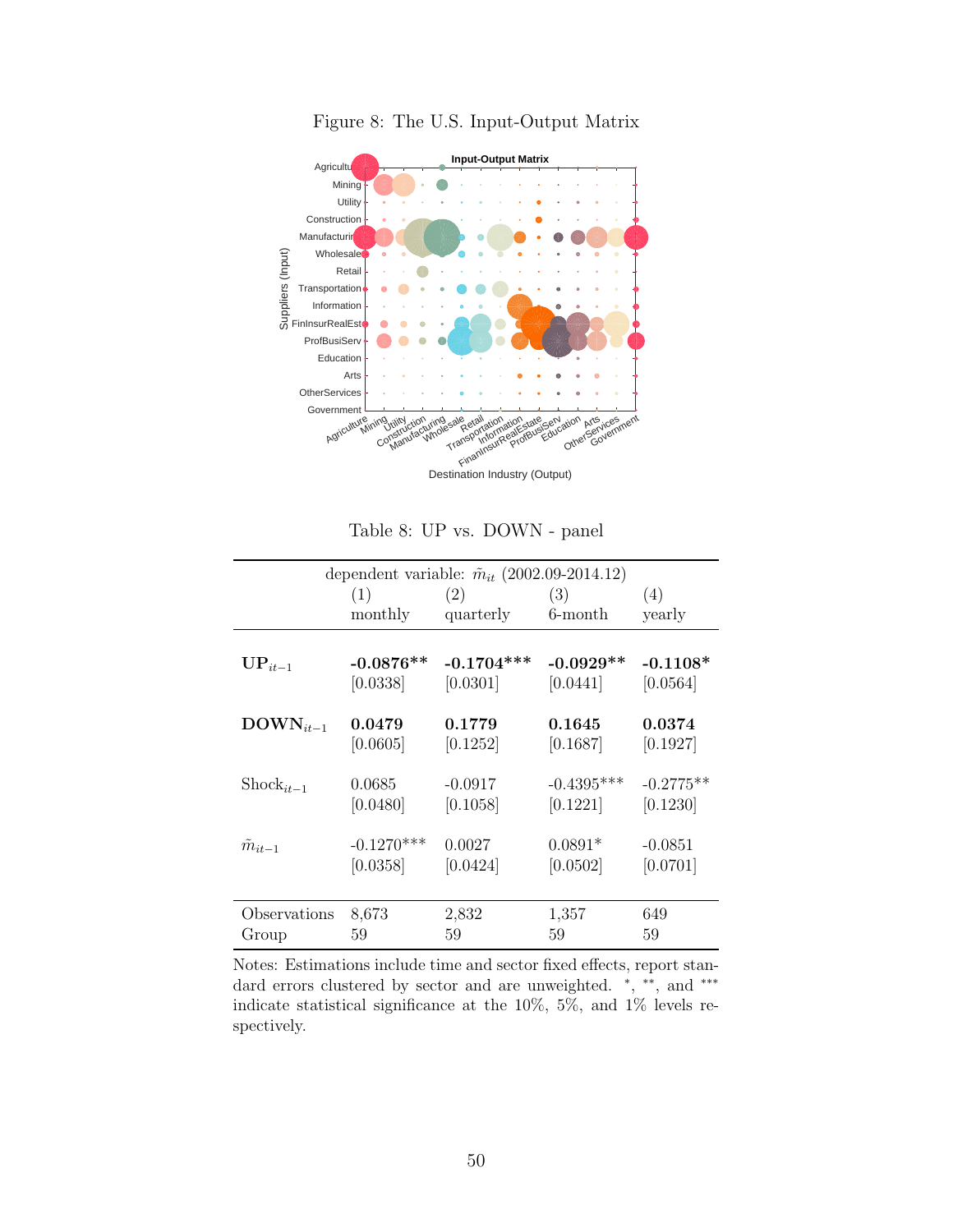Figure 8: The U.S. Input-Output Matrix

Table 8: UP vs. DOWN - panel

| | dependent variable: $\tilde{m}_{it}$ (2002.09-2014.12) | | | |
|---|---|---|---|---|
| | (1) monthly | (2) quarterly | (3) 6-month | (4) yearly |
| **UP**$_{it-1}$ | **-0.0876**\*\* | **-0.1704**\*\*\* | **-0.0929**\*\* | **-0.1108**\* |
| | [0.0338] | [0.0301] | [0.0441] | [0.0564] |
| **DOWN**$_{it-1}$ | **0.0479** | **0.1779** | **0.1645** | **0.0374** |
| | [0.0605] | [0.1252] | [0.1687] | [0.1927] |
| Shock$_{it-1}$ | 0.0685 | -0.0917 | -0.4395\*\*\* | -0.2775\*\* |
| | [0.0480] | [0.1058] | [0.1221] | [0.1230] |
| $\tilde{m}_{it-1}$ | -0.1270\*\*\* | 0.0027 | 0.0891\* | -0.0851 |
| | [0.0358] | [0.0424] | [0.0502] | [0.0701] |
| Observations | 8,673 | 2,832 | 1,357 | 649 |
| Group | 59 | 59 | 59 | 59 |

Notes: Estimations include time and sector fixed effects, report standard errors clustered by sector and are unweighted. \*, \*\*, and \*\*\* indicate statistical significance at the 10%, 5%, and 1% levels respectively.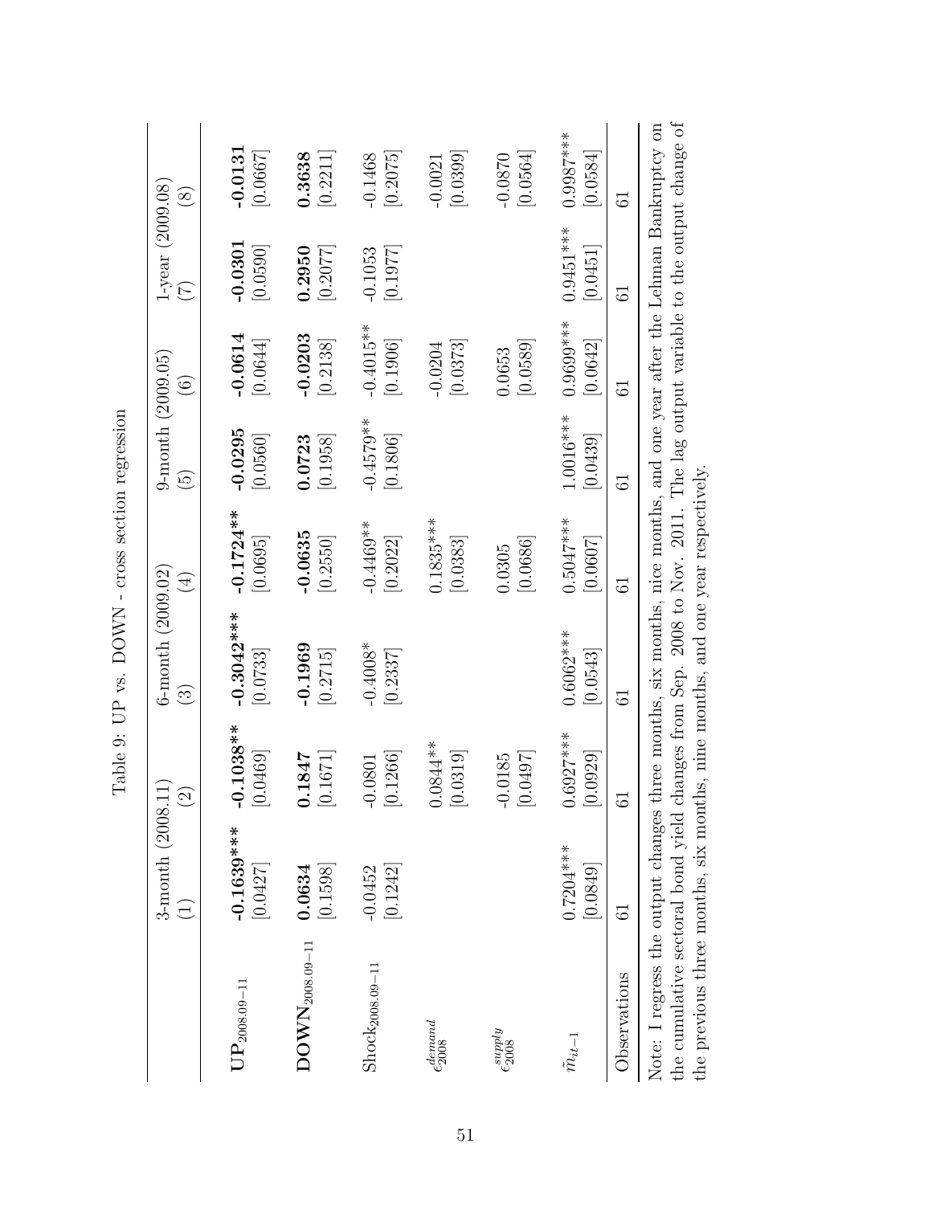Table 9: UP vs. DOWN - cross section regression

| | 3-month (2008.11) | | 6-month (2009.02) | | 9-month (2009.05) | | 1-year (2009.08) | |
|---|---|---|---|---|---|---|---|---|
| | (1) | (2) | (3) | (4) | (5) | (6) | (7) | (8) |
| $\mathbf{UP}_{2008.09-11}$ | **-0.1639\*\*\*** | **-0.1038\*\*** | **-0.3042\*\*\*** | **-0.1724\*\*** | **-0.0295** | **-0.0614** | **-0.0301** | **-0.0131** |
| | [0.0427] | [0.0469] | [0.0733] | [0.0695] | [0.0560] | [0.0644] | [0.0590] | [0.0667] |
| $\mathbf{DOWN}_{2008.09-11}$ | **0.0634** | **0.1847** | **-0.1969** | **-0.0635** | **0.0723** | **-0.0203** | **0.2950** | **0.3638** |
| | [0.1598] | [0.1671] | [0.2715] | [0.2550] | [0.1958] | [0.2138] | [0.2077] | [0.2211] |
| $\text{Shock}_{2008.09-11}$ | -0.0452 | -0.0801 | -0.4008\* | -0.4469\*\* | -0.4579\*\* | -0.4015\*\* | -0.1053 | -0.1468 |
| | [0.1242] | [0.1266] | [0.2337] | [0.2022] | [0.1806] | [0.1906] | [0.1977] | [0.2075] |
| $\epsilon_{2008}^{demand}$ | | 0.0844\*\* | | 0.1835\*\*\* | | -0.0204 | | -0.0021 |
| | | [0.0319] | | [0.0383] | | [0.0373] | | [0.0399] |
| $\epsilon_{2008}^{supply}$ | | -0.0185 | | 0.0305 | | 0.0653 | | -0.0870 |
| | | [0.0497] | | [0.0686] | | [0.0589] | | [0.0564] |
| $\tilde{m}_{it-1}$ | 0.7204\*\*\* | 0.6927\*\*\* | 0.6062\*\*\* | 0.5047\*\*\* | 1.0016\*\*\* | 0.9699\*\*\* | 0.9451\*\*\* | 0.9987\*\*\* |
| | [0.0849] | [0.0929] | [0.0543] | [0.0607] | [0.0439] | [0.0642] | [0.0451] | [0.0584] |
| Observations | 61 | 61 | 61 | 61 | 61 | 61 | 61 | 61 |

Note: I regress the output changes three months, six months, nice months, and one year after the Lehman Bankruptcy on the cumulative sectoral bond yield changes from Sep. 2008 to Nov. 2011. The lag output variable to the output change of the previous three months, six months, nine months, and one year respectively.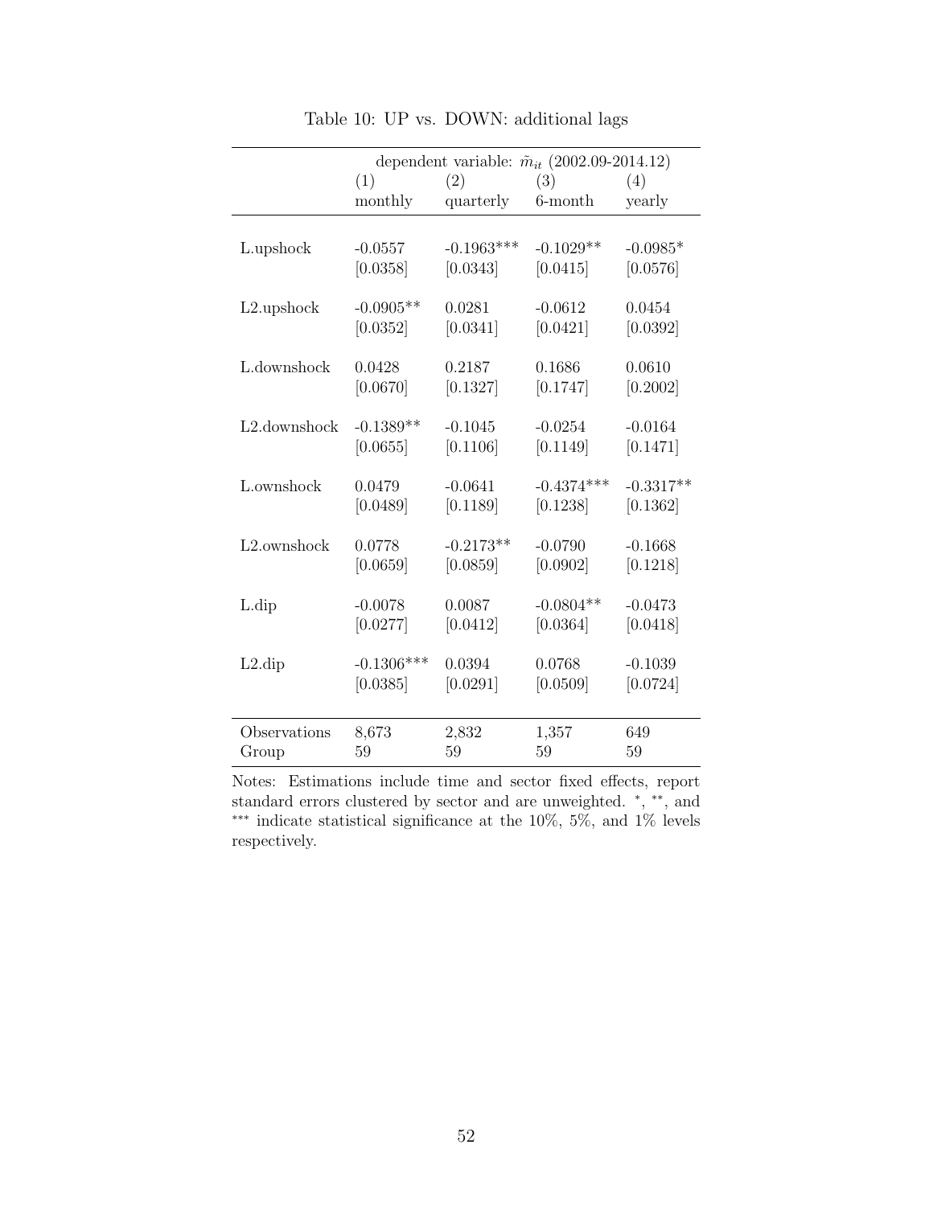Table 10: UP vs. DOWN: additional lags

| | dependent variable: $\tilde{m}_{it}$ (2002.09-2014.12) | | | |
|---|---|---|---|---|
| | (1) | (2) | (3) | (4) |
| | monthly | quarterly | 6-month | yearly |
| L.upshock | -0.0557 | -0.1963*** | -0.1029** | -0.0985* |
| | [0.0358] | [0.0343] | [0.0415] | [0.0576] |
| L2.upshock | -0.0905** | 0.0281 | -0.0612 | 0.0454 |
| | [0.0352] | [0.0341] | [0.0421] | [0.0392] |
| L.downshock | 0.0428 | 0.2187 | 0.1686 | 0.0610 |
| | [0.0670] | [0.1327] | [0.1747] | [0.2002] |
| L2.downshock | -0.1389** | -0.1045 | -0.0254 | -0.0164 |
| | [0.0655] | [0.1106] | [0.1149] | [0.1471] |
| L.ownshock | 0.0479 | -0.0641 | -0.4374*** | -0.3317** |
| | [0.0489] | [0.1189] | [0.1238] | [0.1362] |
| L2.ownshock | 0.0778 | -0.2173** | -0.0790 | -0.1668 |
| | [0.0659] | [0.0859] | [0.0902] | [0.1218] |
| L.dip | -0.0078 | 0.0087 | -0.0804** | -0.0473 |
| | [0.0277] | [0.0412] | [0.0364] | [0.0418] |
| L2.dip | -0.1306*** | 0.0394 | 0.0768 | -0.1039 |
| | [0.0385] | [0.0291] | [0.0509] | [0.0724] |
| Observations | 8,673 | 2,832 | 1,357 | 649 |
| Group | 59 | 59 | 59 | 59 |

Notes: Estimations include time and sector fixed effects, report standard errors clustered by sector and are unweighted. *, **, and *** indicate statistical significance at the 10%, 5%, and 1% levels respectively.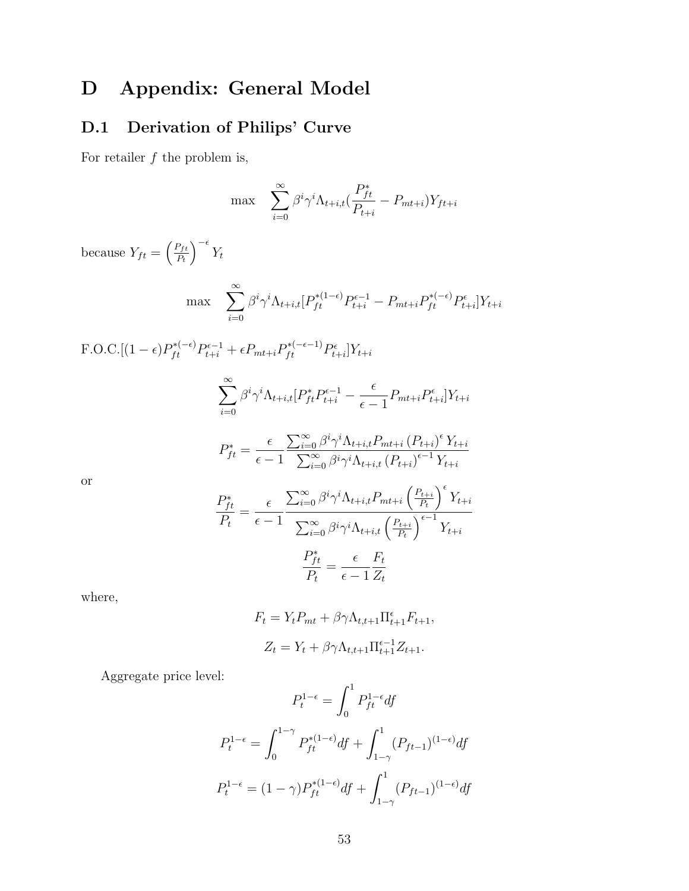# D Appendix: General Model

## D.1 Derivation of Philips' Curve

For retailer $f$ the problem is,

$$\max \quad \sum_{i=0}^{\infty} \beta^i \gamma^i \Lambda_{t+i,t} (\frac{P_{ft}^*}{P_{t+i}} - P_{mt+i}) Y_{ft+i}$$

because $Y_{ft} = \left(\frac{P_{ft}}{P_t}\right)^{-\epsilon} Y_t$

$$\max \quad \sum_{i=0}^{\infty} \beta^i \gamma^i \Lambda_{t+i,t} [P_{ft}^{*(1-\epsilon)} P_{t+i}^{\epsilon-1} - P_{mt+i} P_{ft}^{*(-\epsilon)} P_{t+i}^{\epsilon}] Y_{t+i}$$

F.O.C.$[(1-\epsilon) P_{ft}^{*(-\epsilon)} P_{t+i}^{\epsilon-1} + \epsilon P_{mt+i} P_{ft}^{*(-\epsilon-1)} P_{t+i}^{\epsilon}] Y_{t+i}$

$$\sum_{i=0}^{\infty} \beta^i \gamma^i \Lambda_{t+i,t} [P_{ft}^* P_{t+i}^{\epsilon-1} - \frac{\epsilon}{\epsilon-1} P_{mt+i} P_{t+i}^{\epsilon}] Y_{t+i}$$

$$P_{ft}^* = \frac{\epsilon}{\epsilon-1} \frac{\sum_{i=0}^{\infty} \beta^i \gamma^i \Lambda_{t+i,t} P_{mt+i} \left(P_{t+i}\right)^{\epsilon} Y_{t+i}}{\sum_{i=0}^{\infty} \beta^i \gamma^i \Lambda_{t+i,t} \left(P_{t+i}\right)^{\epsilon-1} Y_{t+i}}$$

or

$$\frac{P_{ft}^*}{P_t} = \frac{\epsilon}{\epsilon-1} \frac{\sum_{i=0}^{\infty} \beta^i \gamma^i \Lambda_{t+i,t} P_{mt+i} \left(\frac{P_{t+i}}{P_t}\right)^{\epsilon} Y_{t+i}}{\sum_{i=0}^{\infty} \beta^i \gamma^i \Lambda_{t+i,t} \left(\frac{P_{t+i}}{P_t}\right)^{\epsilon-1} Y_{t+i}}$$

$$\frac{P_{ft}^*}{P_t} = \frac{\epsilon}{\epsilon-1} \frac{F_t}{Z_t}$$

where,

$$F_t = Y_t P_{mt} + \beta \gamma \Lambda_{t,t+1} \Pi_{t+1}^{\epsilon} F_{t+1},$$

$$Z_t = Y_t + \beta \gamma \Lambda_{t,t+1} \Pi_{t+1}^{\epsilon-1} Z_{t+1}.$$

Aggregate price level:

$$P_t^{1-\epsilon} = \int_0^1 P_{ft}^{1-\epsilon} df$$

$$P_t^{1-\epsilon} = \int_0^{1-\gamma} P_{ft}^{*(1-\epsilon)} df + \int_{1-\gamma}^1 (P_{ft-1})^{(1-\epsilon)} df$$

$$P_t^{1-\epsilon} = (1-\gamma) P_{ft}^{*(1-\epsilon)} df + \int_{1-\gamma}^1 (P_{ft-1})^{(1-\epsilon)} df$$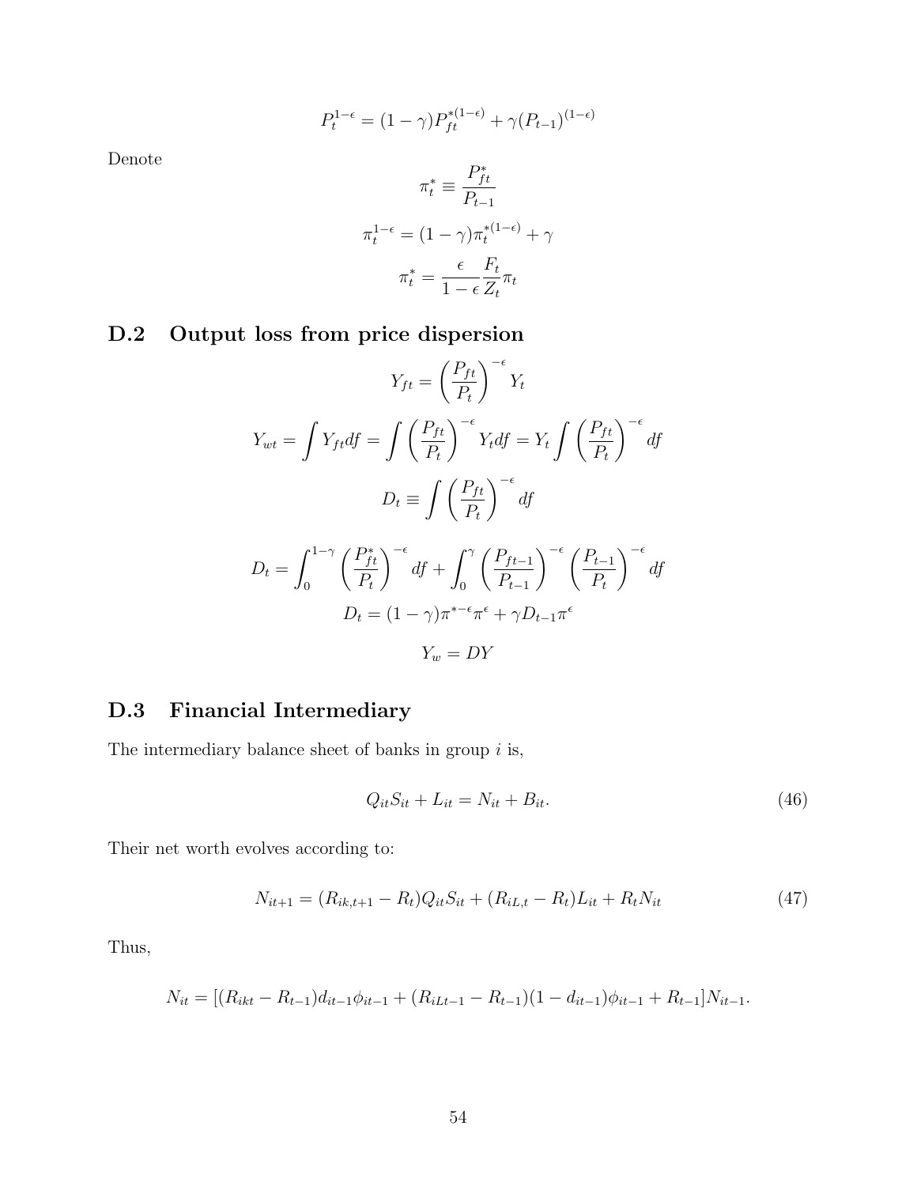$$P_t^{1-\epsilon} = (1-\gamma) P_{ft}^{*(1-\epsilon)} + \gamma (P_{t-1})^{(1-\epsilon)}$$

Denote

$$\pi_t^* \equiv \frac{P_{ft}^*}{P_{t-1}}$$

$$\pi_t^{1-\epsilon} = (1-\gamma)\pi_t^{*(1-\epsilon)} + \gamma$$

$$\pi_t^* = \frac{\epsilon}{1-\epsilon}\frac{F_t}{Z_t}\pi_t$$

## D.2 Output loss from price dispersion

$$Y_{ft} = \left(\frac{P_{ft}}{P_t}\right)^{-\epsilon} Y_t$$

$$Y_{wt} = \int Y_{ft} df = \int \left(\frac{P_{ft}}{P_t}\right)^{-\epsilon} Y_t df = Y_t \int \left(\frac{P_{ft}}{P_t}\right)^{-\epsilon} df$$

$$D_t \equiv \int \left(\frac{P_{ft}}{P_t}\right)^{-\epsilon} df$$

$$D_t = \int_0^{1-\gamma} \left(\frac{P_{ft}^*}{P_t}\right)^{-\epsilon} df + \int_0^{\gamma} \left(\frac{P_{ft-1}}{P_{t-1}}\right)^{-\epsilon} \left(\frac{P_{t-1}}{P_t}\right)^{-\epsilon} df$$

$$D_t = (1-\gamma)\pi^{*-\epsilon}\pi^{\epsilon} + \gamma D_{t-1}\pi^{\epsilon}$$

$$Y_w = DY$$

## D.3 Financial Intermediary

The intermediary balance sheet of banks in group $i$ is,

$$Q_{it}S_{it} + L_{it} = N_{it} + B_{it}. \tag{46}$$

Their net worth evolves according to:

$$N_{it+1} = (R_{ik,t+1} - R_t)Q_{it}S_{it} + (R_{iL,t} - R_t)L_{it} + R_t N_{it} \tag{47}$$

Thus,

$$N_{it} = [(R_{ikt} - R_{t-1})d_{it-1}\phi_{it-1} + (R_{iLt-1} - R_{t-1})(1-d_{it-1})\phi_{it-1} + R_{t-1}]N_{it-1}.$$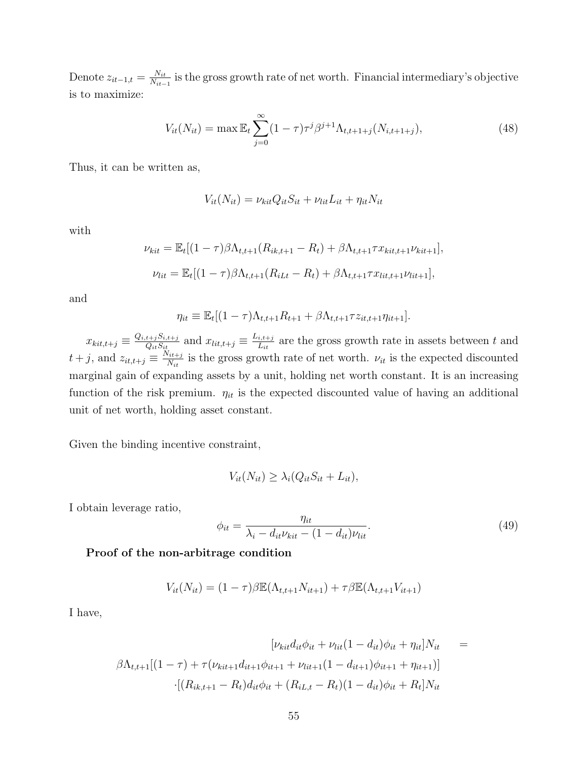Denote $z_{it-1,t} = \frac{N_{it}}{N_{it-1}}$ is the gross growth rate of net worth. Financial intermediary's objective is to maximize:

$$V_{it}(N_{it}) = \max \mathbb{E}_t \sum_{j=0}^{\infty} (1-\tau)\tau^j \beta^{j+1} \Lambda_{t,t+1+j}(N_{i,t+1+j}), \tag{48}$$

Thus, it can be written as,

$$V_{it}(N_{it}) = \nu_{kit} Q_{it} S_{it} + \nu_{lit} L_{it} + \eta_{it} N_{it}$$

with

$$\nu_{kit} = \mathbb{E}_t[(1-\tau)\beta\Lambda_{t,t+1}(R_{ik,t+1} - R_t) + \beta\Lambda_{t,t+1}\tau x_{kit,t+1}\nu_{kit+1}],$$

$$\nu_{lit} = \mathbb{E}_t[(1-\tau)\beta\Lambda_{t,t+1}(R_{iLt} - R_t) + \beta\Lambda_{t,t+1}\tau x_{lit,t+1}\nu_{lit+1}],$$

and

$$\eta_{it} \equiv \mathbb{E}_t[(1-\tau)\Lambda_{t,t+1}R_{t+1} + \beta\Lambda_{t,t+1}\tau z_{it,t+1}\eta_{it+1}].$$

$x_{kit,t+j} \equiv \frac{Q_{i,t+j}S_{i,t+j}}{Q_{it}S_{it}}$ and $x_{lit,t+j} \equiv \frac{L_{i,t+j}}{L_{it}}$ are the gross growth rate in assets between $t$ and $t+j$, and $z_{it,t+j} \equiv \frac{N_{it+j}}{N_{it}}$ is the gross growth rate of net worth. $\nu_{it}$ is the expected discounted marginal gain of expanding assets by a unit, holding net worth constant. It is an increasing function of the risk premium. $\eta_{it}$ is the expected discounted value of having an additional unit of net worth, holding asset constant.

Given the binding incentive constraint,

$$V_{it}(N_{it}) \geq \lambda_i(Q_{it}S_{it} + L_{it}),$$

I obtain leverage ratio,

$$\phi_{it} = \frac{\eta_{it}}{\lambda_i - d_{it}\nu_{kit} - (1-d_{it})\nu_{lit}}. \tag{49}$$

**Proof of the non-arbitrage condition**

$$V_{it}(N_{it}) = (1-\tau)\beta\mathbb{E}(\Lambda_{t,t+1}N_{it+1}) + \tau\beta\mathbb{E}(\Lambda_{t,t+1}V_{it+1})$$

I have,

$$\begin{aligned}
[\nu_{kit}d_{it}\phi_{it} + \nu_{lit}(1-d_{it})\phi_{it} + \eta_{it}]N_{it} \quad &= \\
\beta\Lambda_{t,t+1}[(1-\tau) + \tau(\nu_{kit+1}d_{it+1}\phi_{it+1} + \nu_{lit+1}(1-d_{it+1})\phi_{it+1} + \eta_{it+1})]& \\
\cdot[(R_{ik,t+1} - R_t)d_{it}\phi_{it} + (R_{iL,t} - R_t)(1-d_{it})\phi_{it} + R_t]N_{it}&
\end{aligned}$$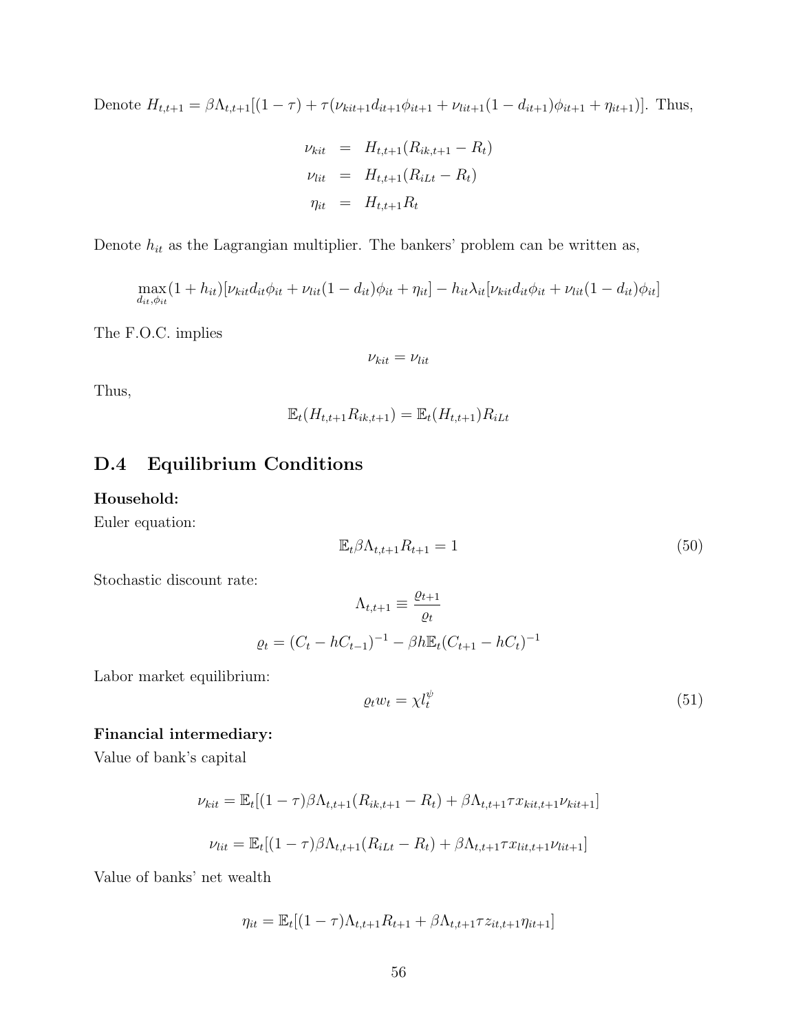Denote $H_{t,t+1} = \beta\Lambda_{t,t+1}[(1-\tau) + \tau(\nu_{kit+1}d_{it+1}\phi_{it+1} + \nu_{lit+1}(1-d_{it+1})\phi_{it+1} + \eta_{it+1})]$. Thus,

$$
\begin{aligned}
\nu_{kit} &= H_{t,t+1}(R_{ik,t+1} - R_t) \\
\nu_{lit} &= H_{t,t+1}(R_{iLt} - R_t) \\
\eta_{it} &= H_{t,t+1}R_t
\end{aligned}
$$

Denote $h_{it}$ as the Lagrangian multiplier. The bankers' problem can be written as,

$$
\max_{d_{it},\phi_{it}} (1+h_{it})[\nu_{kit}d_{it}\phi_{it} + \nu_{lit}(1-d_{it})\phi_{it} + \eta_{it}] - h_{it}\lambda_{it}[\nu_{kit}d_{it}\phi_{it} + \nu_{lit}(1-d_{it})\phi_{it}]
$$

The F.O.C. implies

$$
\nu_{kit} = \nu_{lit}
$$

Thus,

$$
\mathbb{E}_t(H_{t,t+1}R_{ik,t+1}) = \mathbb{E}_t(H_{t,t+1})R_{iLt}
$$

## D.4 Equilibrium Conditions

**Household:**
Euler equation:

$$
\mathbb{E}_t\beta\Lambda_{t,t+1}R_{t+1} = 1 \tag{50}
$$

Stochastic discount rate:

$$
\Lambda_{t,t+1} \equiv \frac{\varrho_{t+1}}{\varrho_t}
$$

$$
\varrho_t = (C_t - hC_{t-1})^{-1} - \beta h\mathbb{E}_t(C_{t+1} - hC_t)^{-1}
$$

Labor market equilibrium:

$$
\varrho_t w_t = \chi l_t^{\psi} \tag{51}
$$

**Financial intermediary:**
Value of bank's capital

$$
\nu_{kit} = \mathbb{E}_t[(1-\tau)\beta\Lambda_{t,t+1}(R_{ik,t+1} - R_t) + \beta\Lambda_{t,t+1}\tau x_{kit,t+1}\nu_{kit+1}]
$$

$$
\nu_{lit} = \mathbb{E}_t[(1-\tau)\beta\Lambda_{t,t+1}(R_{iLt} - R_t) + \beta\Lambda_{t,t+1}\tau x_{lit,t+1}\nu_{lit+1}]
$$

Value of banks' net wealth

$$
\eta_{it} = \mathbb{E}_t[(1-\tau)\Lambda_{t,t+1}R_{t+1} + \beta\Lambda_{t,t+1}\tau z_{it,t+1}\eta_{it+1}]
$$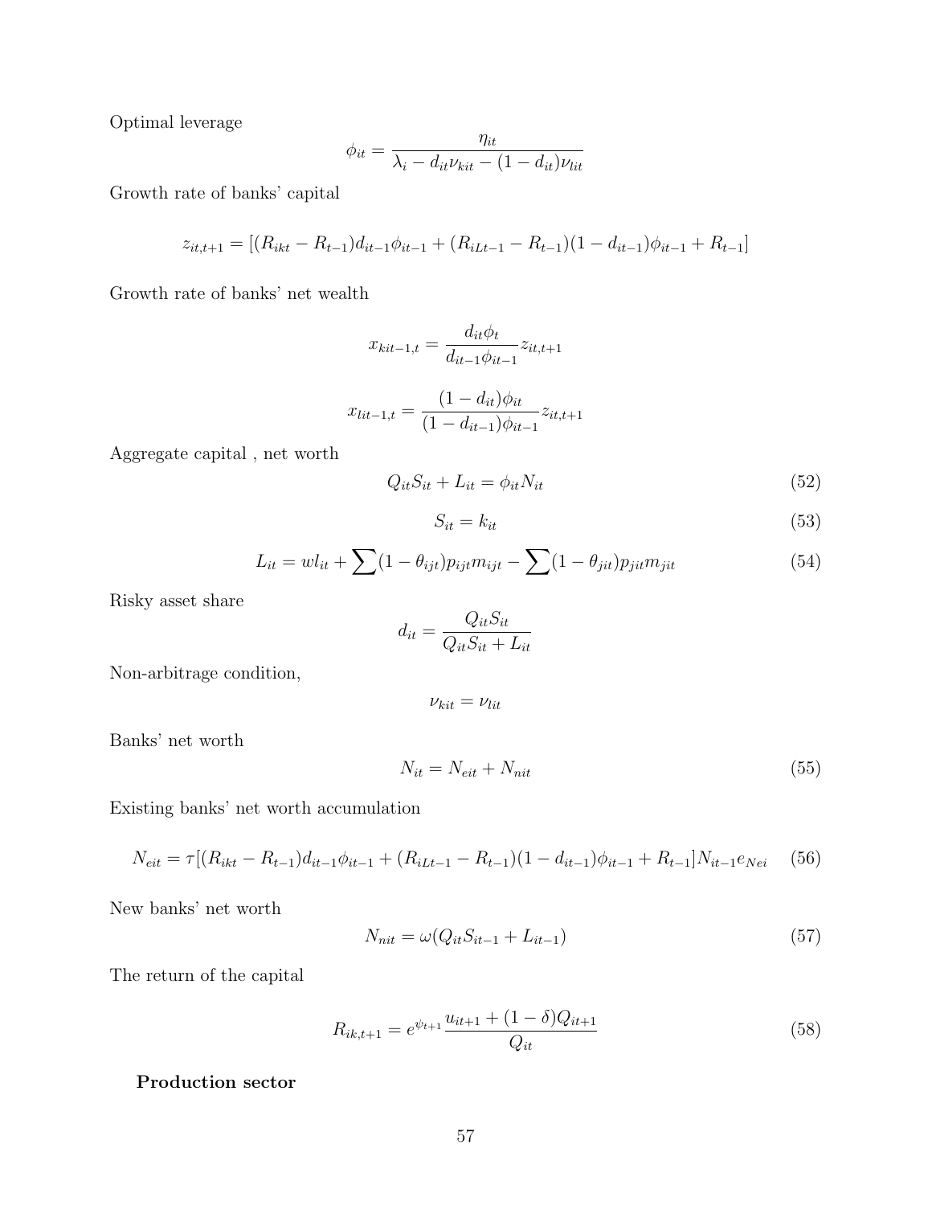Optimal leverage

$$\phi_{it} = \frac{\eta_{it}}{\lambda_i - d_{it}\nu_{kit} - (1 - d_{it})\nu_{lit}}$$

Growth rate of banks' capital

$$z_{it,t+1} = [(R_{ikt} - R_{t-1})d_{it-1}\phi_{it-1} + (R_{iLt-1} - R_{t-1})(1 - d_{it-1})\phi_{it-1} + R_{t-1}]$$

Growth rate of banks' net wealth

$$x_{kit-1,t} = \frac{d_{it}\phi_t}{d_{it-1}\phi_{it-1}} z_{it,t+1}$$

$$x_{lit-1,t} = \frac{(1 - d_{it})\phi_{it}}{(1 - d_{it-1})\phi_{it-1}} z_{it,t+1}$$

Aggregate capital , net worth

$$Q_{it}S_{it} + L_{it} = \phi_{it}N_{it} \tag{52}$$

$$S_{it} = k_{it} \tag{53}$$

$$L_{it} = wl_{it} + \sum(1 - \theta_{ijt})p_{ijt}m_{ijt} - \sum(1 - \theta_{jit})p_{jit}m_{jit} \tag{54}$$

Risky asset share

$$d_{it} = \frac{Q_{it}S_{it}}{Q_{it}S_{it} + L_{it}}$$

Non-arbitrage condition,

$$\nu_{kit} = \nu_{lit}$$

Banks' net worth

$$N_{it} = N_{eit} + N_{nit} \tag{55}$$

Existing banks' net worth accumulation

$$N_{eit} = \tau[(R_{ikt} - R_{t-1})d_{it-1}\phi_{it-1} + (R_{iLt-1} - R_{t-1})(1 - d_{it-1})\phi_{it-1} + R_{t-1}]N_{it-1}e_{Nei} \tag{56}$$

New banks' net worth

$$N_{nit} = \omega(Q_{it}S_{it-1} + L_{it-1}) \tag{57}$$

The return of the capital

$$R_{ik,t+1} = e^{\psi_{t+1}} \frac{u_{it+1} + (1 - \delta)Q_{it+1}}{Q_{it}} \tag{58}$$

**Production sector**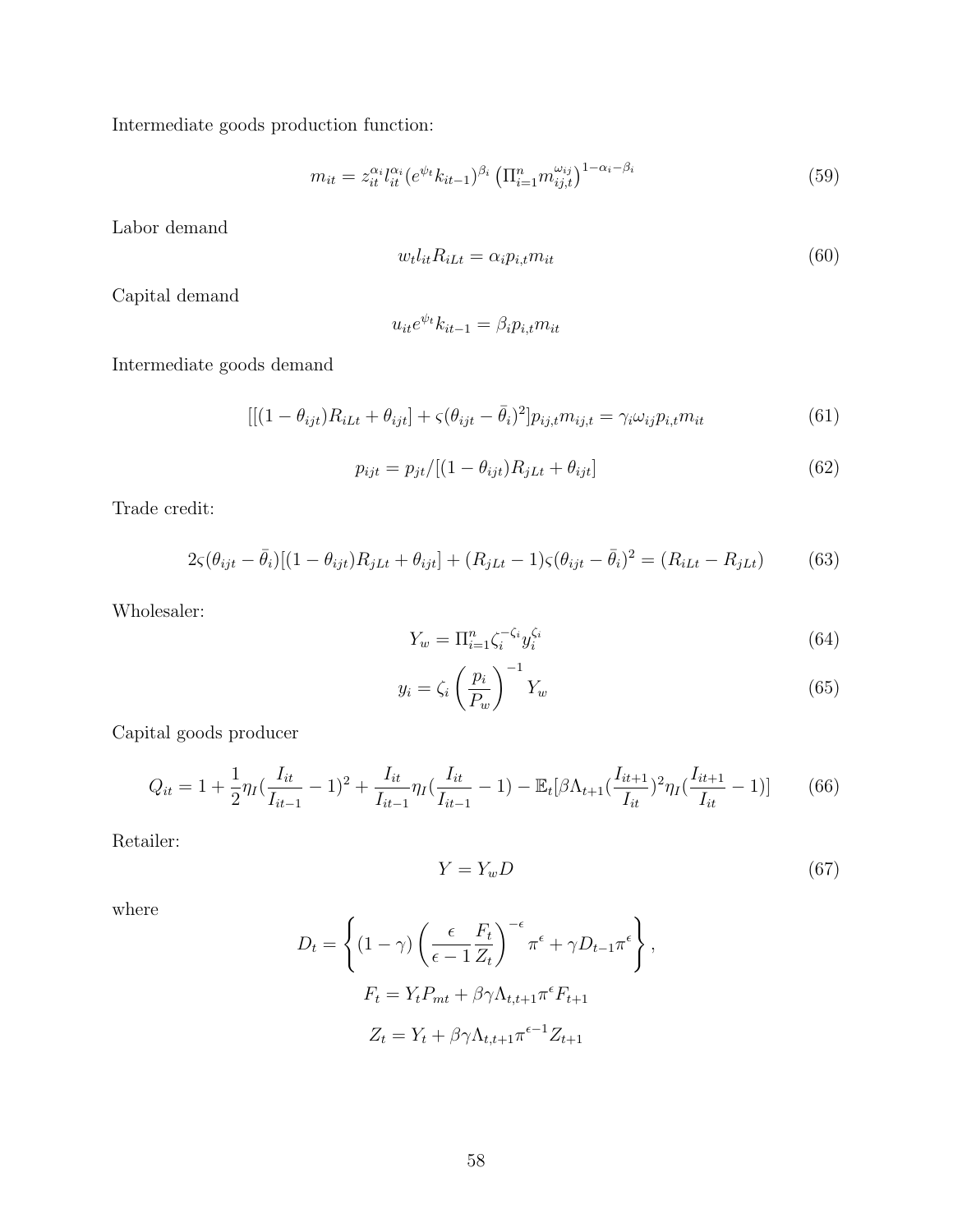Intermediate goods production function:

$$m_{it} = z_{it}^{\alpha_i} l_{it}^{\alpha_i} (e^{\psi_t} k_{it-1})^{\beta_i} \left( \Pi_{i=1}^{n} m_{ij,t}^{\omega_{ij}} \right)^{1-\alpha_i-\beta_i} \tag{59}$$

Labor demand

$$w_t l_{it} R_{iLt} = \alpha_i p_{i,t} m_{it} \tag{60}$$

Capital demand

$$u_{it} e^{\psi_t} k_{it-1} = \beta_i p_{i,t} m_{it}$$

Intermediate goods demand

$$[[(1-\theta_{ijt}) R_{iLt} + \theta_{ijt}] + \varsigma(\theta_{ijt} - \bar{\theta}_i)^2] p_{ij,t} m_{ij,t} = \gamma_i \omega_{ij} p_{i,t} m_{it} \tag{61}$$

$$p_{ijt} = p_{jt} / [(1-\theta_{ijt}) R_{jLt} + \theta_{ijt}] \tag{62}$$

Trade credit:

$$2\varsigma(\theta_{ijt} - \bar{\theta}_i)[(1-\theta_{ijt}) R_{jLt} + \theta_{ijt}] + (R_{jLt} - 1)\varsigma(\theta_{ijt} - \bar{\theta}_i)^2 = (R_{iLt} - R_{jLt}) \tag{63}$$

Wholesaler:

$$Y_w = \Pi_{i=1}^{n} \zeta_i^{-\zeta_i} y_i^{\zeta_i} \tag{64}$$

$$y_i = \zeta_i \left( \frac{p_i}{P_w} \right)^{-1} Y_w \tag{65}$$

Capital goods producer

$$Q_{it} = 1 + \frac{1}{2}\eta_I (\frac{I_{it}}{I_{it-1}} - 1)^2 + \frac{I_{it}}{I_{it-1}} \eta_I (\frac{I_{it}}{I_{it-1}} - 1) - \mathbb{E}_t[\beta \Lambda_{t+1} (\frac{I_{it+1}}{I_{it}})^2 \eta_I (\frac{I_{it+1}}{I_{it}} - 1)] \tag{66}$$

Retailer:

$$Y = Y_w D \tag{67}$$

where

$$D_t = \left\{ (1-\gamma) \left( \frac{\epsilon}{\epsilon - 1} \frac{F_t}{Z_t} \right)^{-\epsilon} \pi^{\epsilon} + \gamma D_{t-1} \pi^{\epsilon} \right\},$$

$$F_t = Y_t P_{mt} + \beta \gamma \Lambda_{t,t+1} \pi^{\epsilon} F_{t+1}$$

$$Z_t = Y_t + \beta \gamma \Lambda_{t,t+1} \pi^{\epsilon - 1} Z_{t+1}$$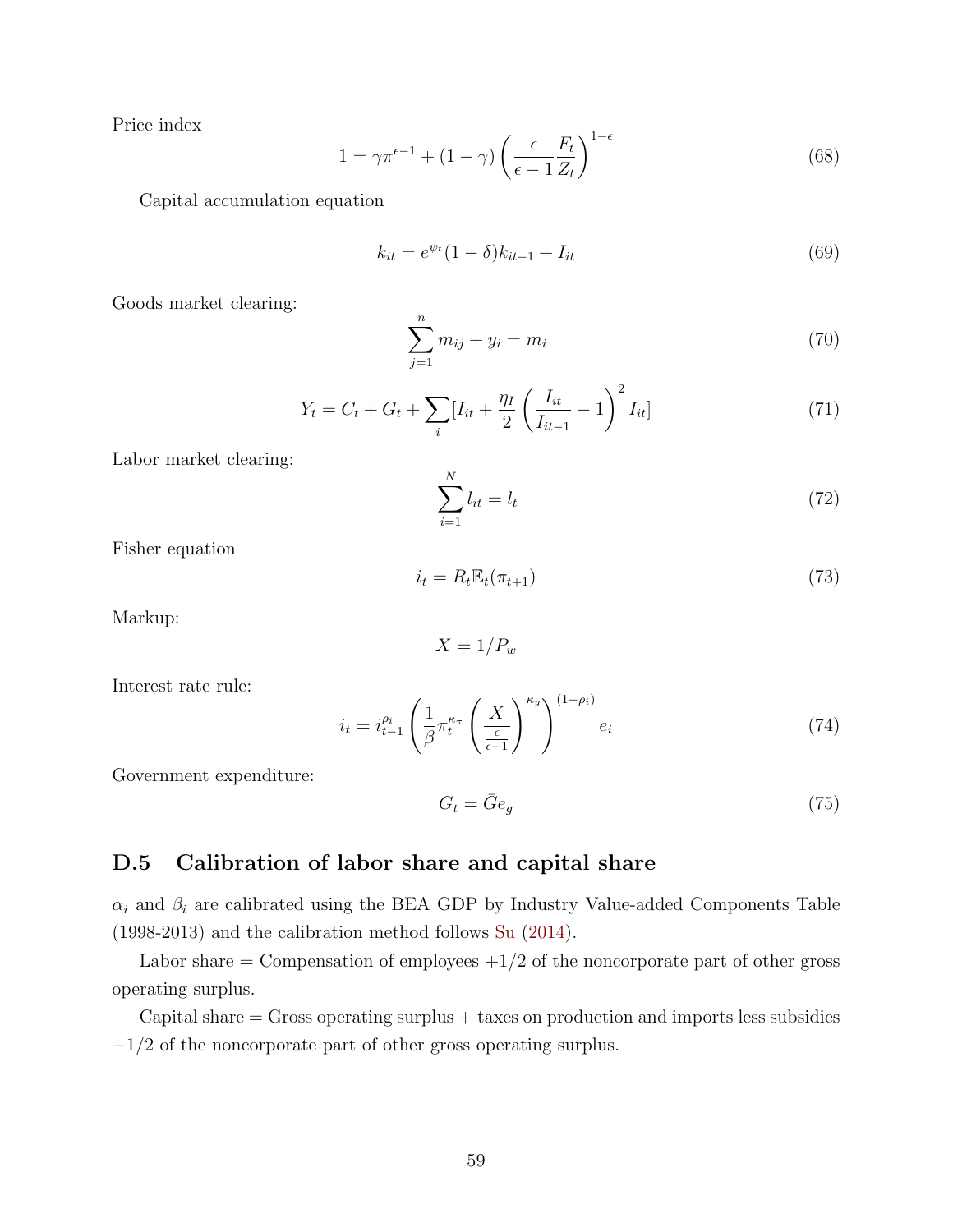Price index

$$1 = \gamma \pi^{\epsilon - 1} + (1 - \gamma) \left( \frac{\epsilon}{\epsilon - 1} \frac{F_t}{Z_t} \right)^{1 - \epsilon} \tag{68}$$

Capital accumulation equation

$$k_{it} = e^{\psi_t} (1 - \delta) k_{it-1} + I_{it} \tag{69}$$

Goods market clearing:

$$\sum_{j=1}^{n} m_{ij} + y_i = m_i \tag{70}$$

$$Y_t = C_t + G_t + \sum_i [I_{it} + \frac{\eta_I}{2} \left( \frac{I_{it}}{I_{it-1}} - 1 \right)^2 I_{it}] \tag{71}$$

Labor market clearing:

$$\sum_{i=1}^{N} l_{it} = l_t \tag{72}$$

Fisher equation

$$i_t = R_t \mathbb{E}_t(\pi_{t+1}) \tag{73}$$

Markup:

$$X = 1/P_w$$

Interest rate rule:

$$i_t = i_{t-1}^{\rho_i} \left( \frac{1}{\beta} \pi_t^{\kappa_\pi} \left( \frac{X}{\frac{\epsilon}{\epsilon - 1}} \right)^{\kappa_y} \right)^{(1 - \rho_i)} e_i \tag{74}$$

Government expenditure:

$$G_t = \bar{G} e_g \tag{75}$$

## D.5 Calibration of labor share and capital share

$\alpha_i$ and $\beta_i$ are calibrated using the BEA GDP by Industry Value-added Components Table (1998-2013) and the calibration method follows Su (2014).

Labor share = Compensation of employees +1/2 of the noncorporate part of other gross operating surplus.

Capital share = Gross operating surplus + taxes on production and imports less subsidies −1/2 of the noncorporate part of other gross operating surplus.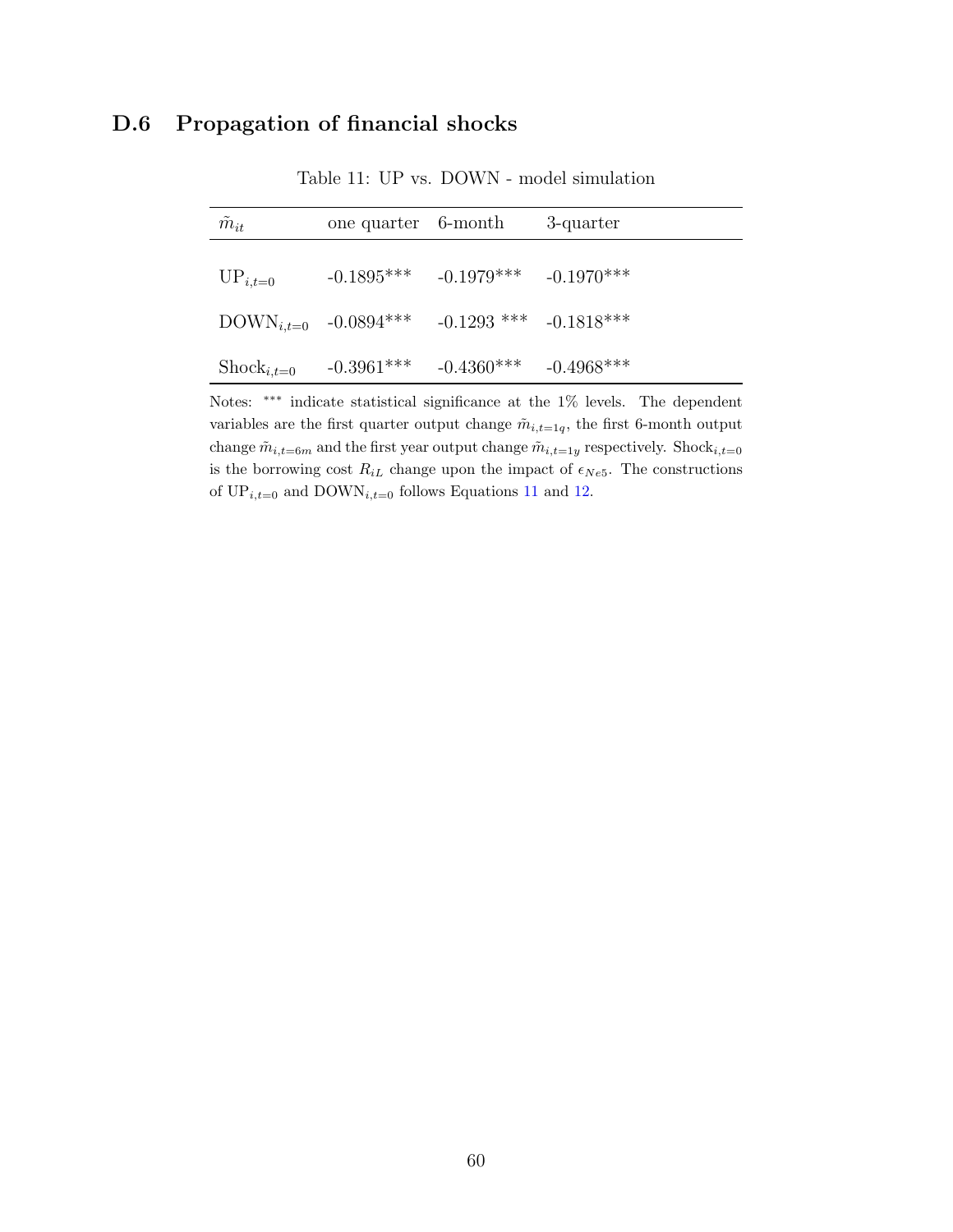## D.6 Propagation of financial shocks

Table 11: UP vs. DOWN - model simulation

| $\tilde{m}_{it}$ | one quarter | 6-month | 3-quarter |
|---|---|---|---|
| $\text{UP}_{i,t=0}$ | -0.1895*** | -0.1979*** | -0.1970*** |
| $\text{DOWN}_{i,t=0}$ | -0.0894*** | -0.1293 *** | -0.1818*** |
| $\text{Shock}_{i,t=0}$ | -0.3961*** | -0.4360*** | -0.4968*** |

Notes: *** indicate statistical significance at the 1% levels. The dependent variables are the first quarter output change $\tilde{m}_{i,t=1q}$, the first 6-month output change $\tilde{m}_{i,t=6m}$ and the first year output change $\tilde{m}_{i,t=1y}$ respectively. $\text{Shock}_{i,t=0}$ is the borrowing cost $R_{iL}$ change upon the impact of $\epsilon_{Ne5}$. The constructions of $\text{UP}_{i,t=0}$ and $\text{DOWN}_{i,t=0}$ follows Equations 11 and 12.